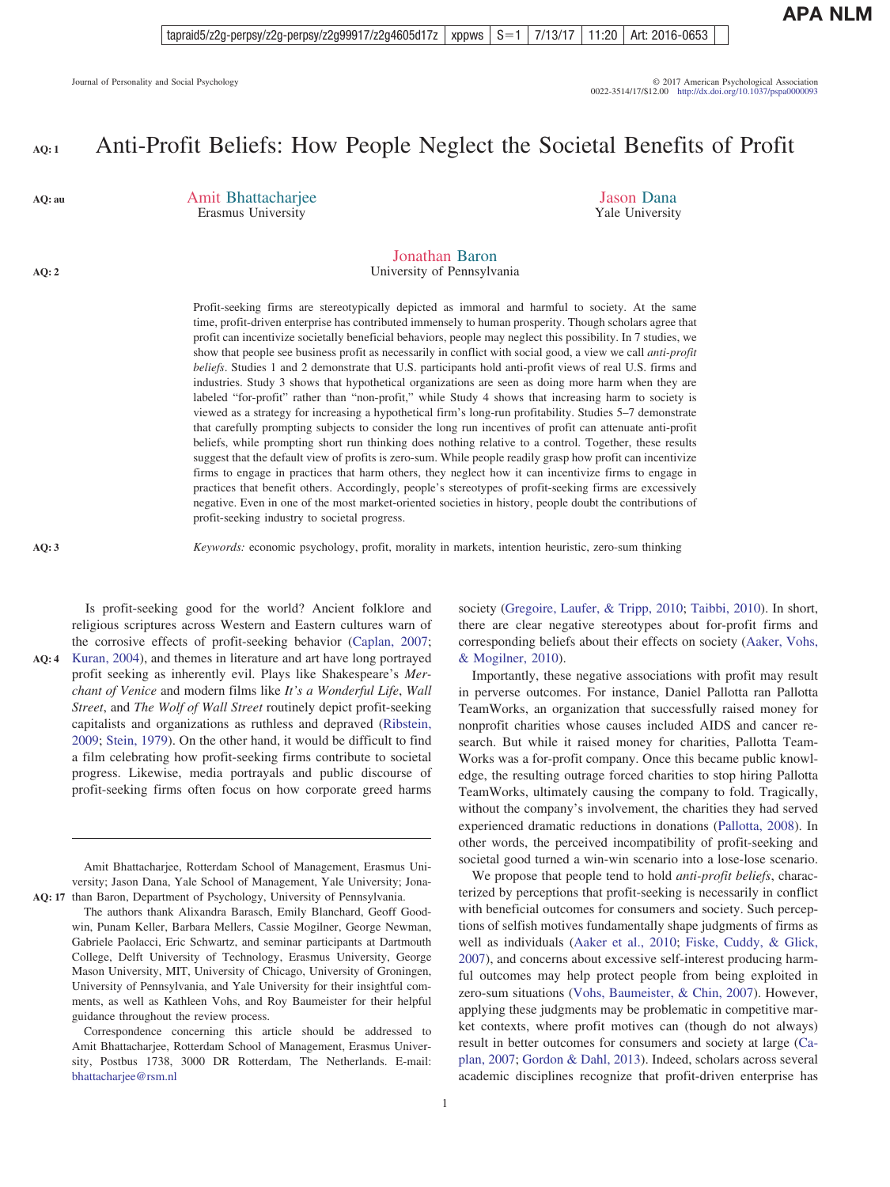# Anti-Profit Beliefs: How People Neglect the Societal Benefits of Profit

Amit Bhattacharjee
Erasmus University

Jason Dana
Yale University

Jonathan Baron
University of Pennsylvania

Profit-seeking firms are stereotypically depicted as immoral and harmful to society. At the same time, profit-driven enterprise has contributed immensely to human prosperity. Though scholars agree that profit can incentivize societally beneficial behaviors, people may neglect this possibility. In 7 studies, we show that people see business profit as necessarily in conflict with social good, a view we call *anti-profit beliefs*. Studies 1 and 2 demonstrate that U.S. participants hold anti-profit views of real U.S. firms and industries. Study 3 shows that hypothetical organizations are seen as doing more harm when they are labeled "for-profit" rather than "non-profit," while Study 4 shows that increasing harm to society is viewed as a strategy for increasing a hypothetical firm's long-run profitability. Studies 5–7 demonstrate that carefully prompting subjects to consider the long run incentives of profit can attenuate anti-profit beliefs, while prompting short run thinking does nothing relative to a control. Together, these results suggest that the default view of profits is zero-sum. While people readily grasp how profit can incentivize firms to engage in practices that harm others, they neglect how it can incentivize firms to engage in practices that benefit others. Accordingly, people's stereotypes of profit-seeking firms are excessively negative. Even in one of the most market-oriented societies in history, people doubt the contributions of profit-seeking industry to societal progress.

*Keywords:* economic psychology, profit, morality in markets, intention heuristic, zero-sum thinking

Is profit-seeking good for the world? Ancient folklore and religious scriptures across Western and Eastern cultures warn of the corrosive effects of profit-seeking behavior (Caplan, 2007; Kuran, 2004), and themes in literature and art have long portrayed profit seeking as inherently evil. Plays like Shakespeare's *Merchant of Venice* and modern films like *It's a Wonderful Life*, *Wall Street*, and *The Wolf of Wall Street* routinely depict profit-seeking capitalists and organizations as ruthless and depraved (Ribstein, 2009; Stein, 1979). On the other hand, it would be difficult to find a film celebrating how profit-seeking firms contribute to societal progress. Likewise, media portrayals and public discourse of profit-seeking firms often focus on how corporate greed harms society (Gregoire, Laufer, & Tripp, 2010; Taibbi, 2010). In short, there are clear negative stereotypes about for-profit firms and corresponding beliefs about their effects on society (Aaker, Vohs, & Mogilner, 2010).

Importantly, these negative associations with profit may result in perverse outcomes. For instance, Daniel Pallotta ran Pallotta TeamWorks, an organization that successfully raised money for nonprofit charities whose causes included AIDS and cancer research. But while it raised money for charities, Pallotta TeamWorks was a for-profit company. Once this became public knowledge, the resulting outrage forced charities to stop hiring Pallotta TeamWorks, ultimately causing the company to fold. Tragically, without the company's involvement, the charities they had served experienced dramatic reductions in donations (Pallotta, 2008). In other words, the perceived incompatibility of profit-seeking and societal good turned a win-win scenario into a lose-lose scenario.

We propose that people tend to hold *anti-profit beliefs*, characterized by perceptions that profit-seeking is necessarily in conflict with beneficial outcomes for consumers and society. Such perceptions of selfish motives fundamentally shape judgments of firms as well as individuals (Aaker et al., 2010; Fiske, Cuddy, & Glick, 2007), and concerns about excessive self-interest producing harmful outcomes may help protect people from being exploited in zero-sum situations (Vohs, Baumeister, & Chin, 2007). However, applying these judgments may be problematic in competitive market contexts, where profit motives can (though do not always) result in better outcomes for consumers and society at large (Caplan, 2007; Gordon & Dahl, 2013). Indeed, scholars across several academic disciplines recognize that profit-driven enterprise has

---

Amit Bhattacharjee, Rotterdam School of Management, Erasmus University; Jason Dana, Yale School of Management, Yale University; Jonathan Baron, Department of Psychology, University of Pennsylvania.

The authors thank Alixandra Barasch, Emily Blanchard, Geoff Goodwin, Punam Keller, Barbara Mellers, Cassie Mogilner, George Newman, Gabriele Paolacci, Eric Schwartz, and seminar participants at Dartmouth College, Delft University of Technology, Erasmus University, George Mason University, MIT, University of Chicago, University of Groningen, University of Pennsylvania, and Yale University for their insightful comments, as well as Kathleen Vohs, and Roy Baumeister for their helpful guidance throughout the review process.

Correspondence concerning this article should be addressed to Amit Bhattacharjee, Rotterdam School of Management, Erasmus University, Postbus 1738, 3000 DR Rotterdam, The Netherlands. E-mail: bhattacharjee@rsm.nl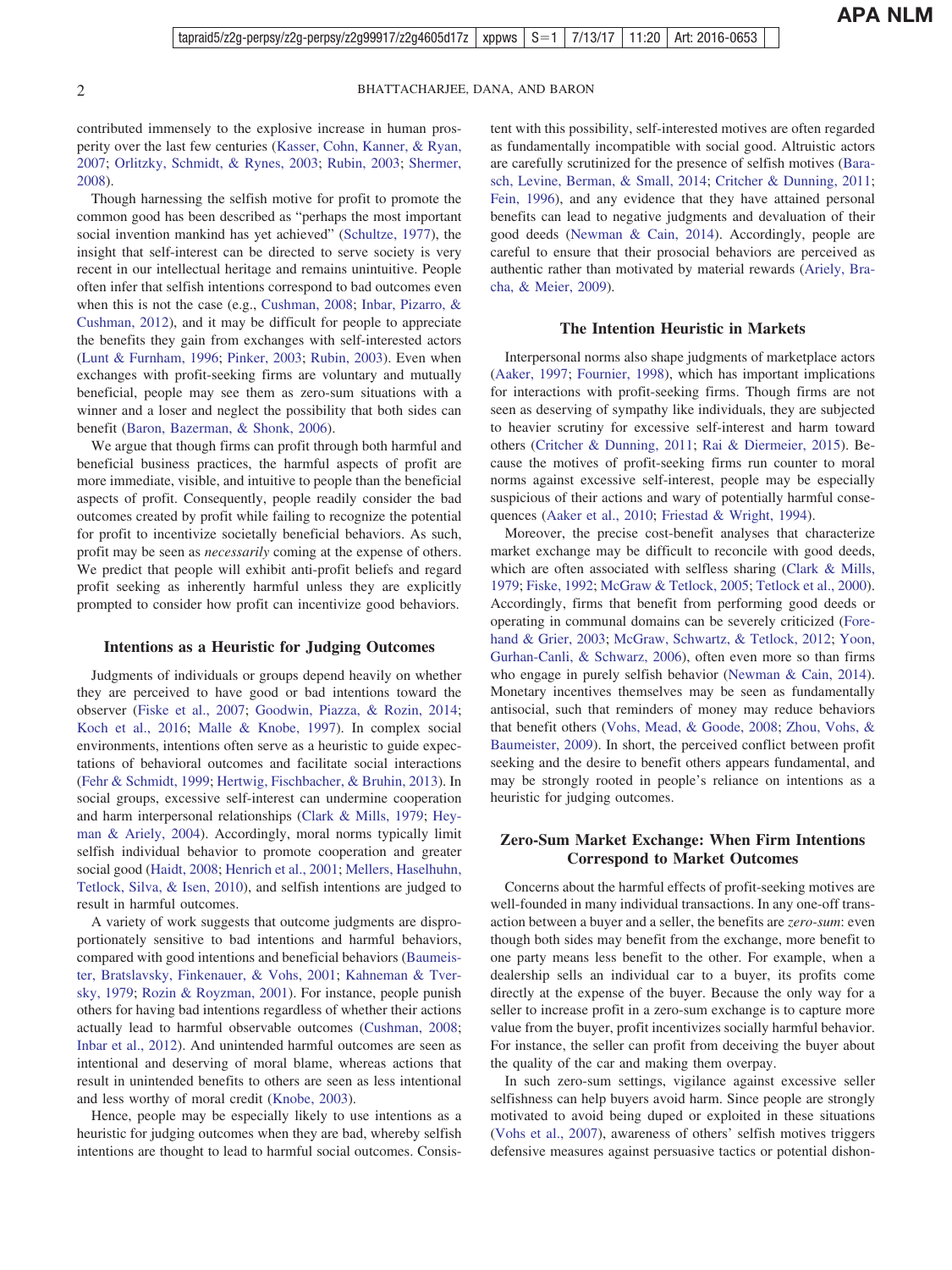contributed immensely to the explosive increase in human prosperity over the last few centuries (Kasser, Cohn, Kanner, & Ryan, 2007; Orlitzky, Schmidt, & Rynes, 2003; Rubin, 2003; Shermer, 2008).

Though harnessing the selfish motive for profit to promote the common good has been described as "perhaps the most important social invention mankind has yet achieved" (Schultze, 1977), the insight that self-interest can be directed to serve society is very recent in our intellectual heritage and remains unintuitive. People often infer that selfish intentions correspond to bad outcomes even when this is not the case (e.g., Cushman, 2008; Inbar, Pizarro, & Cushman, 2012), and it may be difficult for people to appreciate the benefits they gain from exchanges with self-interested actors (Lunt & Furnham, 1996; Pinker, 2003; Rubin, 2003). Even when exchanges with profit-seeking firms are voluntary and mutually beneficial, people may see them as zero-sum situations with a winner and a loser and neglect the possibility that both sides can benefit (Baron, Bazerman, & Shonk, 2006).

We argue that though firms can profit through both harmful and beneficial business practices, the harmful aspects of profit are more immediate, visible, and intuitive to people than the beneficial aspects of profit. Consequently, people readily consider the bad outcomes created by profit while failing to recognize the potential for profit to incentivize societally beneficial behaviors. As such, profit may be seen as *necessarily* coming at the expense of others. We predict that people will exhibit anti-profit beliefs and regard profit seeking as inherently harmful unless they are explicitly prompted to consider how profit can incentivize good behaviors.

## Intentions as a Heuristic for Judging Outcomes

Judgments of individuals or groups depend heavily on whether they are perceived to have good or bad intentions toward the observer (Fiske et al., 2007; Goodwin, Piazza, & Rozin, 2014; Koch et al., 2016; Malle & Knobe, 1997). In complex social environments, intentions often serve as a heuristic to guide expectations of behavioral outcomes and facilitate social interactions (Fehr & Schmidt, 1999; Hertwig, Fischbacher, & Bruhin, 2013). In social groups, excessive self-interest can undermine cooperation and harm interpersonal relationships (Clark & Mills, 1979; Heyman & Ariely, 2004). Accordingly, moral norms typically limit selfish individual behavior to promote cooperation and greater social good (Haidt, 2008; Henrich et al., 2001; Mellers, Haselhuhn, Tetlock, Silva, & Isen, 2010), and selfish intentions are judged to result in harmful outcomes.

A variety of work suggests that outcome judgments are disproportionately sensitive to bad intentions and harmful behaviors, compared with good intentions and beneficial behaviors (Baumeister, Bratslavsky, Finkenauer, & Vohs, 2001; Kahneman & Tversky, 1979; Rozin & Royzman, 2001). For instance, people punish others for having bad intentions regardless of whether their actions actually lead to harmful observable outcomes (Cushman, 2008; Inbar et al., 2012). And unintended harmful outcomes are seen as intentional and deserving of moral blame, whereas actions that result in unintended benefits to others are seen as less intentional and less worthy of moral credit (Knobe, 2003).

Hence, people may be especially likely to use intentions as a heuristic for judging outcomes when they are bad, whereby selfish intentions are thought to lead to harmful social outcomes. Consistent with this possibility, self-interested motives are often regarded as fundamentally incompatible with social good. Altruistic actors are carefully scrutinized for the presence of selfish motives (Barasch, Levine, Berman, & Small, 2014; Critcher & Dunning, 2011; Fein, 1996), and any evidence that they have attained personal benefits can lead to negative judgments and devaluation of their good deeds (Newman & Cain, 2014). Accordingly, people are careful to ensure that their prosocial behaviors are perceived as authentic rather than motivated by material rewards (Ariely, Bracha, & Meier, 2009).

## The Intention Heuristic in Markets

Interpersonal norms also shape judgments of marketplace actors (Aaker, 1997; Fournier, 1998), which has important implications for interactions with profit-seeking firms. Though firms are not seen as deserving of sympathy like individuals, they are subjected to heavier scrutiny for excessive self-interest and harm toward others (Critcher & Dunning, 2011; Rai & Diermeier, 2015). Because the motives of profit-seeking firms run counter to moral norms against excessive self-interest, people may be especially suspicious of their actions and wary of potentially harmful consequences (Aaker et al., 2010; Friestad & Wright, 1994).

Moreover, the precise cost-benefit analyses that characterize market exchange may be difficult to reconcile with good deeds, which are often associated with selfless sharing (Clark & Mills, 1979; Fiske, 1992; McGraw & Tetlock, 2005; Tetlock et al., 2000). Accordingly, firms that benefit from performing good deeds or operating in communal domains can be severely criticized (Forehand & Grier, 2003; McGraw, Schwartz, & Tetlock, 2012; Yoon, Gurhan-Canli, & Schwarz, 2006), often even more so than firms who engage in purely selfish behavior (Newman & Cain, 2014). Monetary incentives themselves may be seen as fundamentally antisocial, such that reminders of money may reduce behaviors that benefit others (Vohs, Mead, & Goode, 2008; Zhou, Vohs, & Baumeister, 2009). In short, the perceived conflict between profit seeking and the desire to benefit others appears fundamental, and may be strongly rooted in people's reliance on intentions as a heuristic for judging outcomes.

## Zero-Sum Market Exchange: When Firm Intentions Correspond to Market Outcomes

Concerns about the harmful effects of profit-seeking motives are well-founded in many individual transactions. In any one-off transaction between a buyer and a seller, the benefits are *zero-sum*: even though both sides may benefit from the exchange, more benefit to one party means less benefit to the other. For example, when a dealership sells an individual car to a buyer, its profits come directly at the expense of the buyer. Because the only way for a seller to increase profit in a zero-sum exchange is to capture more value from the buyer, profit incentivizes socially harmful behavior. For instance, the seller can profit from deceiving the buyer about the quality of the car and making them overpay.

In such zero-sum settings, vigilance against excessive seller selfishness can help buyers avoid harm. Since people are strongly motivated to avoid being duped or exploited in these situations (Vohs et al., 2007), awareness of others' selfish motives triggers defensive measures against persuasive tactics or potential dishon-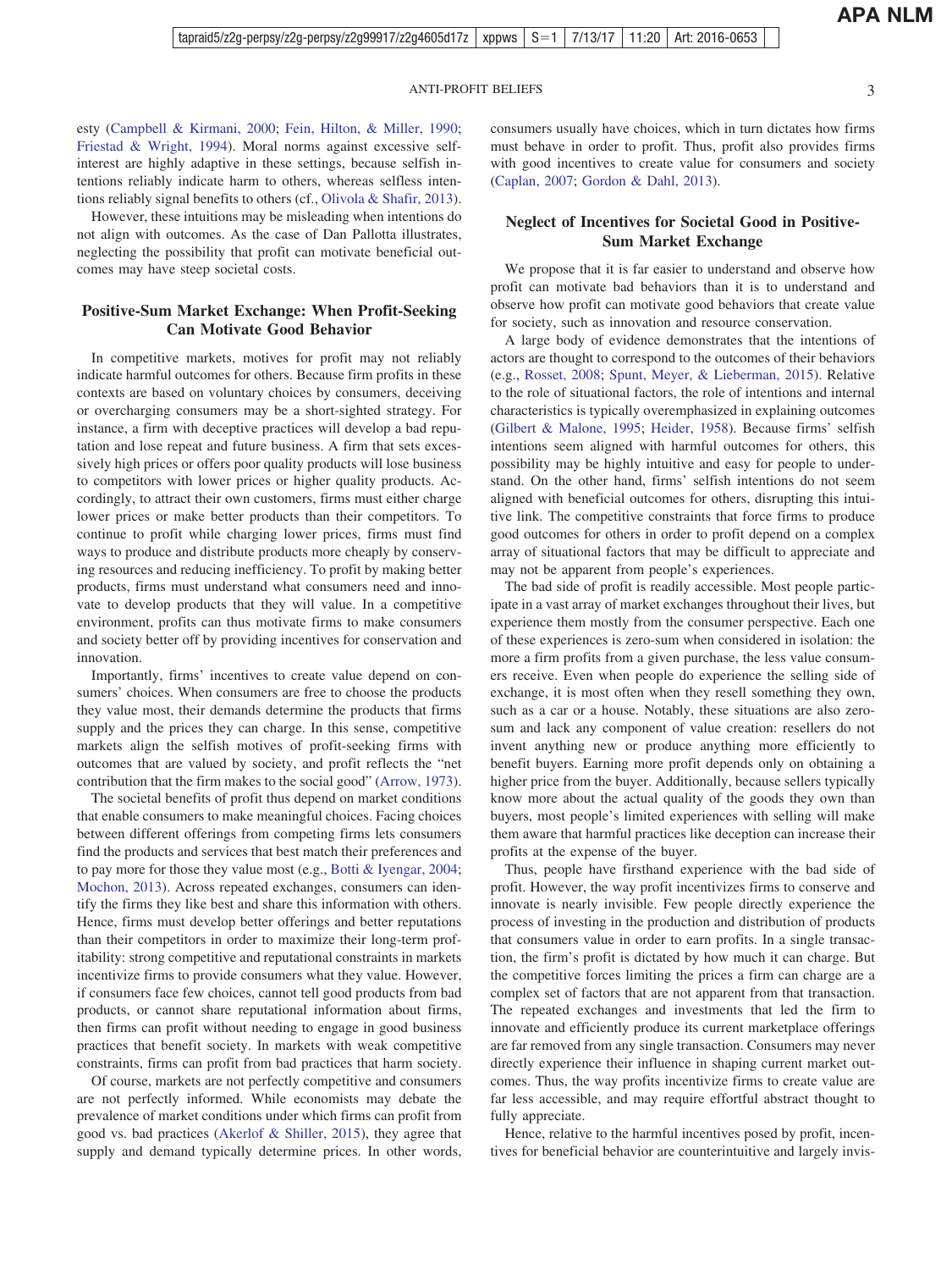esty (Campbell & Kirmani, 2000; Fein, Hilton, & Miller, 1990; Friestad & Wright, 1994). Moral norms against excessive self-interest are highly adaptive in these settings, because selfish intentions reliably indicate harm to others, whereas selfless intentions reliably signal benefits to others (cf., Olivola & Shafir, 2013).

However, these intuitions may be misleading when intentions do not align with outcomes. As the case of Dan Pallotta illustrates, neglecting the possibility that profit can motivate beneficial outcomes may have steep societal costs.

## Positive-Sum Market Exchange: When Profit-Seeking Can Motivate Good Behavior

In competitive markets, motives for profit may not reliably indicate harmful outcomes for others. Because firm profits in these contexts are based on voluntary choices by consumers, deceiving or overcharging consumers may be a short-sighted strategy. For instance, a firm with deceptive practices will develop a bad reputation and lose repeat and future business. A firm that sets excessively high prices or offers poor quality products will lose business to competitors with lower prices or higher quality products. Accordingly, to attract their own customers, firms must either charge lower prices or make better products than their competitors. To continue to profit while charging lower prices, firms must find ways to produce and distribute products more cheaply by conserving resources and reducing inefficiency. To profit by making better products, firms must understand what consumers need and innovate to develop products that they will value. In a competitive environment, profits can thus motivate firms to make consumers and society better off by providing incentives for conservation and innovation.

Importantly, firms' incentives to create value depend on consumers' choices. When consumers are free to choose the products they value most, their demands determine the products that firms supply and the prices they can charge. In this sense, competitive markets align the selfish motives of profit-seeking firms with outcomes that are valued by society, and profit reflects the "net contribution that the firm makes to the social good" (Arrow, 1973).

The societal benefits of profit thus depend on market conditions that enable consumers to make meaningful choices. Facing choices between different offerings from competing firms lets consumers find the products and services that best match their preferences and to pay more for those they value most (e.g., Botti & Iyengar, 2004; Mochon, 2013). Across repeated exchanges, consumers can identify the firms they like best and share this information with others. Hence, firms must develop better offerings and better reputations than their competitors in order to maximize their long-term profitability: strong competitive and reputational constraints in markets incentivize firms to provide consumers what they value. However, if consumers face few choices, cannot tell good products from bad products, or cannot share reputational information about firms, then firms can profit without needing to engage in good business practices that benefit society. In markets with weak competitive constraints, firms can profit from bad practices that harm society.

Of course, markets are not perfectly competitive and consumers are not perfectly informed. While economists may debate the prevalence of market conditions under which firms can profit from good vs. bad practices (Akerlof & Shiller, 2015), they agree that supply and demand typically determine prices. In other words, consumers usually have choices, which in turn dictates how firms must behave in order to profit. Thus, profit also provides firms with good incentives to create value for consumers and society (Caplan, 2007; Gordon & Dahl, 2013).

## Neglect of Incentives for Societal Good in Positive-Sum Market Exchange

We propose that it is far easier to understand and observe how profit can motivate bad behaviors than it is to understand and observe how profit can motivate good behaviors that create value for society, such as innovation and resource conservation.

A large body of evidence demonstrates that the intentions of actors are thought to correspond to the outcomes of their behaviors (e.g., Rosset, 2008; Spunt, Meyer, & Lieberman, 2015). Relative to the role of situational factors, the role of intentions and internal characteristics is typically overemphasized in explaining outcomes (Gilbert & Malone, 1995; Heider, 1958). Because firms' selfish intentions seem aligned with harmful outcomes for others, this possibility may be highly intuitive and easy for people to understand. On the other hand, firms' selfish intentions do not seem aligned with beneficial outcomes for others, disrupting this intuitive link. The competitive constraints that force firms to produce good outcomes for others in order to profit depend on a complex array of situational factors that may be difficult to appreciate and may not be apparent from people's experiences.

The bad side of profit is readily accessible. Most people participate in a vast array of market exchanges throughout their lives, but experience them mostly from the consumer perspective. Each one of these experiences is zero-sum when considered in isolation: the more a firm profits from a given purchase, the less value consumers receive. Even when people do experience the selling side of exchange, it is most often when they resell something they own, such as a car or a house. Notably, these situations are also zero-sum and lack any component of value creation: resellers do not invent anything new or produce anything more efficiently to benefit buyers. Earning more profit depends only on obtaining a higher price from the buyer. Additionally, because sellers typically know more about the actual quality of the goods they own than buyers, most people's limited experiences with selling will make them aware that harmful practices like deception can increase their profits at the expense of the buyer.

Thus, people have firsthand experience with the bad side of profit. However, the way profit incentivizes firms to conserve and innovate is nearly invisible. Few people directly experience the process of investing in the production and distribution of products that consumers value in order to earn profits. In a single transaction, the firm's profit is dictated by how much it can charge. But the competitive forces limiting the prices a firm can charge are a complex set of factors that are not apparent from that transaction. The repeated exchanges and investments that led the firm to innovate and efficiently produce its current marketplace offerings are far removed from any single transaction. Consumers may never directly experience their influence in shaping current market outcomes. Thus, the way profits incentivize firms to create value are far less accessible, and may require effortful abstract thought to fully appreciate.

Hence, relative to the harmful incentives posed by profit, incentives for beneficial behavior are counterintuitive and largely invis-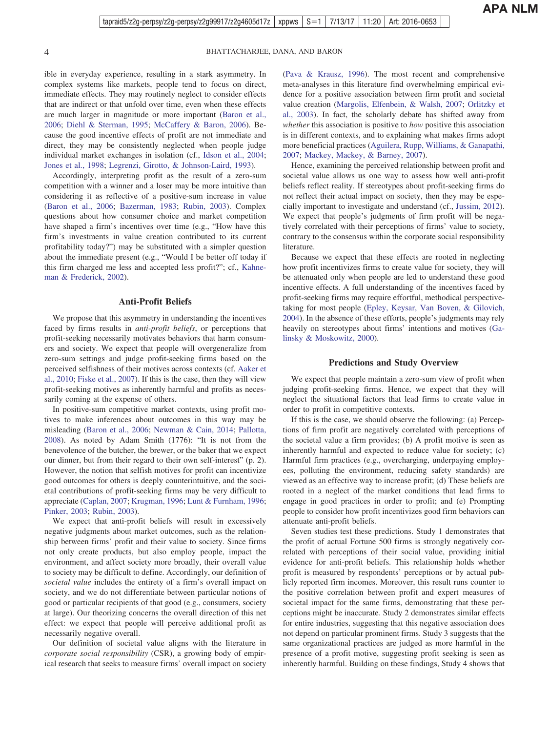ible in everyday experience, resulting in a stark asymmetry. In complex systems like markets, people tend to focus on direct, immediate effects. They may routinely neglect to consider effects that are indirect or that unfold over time, even when these effects are much larger in magnitude or more important (Baron et al., 2006; Diehl & Sterman, 1995; McCaffery & Baron, 2006). Because the good incentive effects of profit are not immediate and direct, they may be consistently neglected when people judge individual market exchanges in isolation (cf., Idson et al., 2004; Jones et al., 1998; Legrenzi, Girotto, & Johnson-Laird, 1993).

Accordingly, interpreting profit as the result of a zero-sum competition with a winner and a loser may be more intuitive than considering it as reflective of a positive-sum increase in value (Baron et al., 2006; Bazerman, 1983; Rubin, 2003). Complex questions about how consumer choice and market competition have shaped a firm's incentives over time (e.g., "How have this firm's investments in value creation contributed to its current profitability today?") may be substituted with a simpler question about the immediate present (e.g., "Would I be better off today if this firm charged me less and accepted less profit?"; cf., Kahneman & Frederick, 2002).

## Anti-Profit Beliefs

We propose that this asymmetry in understanding the incentives faced by firms results in *anti-profit beliefs*, or perceptions that profit-seeking necessarily motivates behaviors that harm consumers and society. We expect that people will overgeneralize from zero-sum settings and judge profit-seeking firms based on the perceived selfishness of their motives across contexts (cf. Aaker et al., 2010; Fiske et al., 2007). If this is the case, then they will view profit-seeking motives as inherently harmful and profits as necessarily coming at the expense of others.

In positive-sum competitive market contexts, using profit motives to make inferences about outcomes in this way may be misleading (Baron et al., 2006; Newman & Cain, 2014; Pallotta, 2008). As noted by Adam Smith (1776): "It is not from the benevolence of the butcher, the brewer, or the baker that we expect our dinner, but from their regard to their own self-interest" (p. 2). However, the notion that selfish motives for profit can incentivize good outcomes for others is deeply counterintuitive, and the societal contributions of profit-seeking firms may be very difficult to appreciate (Caplan, 2007; Krugman, 1996; Lunt & Furnham, 1996; Pinker, 2003; Rubin, 2003).

We expect that anti-profit beliefs will result in excessively negative judgments about market outcomes, such as the relationship between firms' profit and their value to society. Since firms not only create products, but also employ people, impact the environment, and affect society more broadly, their overall value to society may be difficult to define. Accordingly, our definition of *societal value* includes the entirety of a firm's overall impact on society, and we do not differentiate between particular notions of good or particular recipients of that good (e.g., consumers, society at large). Our theorizing concerns the overall direction of this net effect: we expect that people will perceive additional profit as necessarily negative overall.

Our definition of societal value aligns with the literature in *corporate social responsibility* (CSR), a growing body of empirical research that seeks to measure firms' overall impact on society (Pava & Krausz, 1996). The most recent and comprehensive meta-analyses in this literature find overwhelming empirical evidence for a positive association between firm profit and societal value creation (Margolis, Elfenbein, & Walsh, 2007; Orlitzky et al., 2003). In fact, the scholarly debate has shifted away from *whether* this association is positive to *how* positive this association is in different contexts, and to explaining what makes firms adopt more beneficial practices (Aguilera, Rupp, Williams, & Ganapathi, 2007; Mackey, Mackey, & Barney, 2007).

Hence, examining the perceived relationship between profit and societal value allows us one way to assess how well anti-profit beliefs reflect reality. If stereotypes about profit-seeking firms do not reflect their actual impact on society, then they may be especially important to investigate and understand (cf., Jussim, 2012). We expect that people's judgments of firm profit will be negatively correlated with their perceptions of firms' value to society, contrary to the consensus within the corporate social responsibility literature.

Because we expect that these effects are rooted in neglecting how profit incentivizes firms to create value for society, they will be attenuated only when people are led to understand these good incentive effects. A full understanding of the incentives faced by profit-seeking firms may require effortful, methodical perspective-taking for most people (Epley, Keysar, Van Boven, & Gilovich, 2004). In the absence of these efforts, people's judgments may rely heavily on stereotypes about firms' intentions and motives (Galinsky & Moskowitz, 2000).

## Predictions and Study Overview

We expect that people maintain a zero-sum view of profit when judging profit-seeking firms. Hence, we expect that they will neglect the situational factors that lead firms to create value in order to profit in competitive contexts.

If this is the case, we should observe the following: (a) Perceptions of firm profit are negatively correlated with perceptions of the social value a firm provides; (b) A profit motive is seen as inherently harmful and expected to reduce value for society; (c) Harmful firm practices (e.g., overcharging, underpaying employees, polluting the environment, reducing safety standards) are viewed as an effective way to increase profit; (d) These beliefs are rooted in a neglect of the market conditions that lead firms to engage in good practices in order to profit; and (e) Prompting people to consider how profit incentivizes good firm behaviors can attenuate anti-profit beliefs.

Seven studies test these predictions. Study 1 demonstrates that the profit of actual Fortune 500 firms is strongly negatively correlated with perceptions of their social value, providing initial evidence for anti-profit beliefs. This relationship holds whether profit is measured by respondents' perceptions or by actual publicly reported firm incomes. Moreover, this result runs counter to the positive correlation between profit and expert measures of societal impact for the same firms, demonstrating that these perceptions might be inaccurate. Study 2 demonstrates similar effects for entire industries, suggesting that this negative association does not depend on particular prominent firms. Study 3 suggests that the same organizational practices are judged as more harmful in the presence of a profit motive, suggesting profit seeking is seen as inherently harmful. Building on these findings, Study 4 shows that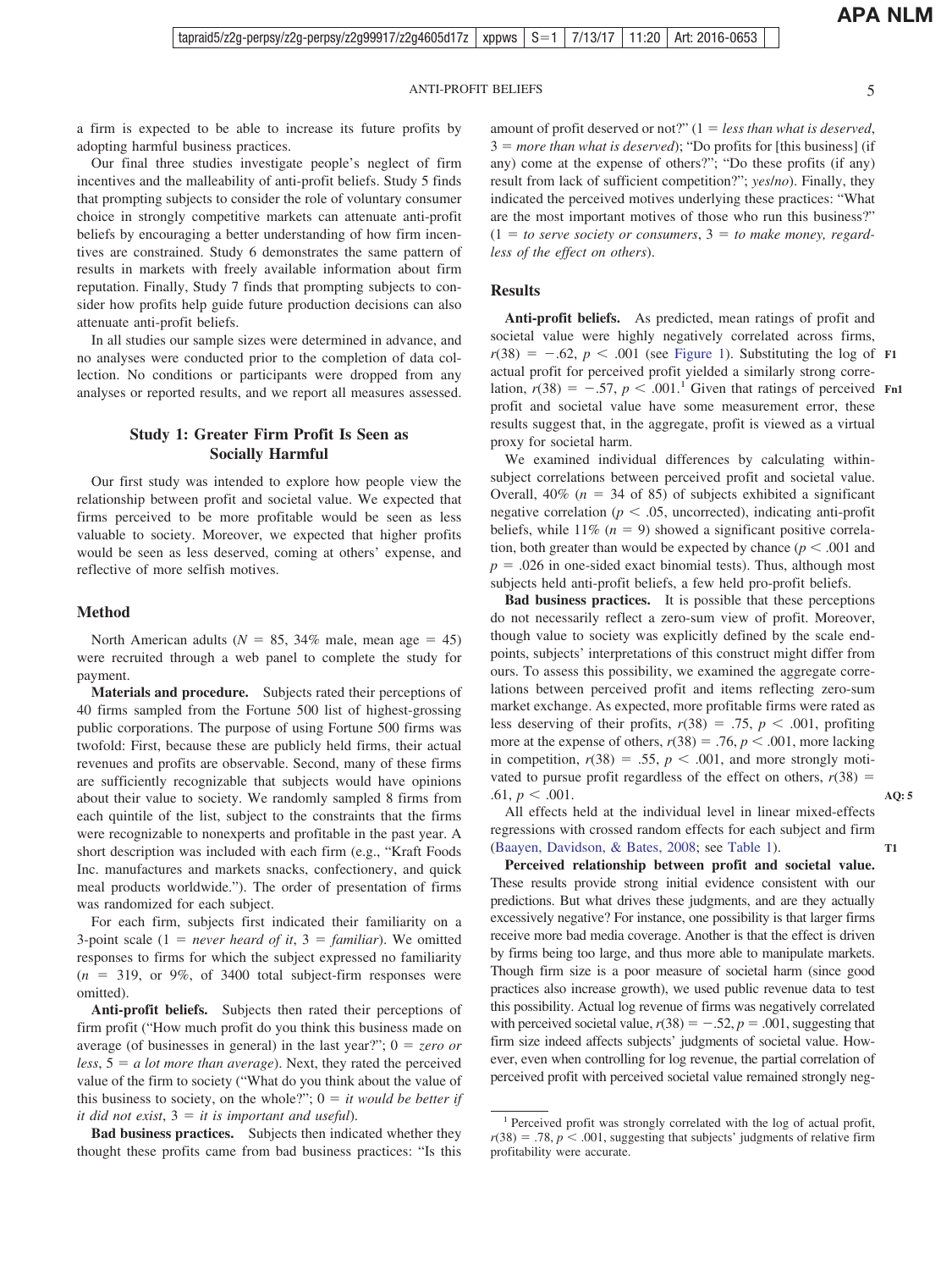a firm is expected to be able to increase its future profits by adopting harmful business practices.

Our final three studies investigate people's neglect of firm incentives and the malleability of anti-profit beliefs. Study 5 finds that prompting subjects to consider the role of voluntary consumer choice in strongly competitive markets can attenuate anti-profit beliefs by encouraging a better understanding of how firm incentives are constrained. Study 6 demonstrates the same pattern of results in markets with freely available information about firm reputation. Finally, Study 7 finds that prompting subjects to consider how profits help guide future production decisions can also attenuate anti-profit beliefs.

In all studies our sample sizes were determined in advance, and no analyses were conducted prior to the completion of data collection. No conditions or participants were dropped from any analyses or reported results, and we report all measures assessed.

## Study 1: Greater Firm Profit Is Seen as Socially Harmful

Our first study was intended to explore how people view the relationship between profit and societal value. We expected that firms perceived to be more profitable would be seen as less valuable to society. Moreover, we expected that higher profits would be seen as less deserved, coming at others' expense, and reflective of more selfish motives.

### Method

North American adults ($N$ = 85, 34% male, mean age = 45) were recruited through a web panel to complete the study for payment.

**Materials and procedure.** Subjects rated their perceptions of 40 firms sampled from the Fortune 500 list of highest-grossing public corporations. The purpose of using Fortune 500 firms was twofold: First, because these are publicly held firms, their actual revenues and profits are observable. Second, many of these firms are sufficiently recognizable that subjects would have opinions about their value to society. We randomly sampled 8 firms from each quintile of the list, subject to the constraints that the firms were recognizable to nonexperts and profitable in the past year. A short description was included with each firm (e.g., "Kraft Foods Inc. manufactures and markets snacks, confectionery, and quick meal products worldwide."). The order of presentation of firms was randomized for each subject.

For each firm, subjects first indicated their familiarity on a 3-point scale (1 = *never heard of it*, 3 = *familiar*). We omitted responses to firms for which the subject expressed no familiarity ($n$ = 319, or 9%, of 3400 total subject-firm responses were omitted).

**Anti-profit beliefs.** Subjects then rated their perceptions of firm profit ("How much profit do you think this business made on average (of businesses in general) in the last year?"; 0 = *zero or less*, 5 = *a lot more than average*). Next, they rated the perceived value of the firm to society ("What do you think about the value of this business to society, on the whole?"; 0 = *it would be better if it did not exist*, 3 = *it is important and useful*).

**Bad business practices.** Subjects then indicated whether they thought these profits came from bad business practices: "Is this amount of profit deserved or not?" (1 = *less than what is deserved*, 3 = *more than what is deserved*); "Do profits for [this business] (if any) come at the expense of others?"; "Do these profits (if any) result from lack of sufficient competition?"; *yes*/*no*). Finally, they indicated the perceived motives underlying these practices: "What are the most important motives of those who run this business?" (1 = *to serve society or consumers*, 3 = *to make money, regardless of the effect on others*).

### Results

**Anti-profit beliefs.** As predicted, mean ratings of profit and societal value were highly negatively correlated across firms, $r(38) = -.62$, $p < .001$ (see Figure 1). Substituting the log of actual profit for perceived profit yielded a similarly strong correlation, $r(38) = -.57$, $p < .001$.[1] Given that ratings of perceived profit and societal value have some measurement error, these results suggest that, in the aggregate, profit is viewed as a virtual proxy for societal harm.

We examined individual differences by calculating within-subject correlations between perceived profit and societal value. Overall, 40% ($n$ = 34 of 85) of subjects exhibited a significant negative correlation ($p < .05$, uncorrected), indicating anti-profit beliefs, while 11% ($n$ = 9) showed a significant positive correlation, both greater than would be expected by chance ($p < .001$ and $p = .026$ in one-sided exact binomial tests). Thus, although most subjects held anti-profit beliefs, a few held pro-profit beliefs.

**Bad business practices.** It is possible that these perceptions do not necessarily reflect a zero-sum view of profit. Moreover, though value to society was explicitly defined by the scale endpoints, subjects' interpretations of this construct might differ from ours. To assess this possibility, we examined the aggregate correlations between perceived profit and items reflecting zero-sum market exchange. As expected, more profitable firms were rated as less deserving of their profits, $r(38) = .75$, $p < .001$, profiting more at the expense of others, $r(38) = .76$, $p < .001$, more lacking in competition, $r(38) = .55$, $p < .001$, and more strongly motivated to pursue profit regardless of the effect on others, $r(38) = .61$, $p < .001$.

All effects held at the individual level in linear mixed-effects regressions with crossed random effects for each subject and firm (Baayen, Davidson, & Bates, 2008; see Table 1).

**Perceived relationship between profit and societal value.** These results provide strong initial evidence consistent with our predictions. But what drives these judgments, and are they actually excessively negative? For instance, one possibility is that larger firms receive more bad media coverage. Another is that the effect is driven by firms being too large, and thus more able to manipulate markets. Though firm size is a poor measure of societal harm (since good practices also increase growth), we used public revenue data to test this possibility. Actual log revenue of firms was negatively correlated with perceived societal value, $r(38) = -.52$, $p = .001$, suggesting that firm size indeed affects subjects' judgments of societal value. However, even when controlling for log revenue, the partial correlation of perceived profit with perceived societal value remained strongly neg-

[1] Perceived profit was strongly correlated with the log of actual profit, $r(38) = .78$, $p < .001$, suggesting that subjects' judgments of relative firm profitability were accurate.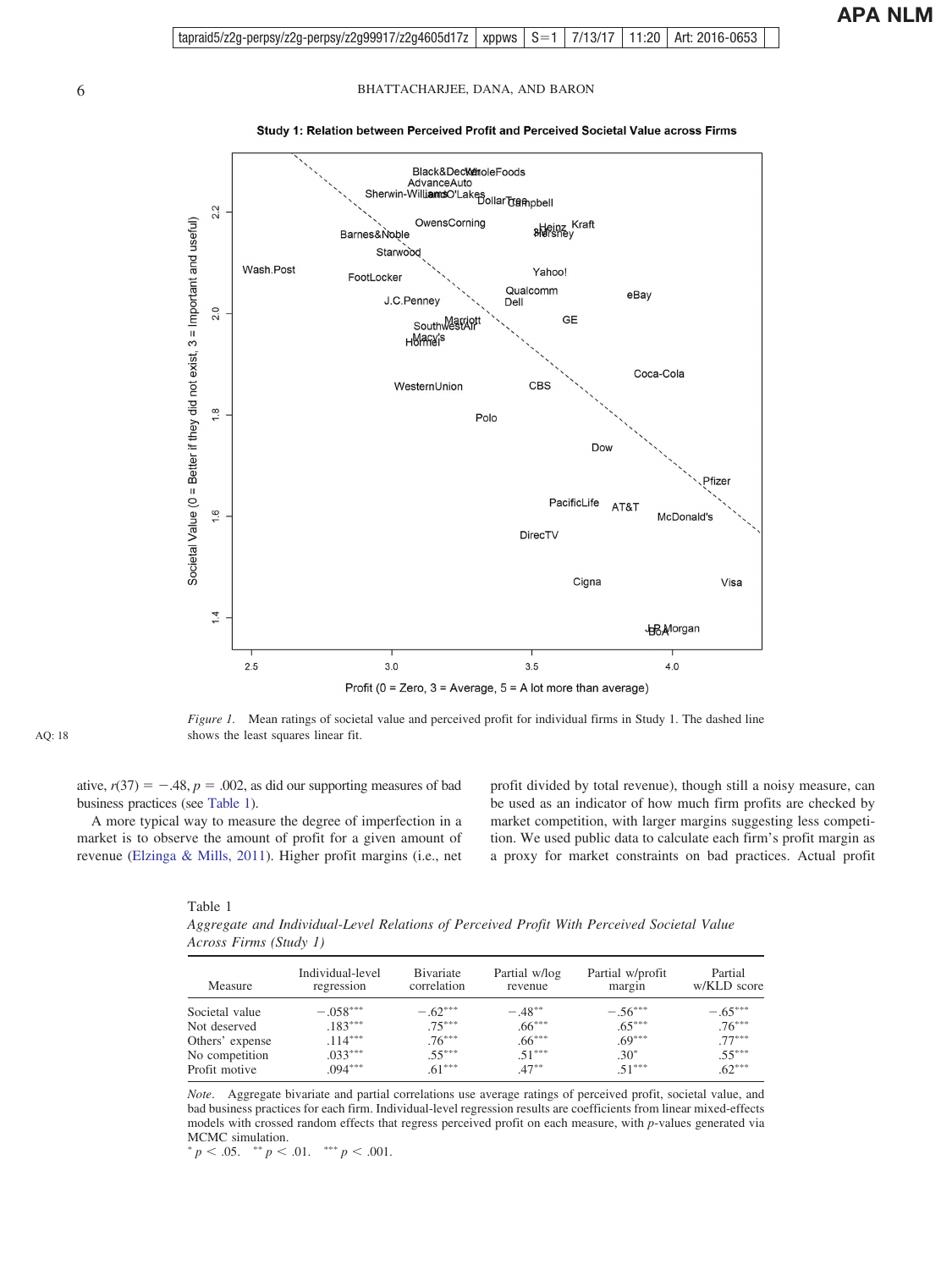**Study 1: Relation between Perceived Profit and Perceived Societal Value across Firms**

*Figure 1.* Mean ratings of societal value and perceived profit for individual firms in Study 1. The dashed line shows the least squares linear fit.

ative, $r(37) = -.48$, $p = .002$, as did our supporting measures of bad business practices (see Table 1).

A more typical way to measure the degree of imperfection in a market is to observe the amount of profit for a given amount of revenue (Elzinga & Mills, 2011). Higher profit margins (i.e., net profit divided by total revenue), though still a noisy measure, can be used as an indicator of how much firm profits are checked by market competition, with larger margins suggesting less competition. We used public data to calculate each firm's profit margin as a proxy for market constraints on bad practices. Actual profit

Table 1
*Aggregate and Individual-Level Relations of Perceived Profit With Perceived Societal Value Across Firms (Study 1)*

| Measure | Individual-level regression | Bivariate correlation | Partial w/log revenue | Partial w/profit margin | Partial w/KLD score |
|---|---|---|---|---|---|
| Societal value | $-.058^{***}$ | $-.62^{***}$ | $-.48^{**}$ | $-.56^{***}$ | $-.65^{***}$ |
| Not deserved | $.183^{***}$ | $.75^{***}$ | $.66^{***}$ | $.65^{***}$ | $.76^{***}$ |
| Others' expense | $.114^{***}$ | $.76^{***}$ | $.66^{***}$ | $.69^{***}$ | $.77^{***}$ |
| No competition | $.033^{***}$ | $.55^{***}$ | $.51^{***}$ | $.30^{*}$ | $.55^{***}$ |
| Profit motive | $.094^{***}$ | $.61^{***}$ | $.47^{**}$ | $.51^{***}$ | $.62^{***}$ |

*Note*. Aggregate bivariate and partial correlations use average ratings of perceived profit, societal value, and bad business practices for each firm. Individual-level regression results are coefficients from linear mixed-effects models with crossed random effects that regress perceived profit on each measure, with *p*-values generated via MCMC simulation.
$^{*}$ $p < .05$. $^{**}$ $p < .01$. $^{***}$ $p < .001$.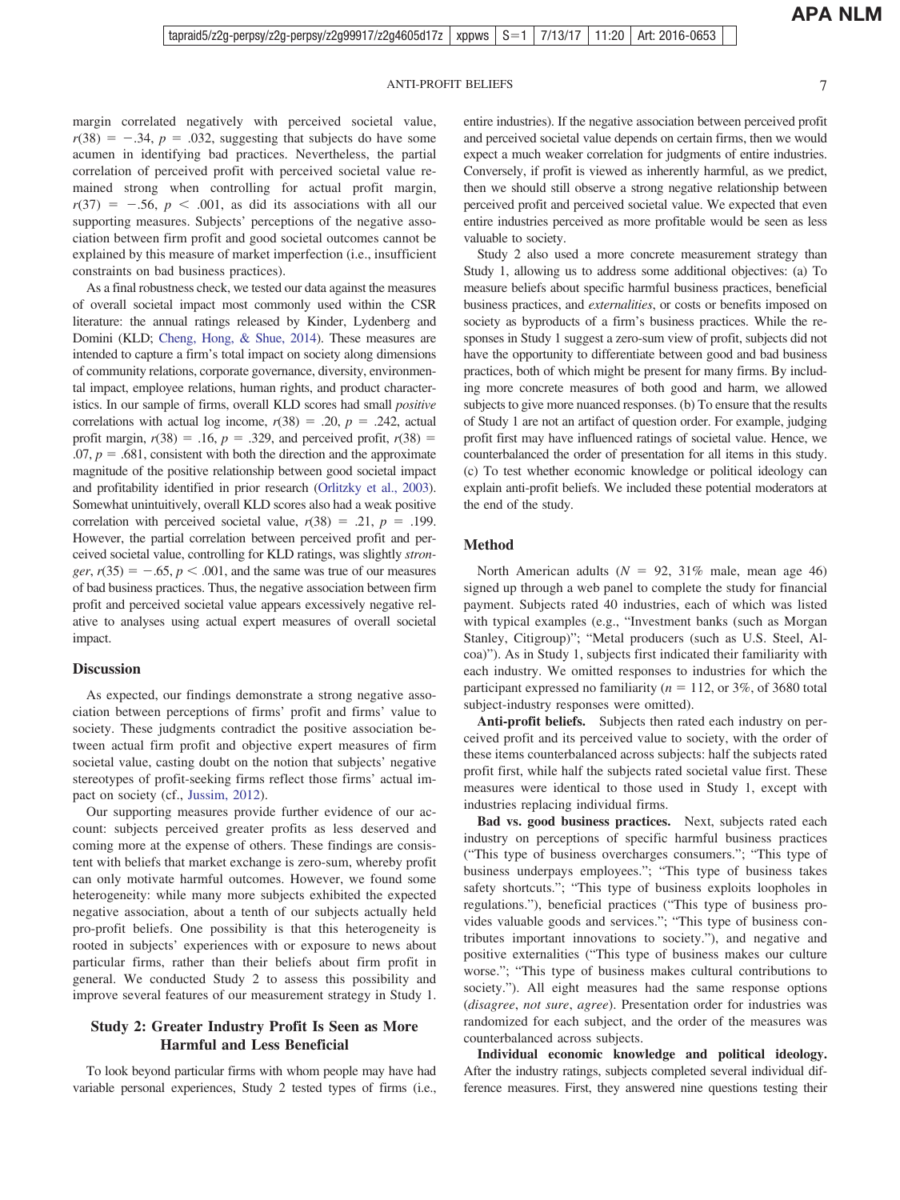margin correlated negatively with perceived societal value, $r(38) = -.34$, $p = .032$, suggesting that subjects do have some acumen in identifying bad practices. Nevertheless, the partial correlation of perceived profit with perceived societal value remained strong when controlling for actual profit margin, $r(37) = -.56$, $p < .001$, as did its associations with all our supporting measures. Subjects' perceptions of the negative association between firm profit and good societal outcomes cannot be explained by this measure of market imperfection (i.e., insufficient constraints on bad business practices).

As a final robustness check, we tested our data against the measures of overall societal impact most commonly used within the CSR literature: the annual ratings released by Kinder, Lydenberg and Domini (KLD; Cheng, Hong, & Shue, 2014). These measures are intended to capture a firm's total impact on society along dimensions of community relations, corporate governance, diversity, environmental impact, employee relations, human rights, and product characteristics. In our sample of firms, overall KLD scores had small *positive* correlations with actual log income, $r(38) = .20$, $p = .242$, actual profit margin, $r(38) = .16$, $p = .329$, and perceived profit, $r(38) = .07$, $p = .681$, consistent with both the direction and the approximate magnitude of the positive relationship between good societal impact and profitability identified in prior research (Orlitzky et al., 2003). Somewhat unintuitively, overall KLD scores also had a weak positive correlation with perceived societal value, $r(38) = .21$, $p = .199$. However, the partial correlation between perceived profit and perceived societal value, controlling for KLD ratings, was slightly *stronger*, $r(35) = -.65$, $p < .001$, and the same was true of our measures of bad business practices. Thus, the negative association between firm profit and perceived societal value appears excessively negative relative to analyses using actual expert measures of overall societal impact.

### Discussion

As expected, our findings demonstrate a strong negative association between perceptions of firms' profit and firms' value to society. These judgments contradict the positive association between actual firm profit and objective expert measures of firm societal value, casting doubt on the notion that subjects' negative stereotypes of profit-seeking firms reflect those firms' actual impact on society (cf., Jussim, 2012).

Our supporting measures provide further evidence of our account: subjects perceived greater profits as less deserved and coming more at the expense of others. These findings are consistent with beliefs that market exchange is zero-sum, whereby profit can only motivate harmful outcomes. However, we found some heterogeneity: while many more subjects exhibited the expected negative association, about a tenth of our subjects actually held pro-profit beliefs. One possibility is that this heterogeneity is rooted in subjects' experiences with or exposure to news about particular firms, rather than their beliefs about firm profit in general. We conducted Study 2 to assess this possibility and improve several features of our measurement strategy in Study 1.

## Study 2: Greater Industry Profit Is Seen as More Harmful and Less Beneficial

To look beyond particular firms with whom people may have had variable personal experiences, Study 2 tested types of firms (i.e., entire industries). If the negative association between perceived profit and perceived societal value depends on certain firms, then we would expect a much weaker correlation for judgments of entire industries. Conversely, if profit is viewed as inherently harmful, as we predict, then we should still observe a strong negative relationship between perceived profit and perceived societal value. We expected that even entire industries perceived as more profitable would be seen as less valuable to society.

Study 2 also used a more concrete measurement strategy than Study 1, allowing us to address some additional objectives: (a) To measure beliefs about specific harmful business practices, beneficial business practices, and *externalities*, or costs or benefits imposed on society as byproducts of a firm's business practices. While the responses in Study 1 suggest a zero-sum view of profit, subjects did not have the opportunity to differentiate between good and bad business practices, both of which might be present for many firms. By including more concrete measures of both good and harm, we allowed subjects to give more nuanced responses. (b) To ensure that the results of Study 1 are not an artifact of question order. For example, judging profit first may have influenced ratings of societal value. Hence, we counterbalanced the order of presentation for all items in this study. (c) To test whether economic knowledge or political ideology can explain anti-profit beliefs. We included these potential moderators at the end of the study.

### Method

North American adults ($N = 92$, 31% male, mean age 46) signed up through a web panel to complete the study for financial payment. Subjects rated 40 industries, each of which was listed with typical examples (e.g., "Investment banks (such as Morgan Stanley, Citigroup)"; "Metal producers (such as U.S. Steel, Alcoa)"). As in Study 1, subjects first indicated their familiarity with each industry. We omitted responses to industries for which the participant expressed no familiarity ($n = 112$, or 3%, of 3680 total subject-industry responses were omitted).

**Anti-profit beliefs.** Subjects then rated each industry on perceived profit and its perceived value to society, with the order of these items counterbalanced across subjects: half the subjects rated profit first, while half the subjects rated societal value first. These measures were identical to those used in Study 1, except with industries replacing individual firms.

**Bad vs. good business practices.** Next, subjects rated each industry on perceptions of specific harmful business practices ("This type of business overcharges consumers."; "This type of business underpays employees."; "This type of business takes safety shortcuts."; "This type of business exploits loopholes in regulations."), beneficial practices ("This type of business provides valuable goods and services."; "This type of business contributes important innovations to society."), and negative and positive externalities ("This type of business makes our culture worse."; "This type of business makes cultural contributions to society."). All eight measures had the same response options (*disagree*, *not sure*, *agree*). Presentation order for industries was randomized for each subject, and the order of the measures was counterbalanced across subjects.

**Individual economic knowledge and political ideology.** After the industry ratings, subjects completed several individual difference measures. First, they answered nine questions testing their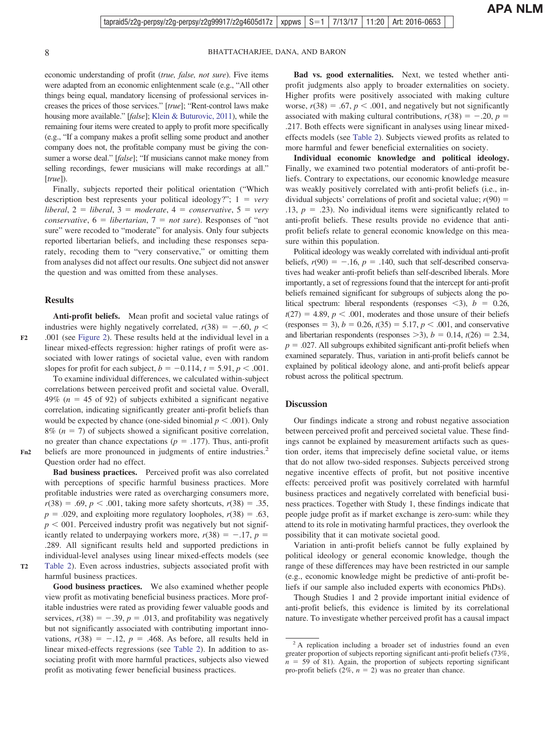economic understanding of profit (*true, false, not sure*). Five items were adapted from an economic enlightenment scale (e.g., "All other things being equal, mandatory licensing of professional services increases the prices of those services." [*true*]; "Rent-control laws make housing more available." [*false*]; Klein & Buturovic, 2011), while the remaining four items were created to apply to profit more specifically (e.g., "If a company makes a profit selling some product and another company does not, the profitable company must be giving the consumer a worse deal." [*false*]; "If musicians cannot make money from selling recordings, fewer musicians will make recordings at all." [*true*]).

Finally, subjects reported their political orientation ("Which description best represents your political ideology?"; 1 = *very liberal*, 2 = *liberal*, 3 = *moderate*, 4 = *conservative*, 5 = *very conservative*, 6 = *libertarian*, 7 = *not sure*). Responses of "not sure" were recoded to "moderate" for analysis. Only four subjects reported libertarian beliefs, and including these responses separately, recoding them to "very conservative," or omitting them from analyses did not affect our results. One subject did not answer the question and was omitted from these analyses.

## Results

**Anti-profit beliefs.** Mean profit and societal value ratings of industries were highly negatively correlated, $r(38) = -.60$, $p < .001$ (see Figure 2). These results held at the individual level in a linear mixed-effects regression: higher ratings of profit were associated with lower ratings of societal value, even with random slopes for profit for each subject, $b = -0.114$, $t = 5.91$, $p < .001$.

To examine individual differences, we calculated within-subject correlations between perceived profit and societal value. Overall, 49% ($n = 45$ of 92) of subjects exhibited a significant negative correlation, indicating significantly greater anti-profit beliefs than would be expected by chance (one-sided binomial $p < .001$). Only 8% ($n = 7$) of subjects showed a significant positive correlation, no greater than chance expectations ($p = .177$). Thus, anti-profit beliefs are more pronounced in judgments of entire industries.[2] Question order had no effect.

**Bad business practices.** Perceived profit was also correlated with perceptions of specific harmful business practices. More profitable industries were rated as overcharging consumers more, $r(38) = .69$, $p < .001$, taking more safety shortcuts, $r(38) = .35$, $p = .029$, and exploiting more regulatory loopholes, $r(38) = .63$, $p <$ 001. Perceived industry profit was negatively but not significantly related to underpaying workers more, $r(38) = -.17$, $p = .289$. All significant results held and supported predictions in individual-level analyses using linear mixed-effects models (see Table 2). Even across industries, subjects associated profit with harmful business practices.

**Good business practices.** We also examined whether people view profit as motivating beneficial business practices. More profitable industries were rated as providing fewer valuable goods and services, $r(38) = -.39$, $p = .013$, and profitability was negatively but not significantly associated with contributing important innovations, $r(38) = -.12$, $p = .468$. As before, all results held in linear mixed-effects regressions (see Table 2). In addition to associating profit with more harmful practices, subjects also viewed profit as motivating fewer beneficial business practices.

**Bad vs. good externalities.** Next, we tested whether anti-profit judgments also apply to broader externalities on society. Higher profits were positively associated with making culture worse, $r(38) = .67$, $p < .001$, and negatively but not significantly associated with making cultural contributions, $r(38) = -.20$, $p = .217$. Both effects were significant in analyses using linear mixed-effects models (see Table 2). Subjects viewed profits as related to more harmful and fewer beneficial externalities on society.

**Individual economic knowledge and political ideology.** Finally, we examined two potential moderators of anti-profit beliefs. Contrary to expectations, our economic knowledge measure was weakly positively correlated with anti-profit beliefs (i.e., individual subjects' correlations of profit and societal value; $r(90) = .13$, $p = .23$). No individual items were significantly related to anti-profit beliefs. These results provide no evidence that anti-profit beliefs relate to general economic knowledge on this measure within this population.

Political ideology was weakly correlated with individual anti-profit beliefs, $r(90) = -.16$, $p = .140$, such that self-described conservatives had weaker anti-profit beliefs than self-described liberals. More importantly, a set of regressions found that the intercept for anti-profit beliefs remained significant for subgroups of subjects along the political spectrum: liberal respondents (responses $<3$), $b = 0.26$, $t(27) = 4.89$, $p < .001$, moderates and those unsure of their beliefs (responses = 3), $b = 0.26$, $t(35) = 5.17$, $p < .001$, and conservative and libertarian respondents (responses $>3$), $b = 0.14$, $t(26) = 2.34$, $p = .027$. All subgroups exhibited significant anti-profit beliefs when examined separately. Thus, variation in anti-profit beliefs cannot be explained by political ideology alone, and anti-profit beliefs appear robust across the political spectrum.

## Discussion

Our findings indicate a strong and robust negative association between perceived profit and perceived societal value. These findings cannot be explained by measurement artifacts such as question order, items that imprecisely define societal value, or items that do not allow two-sided responses. Subjects perceived strong negative incentive effects of profit, but not positive incentive effects: perceived profit was positively correlated with harmful business practices and negatively correlated with beneficial business practices. Together with Study 1, these findings indicate that people judge profit as if market exchange is zero-sum: while they attend to its role in motivating harmful practices, they overlook the possibility that it can motivate societal good.

Variation in anti-profit beliefs cannot be fully explained by political ideology or general economic knowledge, though the range of these differences may have been restricted in our sample (e.g., economic knowledge might be predictive of anti-profit beliefs if our sample also included experts with economics PhDs).

Though Studies 1 and 2 provide important initial evidence of anti-profit beliefs, this evidence is limited by its correlational nature. To investigate whether perceived profit has a causal impact

---

[2] A replication including a broader set of industries found an even greater proportion of subjects reporting significant anti-profit beliefs (73%, $n = 59$ of 81). Again, the proportion of subjects reporting significant pro-profit beliefs (2%, $n = 2$) was no greater than chance.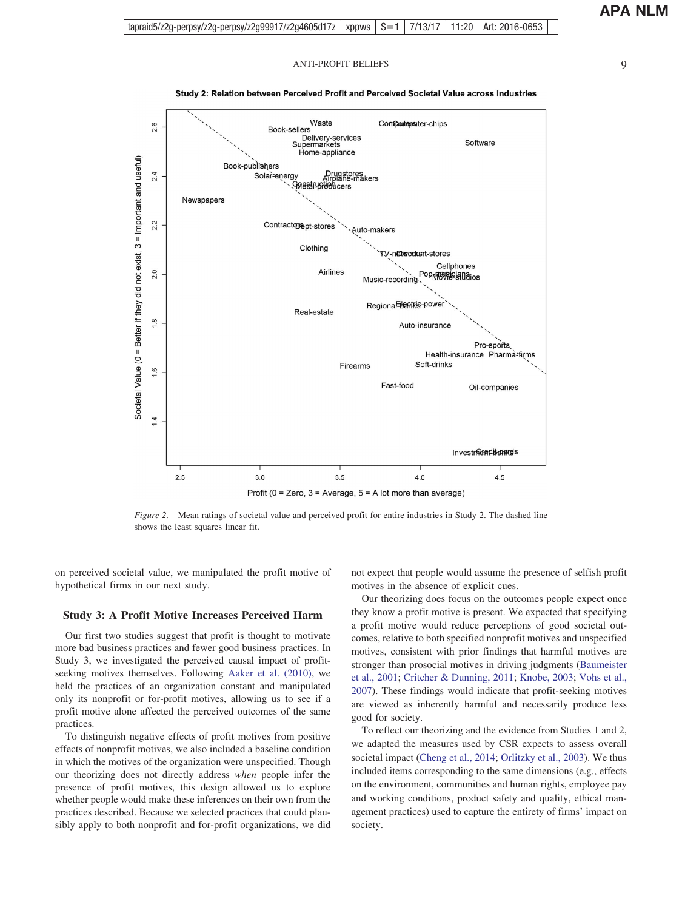**Study 2: Relation between Perceived Profit and Perceived Societal Value across Industries**

*Figure 2.* Mean ratings of societal value and perceived profit for entire industries in Study 2. The dashed line shows the least squares linear fit.

on perceived societal value, we manipulated the profit motive of hypothetical firms in our next study.

## Study 3: A Profit Motive Increases Perceived Harm

Our first two studies suggest that profit is thought to motivate more bad business practices and fewer good business practices. In Study 3, we investigated the perceived causal impact of profit-seeking motives themselves. Following Aaker et al. (2010), we held the practices of an organization constant and manipulated only its nonprofit or for-profit motives, allowing us to see if a profit motive alone affected the perceived outcomes of the same practices.

To distinguish negative effects of profit motives from positive effects of nonprofit motives, we also included a baseline condition in which the motives of the organization were unspecified. Though our theorizing does not directly address *when* people infer the presence of profit motives, this design allowed us to explore whether people would make these inferences on their own from the practices described. Because we selected practices that could plausibly apply to both nonprofit and for-profit organizations, we did not expect that people would assume the presence of selfish profit motives in the absence of explicit cues.

Our theorizing does focus on the outcomes people expect once they know a profit motive is present. We expected that specifying a profit motive would reduce perceptions of good societal outcomes, relative to both specified nonprofit motives and unspecified motives, consistent with prior findings that harmful motives are stronger than prosocial motives in driving judgments (Baumeister et al., 2001; Critcher & Dunning, 2011; Knobe, 2003; Vohs et al., 2007). These findings would indicate that profit-seeking motives are viewed as inherently harmful and necessarily produce less good for society.

To reflect our theorizing and the evidence from Studies 1 and 2, we adapted the measures used by CSR expects to assess overall societal impact (Cheng et al., 2014; Orlitzky et al., 2003). We thus included items corresponding to the same dimensions (e.g., effects on the environment, communities and human rights, employee pay and working conditions, product safety and quality, ethical management practices) used to capture the entirety of firms' impact on society.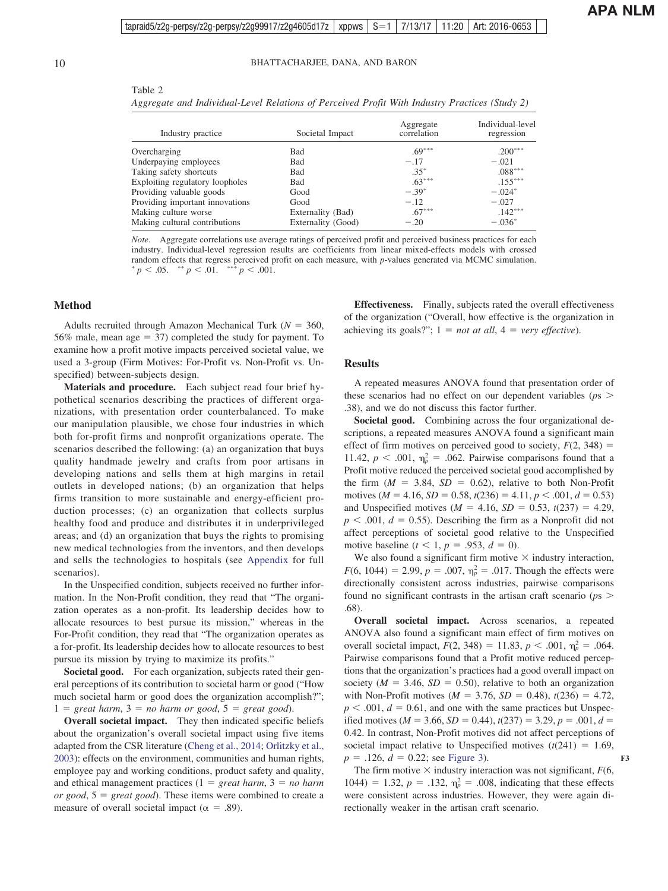Table 2
*Aggregate and Individual-Level Relations of Perceived Profit With Industry Practices (Study 2)*

| Industry practice | Societal Impact | Aggregate correlation | Individual-level regression |
|---|---|---|---|
| Overcharging | Bad | .69*** | .200*** |
| Underpaying employees | Bad | −.17 | −.021 |
| Taking safety shortcuts | Bad | .35* | .088*** |
| Exploiting regulatory loopholes | Bad | .63*** | .155*** |
| Providing valuable goods | Good | −.39* | −.024* |
| Providing important innovations | Good | −.12 | −.027 |
| Making culture worse | Externality (Bad) | .67*** | .142*** |
| Making cultural contributions | Externality (Good) | −.20 | −.036* |

*Note*. Aggregate correlations use average ratings of perceived profit and perceived business practices for each industry. Individual-level regression results are coefficients from linear mixed-effects models with crossed random effects that regress perceived profit on each measure, with *p*-values generated via MCMC simulation.
* $p < .05$. ** $p < .01$. *** $p < .001$.

## Method

Adults recruited through Amazon Mechanical Turk ($N = 360$, 56% male, mean age = 37) completed the study for payment. To examine how a profit motive impacts perceived societal value, we used a 3-group (Firm Motives: For-Profit vs. Non-Profit vs. Unspecified) between-subjects design.

**Materials and procedure.** Each subject read four brief hypothetical scenarios describing the practices of different organizations, with presentation order counterbalanced. To make our manipulation plausible, we chose four industries in which both for-profit firms and nonprofit organizations operate. The scenarios described the following: (a) an organization that buys quality handmade jewelry and crafts from poor artisans in developing nations and sells them at high margins in retail outlets in developed nations; (b) an organization that helps firms transition to more sustainable and energy-efficient production processes; (c) an organization that collects surplus healthy food and produce and distributes it in underprivileged areas; and (d) an organization that buys the rights to promising new medical technologies from the inventors, and then develops and sells the technologies to hospitals (see Appendix for full scenarios).

In the Unspecified condition, subjects received no further information. In the Non-Profit condition, they read that "The organization operates as a non-profit. Its leadership decides how to allocate resources to best pursue its mission," whereas in the For-Profit condition, they read that "The organization operates as a for-profit. Its leadership decides how to allocate resources to best pursue its mission by trying to maximize its profits."

**Societal good.** For each organization, subjects rated their general perceptions of its contribution to societal harm or good ("How much societal harm or good does the organization accomplish?"; 1 = *great harm*, 3 = *no harm or good*, 5 = *great good*).

**Overall societal impact.** They then indicated specific beliefs about the organization's overall societal impact using five items adapted from the CSR literature (Cheng et al., 2014; Orlitzky et al., 2003): effects on the environment, communities and human rights, employee pay and working conditions, product safety and quality, and ethical management practices (1 = *great harm*, 3 = *no harm or good*, 5 = *great good*). These items were combined to create a measure of overall societal impact ($\alpha = .89$).

**Effectiveness.** Finally, subjects rated the overall effectiveness of the organization ("Overall, how effective is the organization in achieving its goals?"; 1 = *not at all*, 4 = *very effective*).

## Results

A repeated measures ANOVA found that presentation order of these scenarios had no effect on our dependent variables (*p*s > .38), and we do not discuss this factor further.

**Societal good.** Combining across the four organizational descriptions, a repeated measures ANOVA found a significant main effect of firm motives on perceived good to society, $F(2, 348) = 11.42$, $p < .001$, $\eta_p^2 = .062$. Pairwise comparisons found that a Profit motive reduced the perceived societal good accomplished by the firm ($M = 3.84$, $SD = 0.62$), relative to both Non-Profit motives ($M = 4.16$, $SD = 0.58$, $t(236) = 4.11$, $p < .001$, $d = 0.53$) and Unspecified motives ($M = 4.16$, $SD = 0.53$, $t(237) = 4.29$, $p < .001$, $d = 0.55$). Describing the firm as a Nonprofit did not affect perceptions of societal good relative to the Unspecified motive baseline ($t < 1$, $p = .953$, $d = 0$).

We also found a significant firm motive × industry interaction, $F(6, 1044) = 2.99$, $p = .007$, $\eta_p^2 = .017$. Though the effects were directionally consistent across industries, pairwise comparisons found no significant contrasts in the artisan craft scenario (*p*s > .68).

**Overall societal impact.** Across scenarios, a repeated ANOVA also found a significant main effect of firm motives on overall societal impact, $F(2, 348) = 11.83$, $p < .001$, $\eta_p^2 = .064$. Pairwise comparisons found that a Profit motive reduced perceptions that the organization's practices had a good overall impact on society ($M = 3.46$, $SD = 0.50$), relative to both an organization with Non-Profit motives ($M = 3.76$, $SD = 0.48$), $t(236) = 4.72$, $p < .001$, $d = 0.61$, and one with the same practices but Unspecified motives ($M = 3.66$, $SD = 0.44$), $t(237) = 3.29$, $p = .001$, $d = 0.42$. In contrast, Non-Profit motives did not affect perceptions of societal impact relative to Unspecified motives ($t(241) = 1.69$, $p = .126$, $d = 0.22$; see Figure 3).

The firm motive × industry interaction was not significant, $F(6, 1044) = 1.32$, $p = .132$, $\eta_p^2 = .008$, indicating that these effects were consistent across industries. However, they were again directionally weaker in the artisan craft scenario.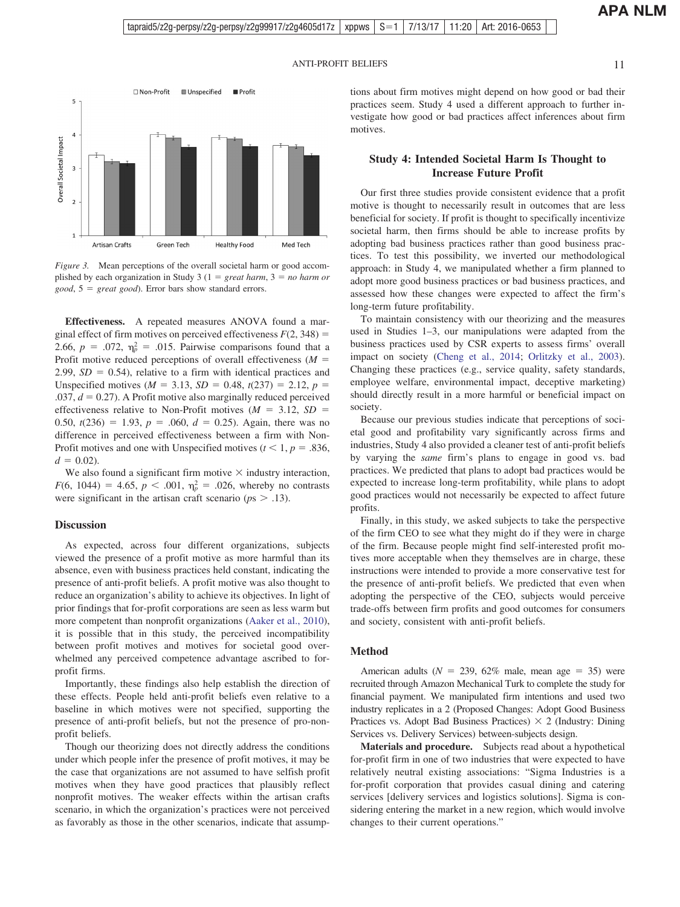*Figure 3.* Mean perceptions of the overall societal harm or good accomplished by each organization in Study 3 (1 = *great harm*, 3 = *no harm or good*, 5 = *great good*). Error bars show standard errors.

**Effectiveness.** A repeated measures ANOVA found a marginal effect of firm motives on perceived effectiveness $F(2, 348) = 2.66$, $p = .072$, $\eta_p^2 = .015$. Pairwise comparisons found that a Profit motive reduced perceptions of overall effectiveness ($M = 2.99$, $SD = 0.54$), relative to a firm with identical practices and Unspecified motives ($M = 3.13$, $SD = 0.48$, $t(237) = 2.12$, $p = .037$, $d = 0.27$). A Profit motive also marginally reduced perceived effectiveness relative to Non-Profit motives ($M = 3.12$, $SD = 0.50$, $t(236) = 1.93$, $p = .060$, $d = 0.25$). Again, there was no difference in perceived effectiveness between a firm with Non-Profit motives and one with Unspecified motives ($t < 1$, $p = .836$, $d = 0.02$).

We also found a significant firm motive × industry interaction, $F(6, 1044) = 4.65$, $p < .001$, $\eta_p^2 = .026$, whereby no contrasts were significant in the artisan craft scenario ($p$s $> .13$).

## Discussion

As expected, across four different organizations, subjects viewed the presence of a profit motive as more harmful than its absence, even with business practices held constant, indicating the presence of anti-profit beliefs. A profit motive was also thought to reduce an organization's ability to achieve its objectives. In light of prior findings that for-profit corporations are seen as less warm but more competent than nonprofit organizations (Aaker et al., 2010), it is possible that in this study, the perceived incompatibility between profit motives and motives for societal good overwhelmed any perceived competence advantage ascribed to for-profit firms.

Importantly, these findings also help establish the direction of these effects. People held anti-profit beliefs even relative to a baseline in which motives were not specified, supporting the presence of anti-profit beliefs, but not the presence of pro-nonprofit beliefs.

Though our theorizing does not directly address the conditions under which people infer the presence of profit motives, it may be the case that organizations are not assumed to have selfish profit motives when they have good practices that plausibly reflect nonprofit motives. The weaker effects within the artisan crafts scenario, in which the organization's practices were not perceived as favorably as those in the other scenarios, indicate that assumptions about firm motives might depend on how good or bad their practices seem. Study 4 used a different approach to further investigate how good or bad practices affect inferences about firm motives.

## Study 4: Intended Societal Harm Is Thought to Increase Future Profit

Our first three studies provide consistent evidence that a profit motive is thought to necessarily result in outcomes that are less beneficial for society. If profit is thought to specifically incentivize societal harm, then firms should be able to increase profits by adopting bad business practices rather than good business practices. To test this possibility, we inverted our methodological approach: in Study 4, we manipulated whether a firm planned to adopt more good business practices or bad business practices, and assessed how these changes were expected to affect the firm's long-term future profitability.

To maintain consistency with our theorizing and the measures used in Studies 1–3, our manipulations were adapted from the business practices used by CSR experts to assess firms' overall impact on society (Cheng et al., 2014; Orlitzky et al., 2003). Changing these practices (e.g., service quality, safety standards, employee welfare, environmental impact, deceptive marketing) should directly result in a more harmful or beneficial impact on society.

Because our previous studies indicate that perceptions of societal good and profitability vary significantly across firms and industries, Study 4 also provided a cleaner test of anti-profit beliefs by varying the *same* firm's plans to engage in good vs. bad practices. We predicted that plans to adopt bad practices would be expected to increase long-term profitability, while plans to adopt good practices would not necessarily be expected to affect future profits.

Finally, in this study, we asked subjects to take the perspective of the firm CEO to see what they might do if they were in charge of the firm. Because people might find self-interested profit motives more acceptable when they themselves are in charge, these instructions were intended to provide a more conservative test for the presence of anti-profit beliefs. We predicted that even when adopting the perspective of the CEO, subjects would perceive trade-offs between firm profits and good outcomes for consumers and society, consistent with anti-profit beliefs.

## Method

American adults ($N = 239$, 62% male, mean age = 35) were recruited through Amazon Mechanical Turk to complete the study for financial payment. We manipulated firm intentions and used two industry replicates in a 2 (Proposed Changes: Adopt Good Business Practices vs. Adopt Bad Business Practices) × 2 (Industry: Dining Services vs. Delivery Services) between-subjects design.

**Materials and procedure.** Subjects read about a hypothetical for-profit firm in one of two industries that were expected to have relatively neutral existing associations: "Sigma Industries is a for-profit corporation that provides casual dining and catering services [delivery services and logistics solutions]. Sigma is considering entering the market in a new region, which would involve changes to their current operations."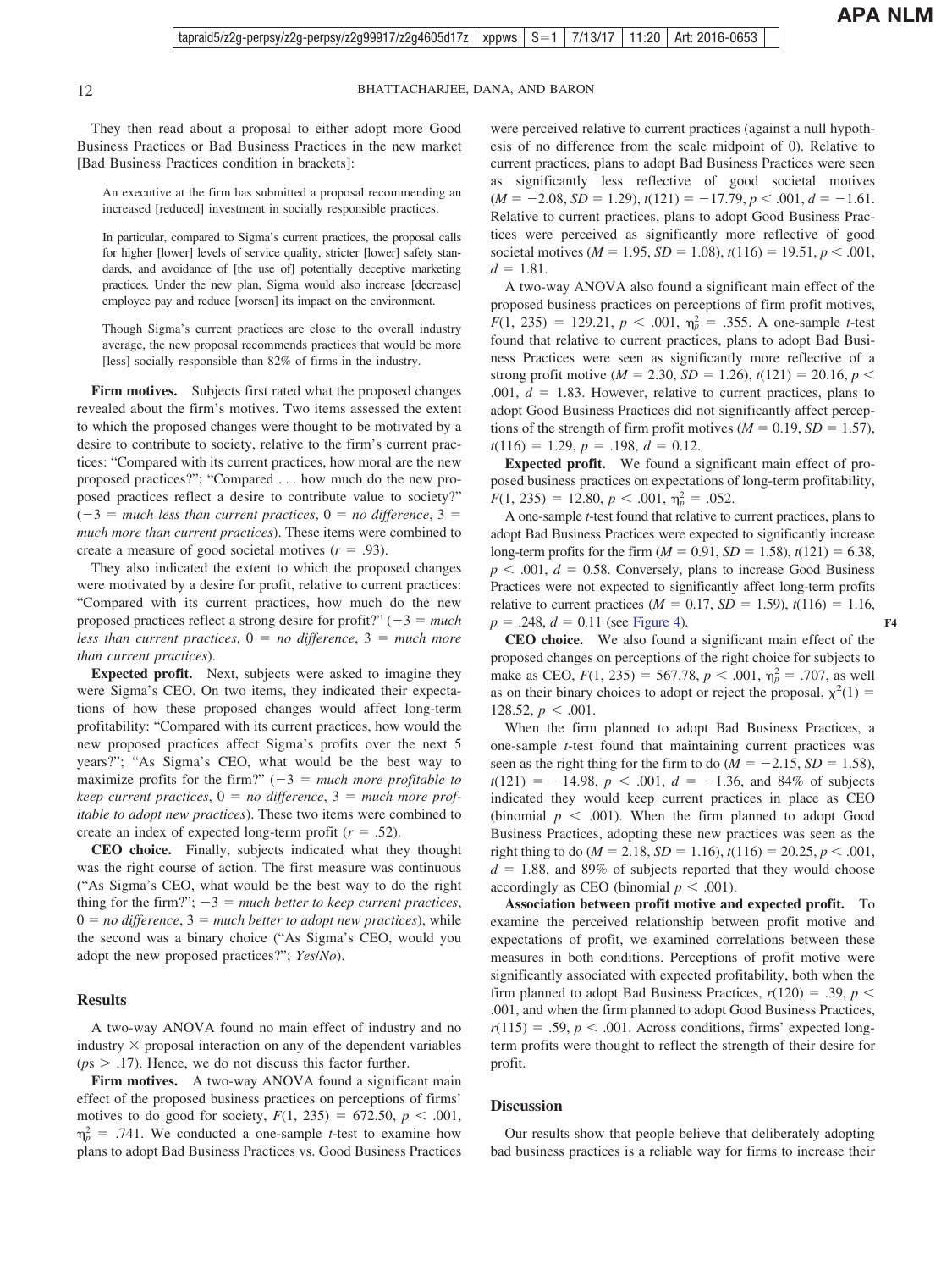They then read about a proposal to either adopt more Good Business Practices or Bad Business Practices in the new market [Bad Business Practices condition in brackets]:

> An executive at the firm has submitted a proposal recommending an increased [reduced] investment in socially responsible practices.
>
> In particular, compared to Sigma's current practices, the proposal calls for higher [lower] levels of service quality, stricter [lower] safety standards, and avoidance of [the use of] potentially deceptive marketing practices. Under the new plan, Sigma would also increase [decrease] employee pay and reduce [worsen] its impact on the environment.
>
> Though Sigma's current practices are close to the overall industry average, the new proposal recommends practices that would be more [less] socially responsible than 82% of firms in the industry.

**Firm motives.** Subjects first rated what the proposed changes revealed about the firm's motives. Two items assessed the extent to which the proposed changes were thought to be motivated by a desire to contribute to society, relative to the firm's current practices: "Compared with its current practices, how moral are the new proposed practices?"; "Compared . . . how much do the new proposed practices reflect a desire to contribute value to society?" (−3 = *much less than current practices*, 0 = *no difference*, 3 = *much more than current practices*). These items were combined to create a measure of good societal motives ($r = .93$).

They also indicated the extent to which the proposed changes were motivated by a desire for profit, relative to current practices: "Compared with its current practices, how much do the new proposed practices reflect a strong desire for profit?" (−3 = *much less than current practices*, 0 = *no difference*, 3 = *much more than current practices*).

**Expected profit.** Next, subjects were asked to imagine they were Sigma's CEO. On two items, they indicated their expectations of how these proposed changes would affect long-term profitability: "Compared with its current practices, how would the new proposed practices affect Sigma's profits over the next 5 years?"; "As Sigma's CEO, what would be the best way to maximize profits for the firm?" (−3 = *much more profitable to keep current practices*, 0 = *no difference*, 3 = *much more profitable to adopt new practices*). These two items were combined to create an index of expected long-term profit ($r = .52$).

**CEO choice.** Finally, subjects indicated what they thought was the right course of action. The first measure was continuous ("As Sigma's CEO, what would be the best way to do the right thing for the firm?"; −3 = *much better to keep current practices*, 0 = *no difference*, 3 = *much better to adopt new practices*), while the second was a binary choice ("As Sigma's CEO, would you adopt the new proposed practices?"; *Yes*/*No*).

## Results

A two-way ANOVA found no main effect of industry and no industry × proposal interaction on any of the dependent variables ($ps > .17$). Hence, we do not discuss this factor further.

**Firm motives.** A two-way ANOVA found a significant main effect of the proposed business practices on perceptions of firms' motives to do good for society, $F(1, 235) = 672.50$, $p < .001$, $\eta_p^2 = .741$. We conducted a one-sample *t*-test to examine how plans to adopt Bad Business Practices vs. Good Business Practices were perceived relative to current practices (against a null hypothesis of no difference from the scale midpoint of 0). Relative to current practices, plans to adopt Bad Business Practices were seen as significantly less reflective of good societal motives ($M = -2.08$, $SD = 1.29$), $t(121) = -17.79$, $p < .001$, $d = -1.61$. Relative to current practices, plans to adopt Good Business Practices were perceived as significantly more reflective of good societal motives ($M = 1.95$, $SD = 1.08$), $t(116) = 19.51$, $p < .001$, $d = 1.81$.

A two-way ANOVA also found a significant main effect of the proposed business practices on perceptions of firm profit motives, $F(1, 235) = 129.21$, $p < .001$, $\eta_p^2 = .355$. A one-sample *t*-test found that relative to current practices, plans to adopt Bad Business Practices were seen as significantly more reflective of a strong profit motive ($M = 2.30$, $SD = 1.26$), $t(121) = 20.16$, $p < .001$, $d = 1.83$. However, relative to current practices, plans to adopt Good Business Practices did not significantly affect perceptions of the strength of firm profit motives ($M = 0.19$, $SD = 1.57$), $t(116) = 1.29$, $p = .198$, $d = 0.12$.

**Expected profit.** We found a significant main effect of proposed business practices on expectations of long-term profitability, $F(1, 235) = 12.80$, $p < .001$, $\eta_p^2 = .052$.

A one-sample *t*-test found that relative to current practices, plans to adopt Bad Business Practices were expected to significantly increase long-term profits for the firm ($M = 0.91$, $SD = 1.58$), $t(121) = 6.38$, $p < .001$, $d = 0.58$. Conversely, plans to increase Good Business Practices were not expected to significantly affect long-term profits relative to current practices ($M = 0.17$, $SD = 1.59$), $t(116) = 1.16$, $p = .248$, $d = 0.11$ (see Figure 4).

**CEO choice.** We also found a significant main effect of the proposed changes on perceptions of the right choice for subjects to make as CEO, $F(1, 235) = 567.78$, $p < .001$, $\eta_p^2 = .707$, as well as on their binary choices to adopt or reject the proposal, $\chi^2(1) = 128.52$, $p < .001$.

When the firm planned to adopt Bad Business Practices, a one-sample *t*-test found that maintaining current practices was seen as the right thing for the firm to do ($M = -2.15$, $SD = 1.58$), $t(121) = -14.98$, $p < .001$, $d = -1.36$, and 84% of subjects indicated they would keep current practices in place as CEO (binomial $p < .001$). When the firm planned to adopt Good Business Practices, adopting these new practices was seen as the right thing to do ($M = 2.18$, $SD = 1.16$), $t(116) = 20.25$, $p < .001$, $d = 1.88$, and 89% of subjects reported that they would choose accordingly as CEO (binomial $p < .001$).

**Association between profit motive and expected profit.** To examine the perceived relationship between profit motive and expectations of profit, we examined correlations between these measures in both conditions. Perceptions of profit motive were significantly associated with expected profitability, both when the firm planned to adopt Bad Business Practices, $r(120) = .39$, $p < .001$, and when the firm planned to adopt Good Business Practices, $r(115) = .59$, $p < .001$. Across conditions, firms' expected long-term profits were thought to reflect the strength of their desire for profit.

## Discussion

Our results show that people believe that deliberately adopting bad business practices is a reliable way for firms to increase their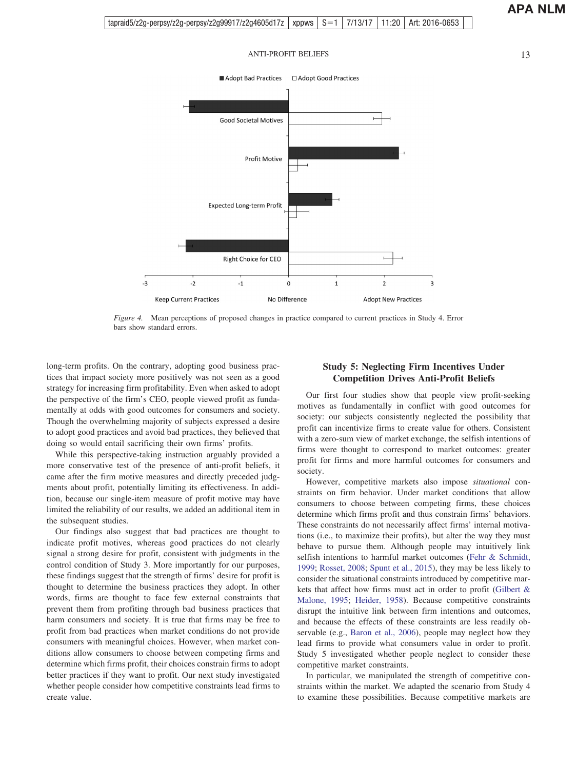*Figure 4.* Mean perceptions of proposed changes in practice compared to current practices in Study 4. Error bars show standard errors.

long-term profits. On the contrary, adopting good business practices that impact society more positively was not seen as a good strategy for increasing firm profitability. Even when asked to adopt the perspective of the firm's CEO, people viewed profit as fundamentally at odds with good outcomes for consumers and society. Though the overwhelming majority of subjects expressed a desire to adopt good practices and avoid bad practices, they believed that doing so would entail sacrificing their own firms' profits.

While this perspective-taking instruction arguably provided a more conservative test of the presence of anti-profit beliefs, it came after the firm motive measures and directly preceded judgments about profit, potentially limiting its effectiveness. In addition, because our single-item measure of profit motive may have limited the reliability of our results, we added an additional item in the subsequent studies.

Our findings also suggest that bad practices are thought to indicate profit motives, whereas good practices do not clearly signal a strong desire for profit, consistent with judgments in the control condition of Study 3. More importantly for our purposes, these findings suggest that the strength of firms' desire for profit is thought to determine the business practices they adopt. In other words, firms are thought to face few external constraints that prevent them from profiting through bad business practices that harm consumers and society. It is true that firms may be free to profit from bad practices when market conditions do not provide consumers with meaningful choices. However, when market conditions allow consumers to choose between competing firms and determine which firms profit, their choices constrain firms to adopt better practices if they want to profit. Our next study investigated whether people consider how competitive constraints lead firms to create value.

## Study 5: Neglecting Firm Incentives Under Competition Drives Anti-Profit Beliefs

Our first four studies show that people view profit-seeking motives as fundamentally in conflict with good outcomes for society: our subjects consistently neglected the possibility that profit can incentivize firms to create value for others. Consistent with a zero-sum view of market exchange, the selfish intentions of firms were thought to correspond to market outcomes: greater profit for firms and more harmful outcomes for consumers and society.

However, competitive markets also impose *situational* constraints on firm behavior. Under market conditions that allow consumers to choose between competing firms, these choices determine which firms profit and thus constrain firms' behaviors. These constraints do not necessarily affect firms' internal motivations (i.e., to maximize their profits), but alter the way they must behave to pursue them. Although people may intuitively link selfish intentions to harmful market outcomes (Fehr & Schmidt, 1999; Rosset, 2008; Spunt et al., 2015), they may be less likely to consider the situational constraints introduced by competitive markets that affect how firms must act in order to profit (Gilbert & Malone, 1995; Heider, 1958). Because competitive constraints disrupt the intuitive link between firm intentions and outcomes, and because the effects of these constraints are less readily observable (e.g., Baron et al., 2006), people may neglect how they lead firms to provide what consumers value in order to profit. Study 5 investigated whether people neglect to consider these competitive market constraints.

In particular, we manipulated the strength of competitive constraints within the market. We adapted the scenario from Study 4 to examine these possibilities. Because competitive markets are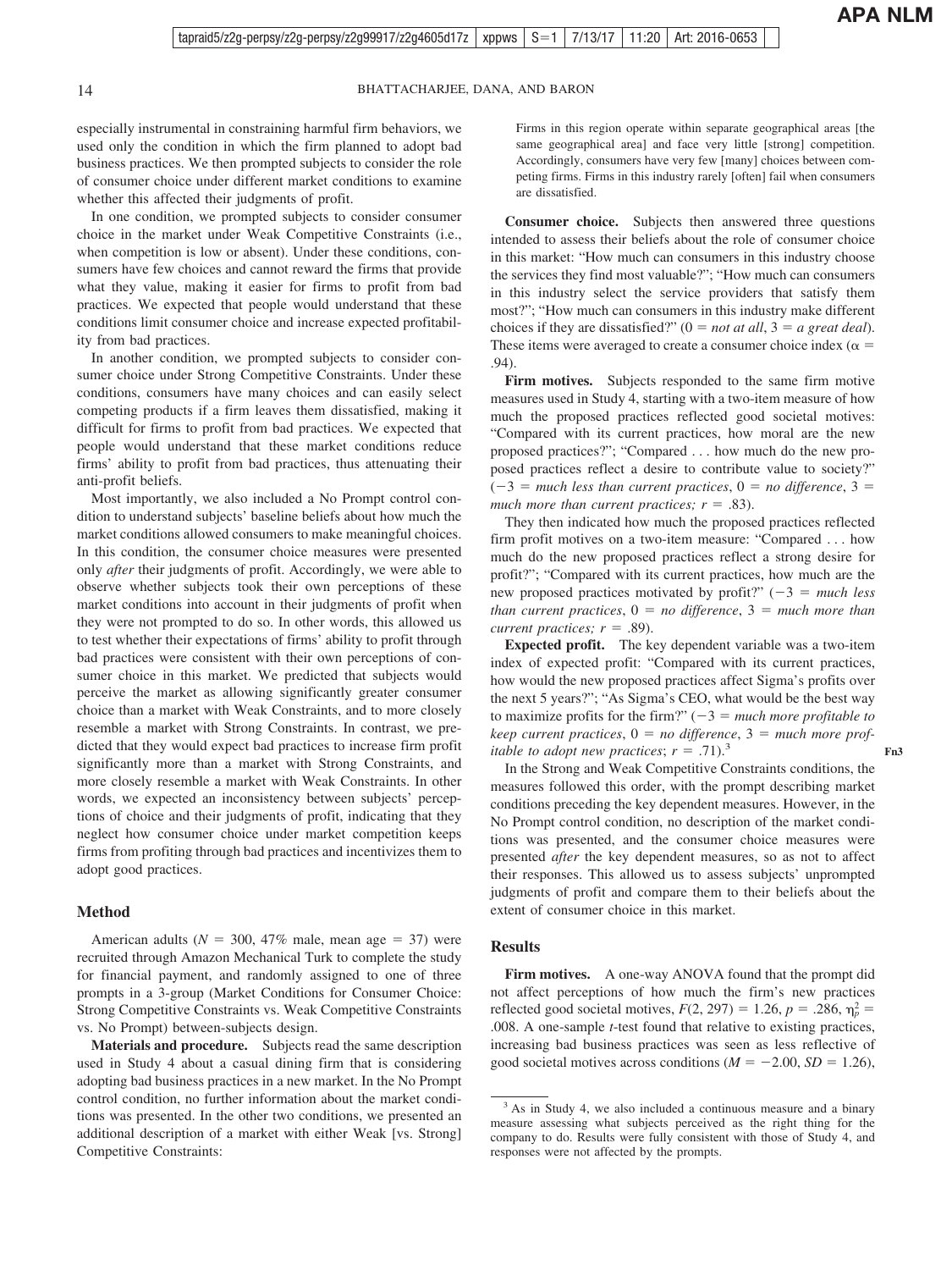especially instrumental in constraining harmful firm behaviors, we used only the condition in which the firm planned to adopt bad business practices. We then prompted subjects to consider the role of consumer choice under different market conditions to examine whether this affected their judgments of profit.

In one condition, we prompted subjects to consider consumer choice in the market under Weak Competitive Constraints (i.e., when competition is low or absent). Under these conditions, consumers have few choices and cannot reward the firms that provide what they value, making it easier for firms to profit from bad practices. We expected that people would understand that these conditions limit consumer choice and increase expected profitability from bad practices.

In another condition, we prompted subjects to consider consumer choice under Strong Competitive Constraints. Under these conditions, consumers have many choices and can easily select competing products if a firm leaves them dissatisfied, making it difficult for firms to profit from bad practices. We expected that people would understand that these market conditions reduce firms' ability to profit from bad practices, thus attenuating their anti-profit beliefs.

Most importantly, we also included a No Prompt control condition to understand subjects' baseline beliefs about how much the market conditions allowed consumers to make meaningful choices. In this condition, the consumer choice measures were presented only *after* their judgments of profit. Accordingly, we were able to observe whether subjects took their own perceptions of these market conditions into account in their judgments of profit when they were not prompted to do so. In other words, this allowed us to test whether their expectations of firms' ability to profit through bad practices were consistent with their own perceptions of consumer choice in this market. We predicted that subjects would perceive the market as allowing significantly greater consumer choice than a market with Weak Constraints, and to more closely resemble a market with Strong Constraints. In contrast, we predicted that they would expect bad practices to increase firm profit significantly more than a market with Strong Constraints, and more closely resemble a market with Weak Constraints. In other words, we expected an inconsistency between subjects' perceptions of choice and their judgments of profit, indicating that they neglect how consumer choice under market competition keeps firms from profiting through bad practices and incentivizes them to adopt good practices.

## Method

American adults ($N = 300$, 47% male, mean age $= 37$) were recruited through Amazon Mechanical Turk to complete the study for financial payment, and randomly assigned to one of three prompts in a 3-group (Market Conditions for Consumer Choice: Strong Competitive Constraints vs. Weak Competitive Constraints vs. No Prompt) between-subjects design.

**Materials and procedure.** Subjects read the same description used in Study 4 about a casual dining firm that is considering adopting bad business practices in a new market. In the No Prompt control condition, no further information about the market conditions was presented. In the other two conditions, we presented an additional description of a market with either Weak [vs. Strong] Competitive Constraints:

> Firms in this region operate within separate geographical areas [the same geographical area] and face very little [strong] competition. Accordingly, consumers have very few [many] choices between competing firms. Firms in this industry rarely [often] fail when consumers are dissatisfied.

**Consumer choice.** Subjects then answered three questions intended to assess their beliefs about the role of consumer choice in this market: "How much can consumers in this industry choose the services they find most valuable?"; "How much can consumers in this industry select the service providers that satisfy them most?"; "How much can consumers in this industry make different choices if they are dissatisfied?" ($0 =$ *not at all*, $3 =$ *a great deal*). These items were averaged to create a consumer choice index ($\alpha = .94$).

**Firm motives.** Subjects responded to the same firm motive measures used in Study 4, starting with a two-item measure of how much the proposed practices reflected good societal motives: "Compared with its current practices, how moral are the new proposed practices?"; "Compared . . . how much do the new proposed practices reflect a desire to contribute value to society?" ($-3 =$ *much less than current practices*, $0 =$ *no difference*, $3 =$ *much more than current practices;* $r = .83$).

They then indicated how much the proposed practices reflected firm profit motives on a two-item measure: "Compared . . . how much do the new proposed practices reflect a strong desire for profit?"; "Compared with its current practices, how much are the new proposed practices motivated by profit?" ($-3 =$ *much less than current practices*, $0 =$ *no difference*, $3 =$ *much more than current practices;* $r = .89$).

**Expected profit.** The key dependent variable was a two-item index of expected profit: "Compared with its current practices, how would the new proposed practices affect Sigma's profits over the next 5 years?"; "As Sigma's CEO, what would be the best way to maximize profits for the firm?" ($-3 =$ *much more profitable to keep current practices*, $0 =$ *no difference*, $3 =$ *much more profitable to adopt new practices*; $r = .71$).[3]

In the Strong and Weak Competitive Constraints conditions, the measures followed this order, with the prompt describing market conditions preceding the key dependent measures. However, in the No Prompt control condition, no description of the market conditions was presented, and the consumer choice measures were presented *after* the key dependent measures, so as not to affect their responses. This allowed us to assess subjects' unprompted judgments of profit and compare them to their beliefs about the extent of consumer choice in this market.

## Results

**Firm motives.** A one-way ANOVA found that the prompt did not affect perceptions of how much the firm's new practices reflected good societal motives, $F(2, 297) = 1.26$, $p = .286$, $\eta_p^2 = .008$. A one-sample *t*-test found that relative to existing practices, increasing bad business practices was seen as less reflective of good societal motives across conditions ($M = -2.00$, $SD = 1.26$),

[3] As in Study 4, we also included a continuous measure and a binary measure assessing what subjects perceived as the right thing for the company to do. Results were fully consistent with those of Study 4, and responses were not affected by the prompts.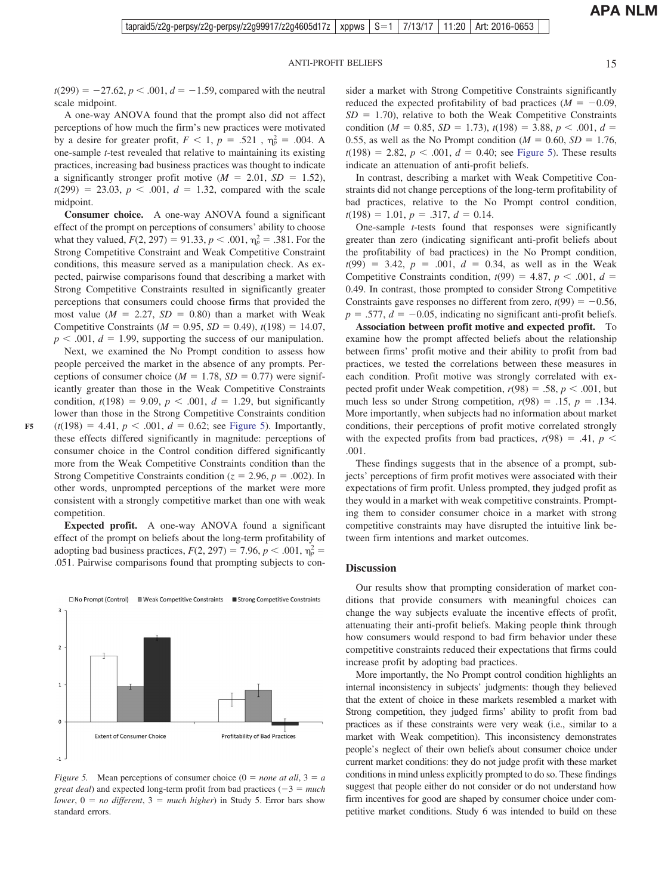$t(299) = -27.62$, $p < .001$, $d = -1.59$, compared with the neutral scale midpoint.

A one-way ANOVA found that the prompt also did not affect perceptions of how much the firm's new practices were motivated by a desire for greater profit, $F < 1$, $p = .521$, $\eta_p^2 = .004$. A one-sample *t*-test revealed that relative to maintaining its existing practices, increasing bad business practices was thought to indicate a significantly stronger profit motive ($M = 2.01$, $SD = 1.52$), $t(299) = 23.03$, $p < .001$, $d = 1.32$, compared with the scale midpoint.

**Consumer choice.** A one-way ANOVA found a significant effect of the prompt on perceptions of consumers' ability to choose what they valued, $F(2, 297) = 91.33$, $p < .001$, $\eta_p^2 = .381$. For the Strong Competitive Constraint and Weak Competitive Constraint conditions, this measure served as a manipulation check. As expected, pairwise comparisons found that describing a market with Strong Competitive Constraints resulted in significantly greater perceptions that consumers could choose firms that provided the most value ($M = 2.27$, $SD = 0.80$) than a market with Weak Competitive Constraints ($M = 0.95$, $SD = 0.49$), $t(198) = 14.07$, $p < .001$, $d = 1.99$, supporting the success of our manipulation.

Next, we examined the No Prompt condition to assess how people perceived the market in the absence of any prompts. Perceptions of consumer choice ($M = 1.78$, $SD = 0.77$) were significantly greater than those in the Weak Competitive Constraints condition, $t(198) = 9.09$, $p < .001$, $d = 1.29$, but significantly lower than those in the Strong Competitive Constraints condition ($t(198) = 4.41$, $p < .001$, $d = 0.62$; see Figure 5). Importantly, these effects differed significantly in magnitude: perceptions of consumer choice in the Control condition differed significantly more from the Weak Competitive Constraints condition than the Strong Competitive Constraints condition ($z = 2.96$, $p = .002$). In other words, unprompted perceptions of the market were more consistent with a strongly competitive market than one with weak competition.

**Expected profit.** A one-way ANOVA found a significant effect of the prompt on beliefs about the long-term profitability of adopting bad business practices, $F(2, 297) = 7.96$, $p < .001$, $\eta_p^2 = .051$. Pairwise comparisons found that prompting subjects to consider a market with Strong Competitive Constraints significantly reduced the expected profitability of bad practices ($M = -0.09$, $SD = 1.70$), relative to both the Weak Competitive Constraints condition ($M = 0.85$, $SD = 1.73$), $t(198) = 3.88$, $p < .001$, $d = 0.55$, as well as the No Prompt condition ($M = 0.60$, $SD = 1.76$, $t(198) = 2.82$, $p < .001$, $d = 0.40$; see Figure 5). These results indicate an attenuation of anti-profit beliefs.

In contrast, describing a market with Weak Competitive Constraints did not change perceptions of the long-term profitability of bad practices, relative to the No Prompt control condition, $t(198) = 1.01$, $p = .317$, $d = 0.14$.

One-sample *t*-tests found that responses were significantly greater than zero (indicating significant anti-profit beliefs about the profitability of bad practices) in the No Prompt condition, $t(99) = 3.42$, $p = .001$, $d = 0.34$, as well as in the Weak Competitive Constraints condition, $t(99) = 4.87$, $p < .001$, $d = 0.49$. In contrast, those prompted to consider Strong Competitive Constraints gave responses no different from zero, $t(99) = -0.56$, $p = .577$, $d = -0.05$, indicating no significant anti-profit beliefs.

**Association between profit motive and expected profit.** To examine how the prompt affected beliefs about the relationship between firms' profit motive and their ability to profit from bad practices, we tested the correlations between these measures in each condition. Profit motive was strongly correlated with expected profit under Weak competition, $r(98) = .58$, $p < .001$, but much less so under Strong competition, $r(98) = .15$, $p = .134$. More importantly, when subjects had no information about market conditions, their perceptions of profit motive correlated strongly with the expected profits from bad practices, $r(98) = .41$, $p < .001$.

These findings suggests that in the absence of a prompt, subjects' perceptions of firm profit motives were associated with their expectations of firm profit. Unless prompted, they judged profit as they would in a market with weak competitive constraints. Prompting them to consider consumer choice in a market with strong competitive constraints may have disrupted the intuitive link between firm intentions and market outcomes.

*Figure 5.* Mean perceptions of consumer choice (0 = *none at all*, 3 = *a great deal*) and expected long-term profit from bad practices (−3 = *much lower*, 0 = *no different*, 3 = *much higher*) in Study 5. Error bars show standard errors.

## Discussion

Our results show that prompting consideration of market conditions that provide consumers with meaningful choices can change the way subjects evaluate the incentive effects of profit, attenuating their anti-profit beliefs. Making people think through how consumers would respond to bad firm behavior under these competitive constraints reduced their expectations that firms could increase profit by adopting bad practices.

More importantly, the No Prompt control condition highlights an internal inconsistency in subjects' judgments: though they believed that the extent of choice in these markets resembled a market with Strong competition, they judged firms' ability to profit from bad practices as if these constraints were very weak (i.e., similar to a market with Weak competition). This inconsistency demonstrates people's neglect of their own beliefs about consumer choice under current market conditions: they do not judge profit with these market conditions in mind unless explicitly prompted to do so. These findings suggest that people either do not consider or do not understand how firm incentives for good are shaped by consumer choice under competitive market conditions. Study 6 was intended to build on these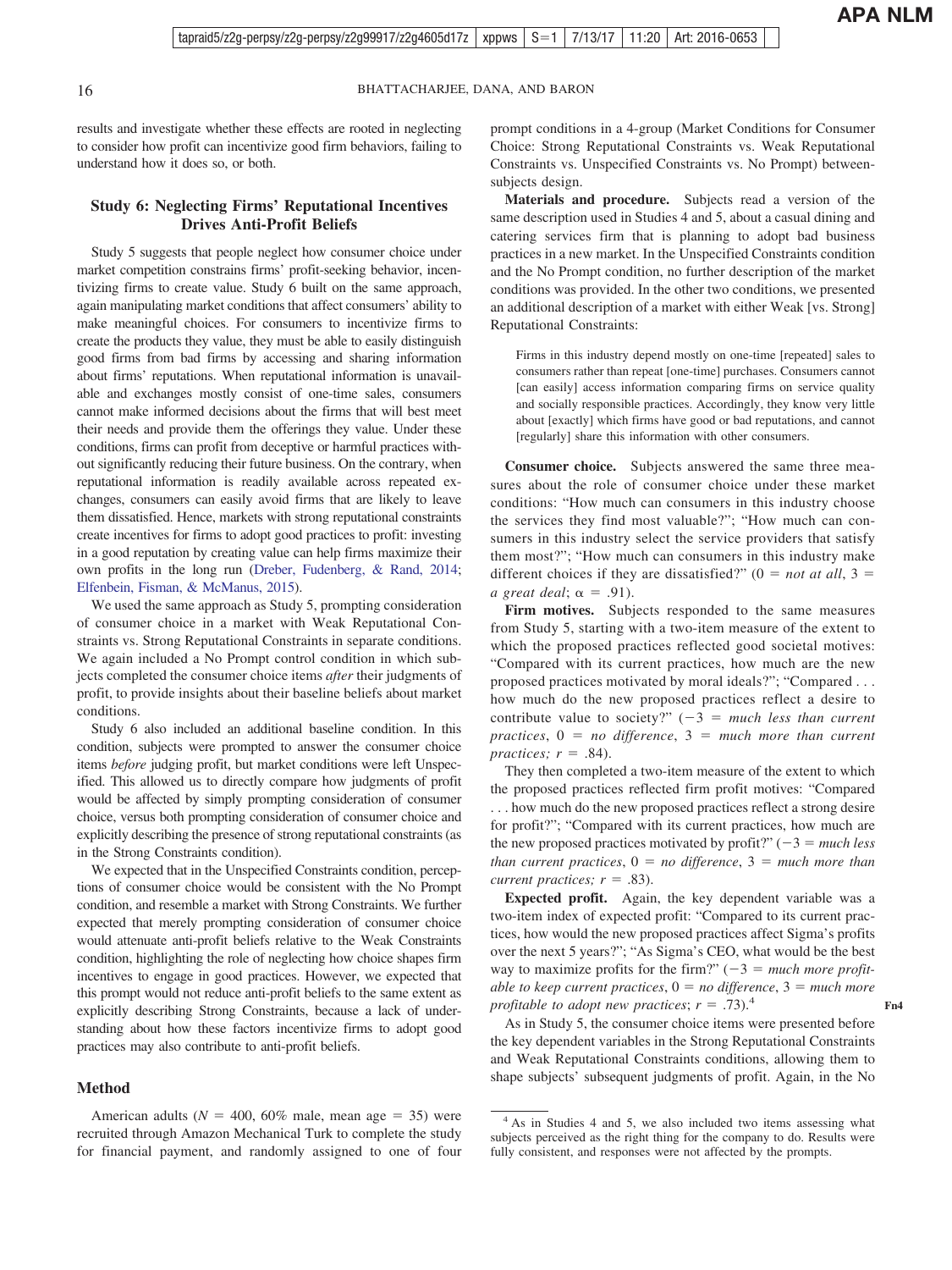results and investigate whether these effects are rooted in neglecting to consider how profit can incentivize good firm behaviors, failing to understand how it does so, or both.

## Study 6: Neglecting Firms' Reputational Incentives Drives Anti-Profit Beliefs

Study 5 suggests that people neglect how consumer choice under market competition constrains firms' profit-seeking behavior, incentivizing firms to create value. Study 6 built on the same approach, again manipulating market conditions that affect consumers' ability to make meaningful choices. For consumers to incentivize firms to create the products they value, they must be able to easily distinguish good firms from bad firms by accessing and sharing information about firms' reputations. When reputational information is unavailable and exchanges mostly consist of one-time sales, consumers cannot make informed decisions about the firms that will best meet their needs and provide them the offerings they value. Under these conditions, firms can profit from deceptive or harmful practices without significantly reducing their future business. On the contrary, when reputational information is readily available across repeated exchanges, consumers can easily avoid firms that are likely to leave them dissatisfied. Hence, markets with strong reputational constraints create incentives for firms to adopt good practices to profit: investing in a good reputation by creating value can help firms maximize their own profits in the long run (Dreber, Fudenberg, & Rand, 2014; Elfenbein, Fisman, & McManus, 2015).

We used the same approach as Study 5, prompting consideration of consumer choice in a market with Weak Reputational Constraints vs. Strong Reputational Constraints in separate conditions. We again included a No Prompt control condition in which subjects completed the consumer choice items *after* their judgments of profit, to provide insights about their baseline beliefs about market conditions.

Study 6 also included an additional baseline condition. In this condition, subjects were prompted to answer the consumer choice items *before* judging profit, but market conditions were left Unspecified. This allowed us to directly compare how judgments of profit would be affected by simply prompting consideration of consumer choice, versus both prompting consideration of consumer choice and explicitly describing the presence of strong reputational constraints (as in the Strong Constraints condition).

We expected that in the Unspecified Constraints condition, perceptions of consumer choice would be consistent with the No Prompt condition, and resemble a market with Strong Constraints. We further expected that merely prompting consideration of consumer choice would attenuate anti-profit beliefs relative to the Weak Constraints condition, highlighting the role of neglecting how choice shapes firm incentives to engage in good practices. However, we expected that this prompt would not reduce anti-profit beliefs to the same extent as explicitly describing Strong Constraints, because a lack of understanding about how these factors incentivize firms to adopt good practices may also contribute to anti-profit beliefs.

### Method

American adults ($N$ = 400, 60% male, mean age = 35) were recruited through Amazon Mechanical Turk to complete the study for financial payment, and randomly assigned to one of four prompt conditions in a 4-group (Market Conditions for Consumer Choice: Strong Reputational Constraints vs. Weak Reputational Constraints vs. Unspecified Constraints vs. No Prompt) between-subjects design.

**Materials and procedure.** Subjects read a version of the same description used in Studies 4 and 5, about a casual dining and catering services firm that is planning to adopt bad business practices in a new market. In the Unspecified Constraints condition and the No Prompt condition, no further description of the market conditions was provided. In the other two conditions, we presented an additional description of a market with either Weak [vs. Strong] Reputational Constraints:

> Firms in this industry depend mostly on one-time [repeated] sales to consumers rather than repeat [one-time] purchases. Consumers cannot [can easily] access information comparing firms on service quality and socially responsible practices. Accordingly, they know very little about [exactly] which firms have good or bad reputations, and cannot [regularly] share this information with other consumers.

**Consumer choice.** Subjects answered the same three measures about the role of consumer choice under these market conditions: "How much can consumers in this industry choose the services they find most valuable?"; "How much can consumers in this industry select the service providers that satisfy them most?"; "How much can consumers in this industry make different choices if they are dissatisfied?" (0 = *not at all*, 3 = *a great deal*; $\alpha$ = .91).

**Firm motives.** Subjects responded to the same measures from Study 5, starting with a two-item measure of the extent to which the proposed practices reflected good societal motives: "Compared with its current practices, how much are the new proposed practices motivated by moral ideals?"; "Compared . . . how much do the new proposed practices reflect a desire to contribute value to society?" (−3 = *much less than current practices*, 0 = *no difference*, 3 = *much more than current practices;* $r$ = .84).

They then completed a two-item measure of the extent to which the proposed practices reflected firm profit motives: "Compared . . . how much do the new proposed practices reflect a strong desire for profit?"; "Compared with its current practices, how much are the new proposed practices motivated by profit?" (−3 = *much less than current practices*, 0 = *no difference*, 3 = *much more than current practices;* $r$ = .83).

**Expected profit.** Again, the key dependent variable was a two-item index of expected profit: "Compared to its current practices, how would the new proposed practices affect Sigma's profits over the next 5 years?"; "As Sigma's CEO, what would be the best way to maximize profits for the firm?" (−3 = *much more profitable to keep current practices*, 0 = *no difference*, 3 = *much more profitable to adopt new practices*; $r$ = .73).[4]

As in Study 5, the consumer choice items were presented before the key dependent variables in the Strong Reputational Constraints and Weak Reputational Constraints conditions, allowing them to shape subjects' subsequent judgments of profit. Again, in the No

[4] As in Studies 4 and 5, we also included two items assessing what subjects perceived as the right thing for the company to do. Results were fully consistent, and responses were not affected by the prompts.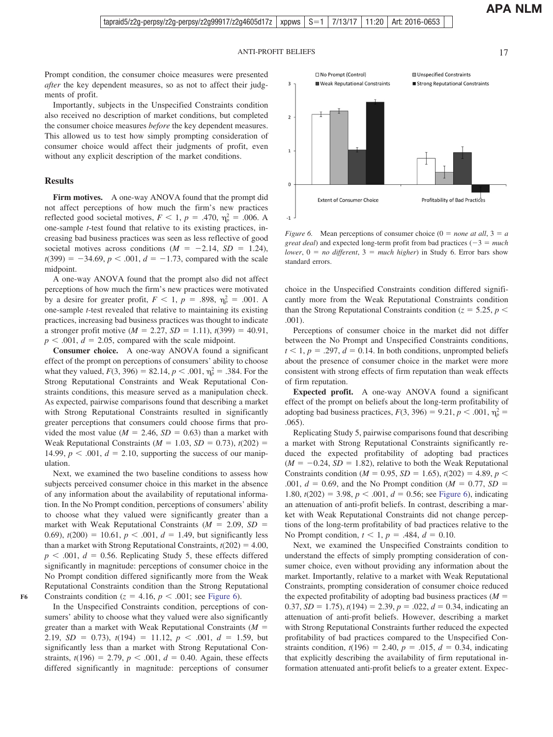Prompt condition, the consumer choice measures were presented *after* the key dependent measures, so as not to affect their judgments of profit.

Importantly, subjects in the Unspecified Constraints condition also received no description of market conditions, but completed the consumer choice measures *before* the key dependent measures. This allowed us to test how simply prompting consideration of consumer choice would affect their judgments of profit, even without any explicit description of the market conditions.

## Results

**Firm motives.** A one-way ANOVA found that the prompt did not affect perceptions of how much the firm's new practices reflected good societal motives, $F < 1$, $p = .470$, $\eta_p^2 = .006$. A one-sample *t*-test found that relative to its existing practices, increasing bad business practices was seen as less reflective of good societal motives across conditions ($M = -2.14$, $SD = 1.24$), $t(399) = -34.69$, $p < .001$, $d = -1.73$, compared with the scale midpoint.

A one-way ANOVA found that the prompt also did not affect perceptions of how much the firm's new practices were motivated by a desire for greater profit, $F < 1$, $p = .898$, $\eta_p^2 = .001$. A one-sample *t*-test revealed that relative to maintaining its existing practices, increasing bad business practices was thought to indicate a stronger profit motive ($M = 2.27$, $SD = 1.11$), $t(399) = 40.91$, $p < .001$, $d = 2.05$, compared with the scale midpoint.

**Consumer choice.** A one-way ANOVA found a significant effect of the prompt on perceptions of consumers' ability to choose what they valued, $F(3, 396) = 82.14$, $p < .001$, $\eta_p^2 = .384$. For the Strong Reputational Constraints and Weak Reputational Constraints conditions, this measure served as a manipulation check. As expected, pairwise comparisons found that describing a market with Strong Reputational Constraints resulted in significantly greater perceptions that consumers could choose firms that provided the most value ($M = 2.46$, $SD = 0.63$) than a market with Weak Reputational Constraints ($M = 1.03$, $SD = 0.73$), $t(202) = 14.99$, $p < .001$, $d = 2.10$, supporting the success of our manipulation.

Next, we examined the two baseline conditions to assess how subjects perceived consumer choice in this market in the absence of any information about the availability of reputational information. In the No Prompt condition, perceptions of consumers' ability to choose what they valued were significantly greater than a market with Weak Reputational Constraints ($M = 2.09$, $SD = 0.69$), $t(200) = 10.61$, $p < .001$, $d = 1.49$, but significantly less than a market with Strong Reputational Constraints, $t(202) = 4.00$, $p < .001$, $d = 0.56$. Replicating Study 5, these effects differed significantly in magnitude: perceptions of consumer choice in the No Prompt condition differed significantly more from the Weak Reputational Constraints condition than the Strong Reputational Constraints condition ($z = 4.16$, $p < .001$; see Figure 6).

In the Unspecified Constraints condition, perceptions of consumers' ability to choose what they valued were also significantly greater than a market with Weak Reputational Constraints ($M = 2.19$, $SD = 0.73$), $t(194) = 11.12$, $p < .001$, $d = 1.59$, but significantly less than a market with Strong Reputational Constraints, $t(196) = 2.79$, $p < .001$, $d = 0.40$. Again, these effects differed significantly in magnitude: perceptions of consumer choice in the Unspecified Constraints condition differed significantly more from the Weak Reputational Constraints condition than the Strong Reputational Constraints condition ($z = 5.25$, $p < .001$).

Figure 6. Mean perceptions of consumer choice (0 = *none at all*, 3 = *a great deal*) and expected long-term profit from bad practices (−3 = *much lower*, 0 = *no different*, 3 = *much higher*) in Study 6. Error bars show standard errors.

Perceptions of consumer choice in the market did not differ between the No Prompt and Unspecified Constraints conditions, $t < 1$, $p = .297$, $d = 0.14$. In both conditions, unprompted beliefs about the presence of consumer choice in the market were more consistent with strong effects of firm reputation than weak effects of firm reputation.

**Expected profit.** A one-way ANOVA found a significant effect of the prompt on beliefs about the long-term profitability of adopting bad business practices, $F(3, 396) = 9.21$, $p < .001$, $\eta_p^2 = .065$).

Replicating Study 5, pairwise comparisons found that describing a market with Strong Reputational Constraints significantly reduced the expected profitability of adopting bad practices ($M = -0.24$, $SD = 1.82$), relative to both the Weak Reputational Constraints condition ($M = 0.95$, $SD = 1.65$), $t(202) = 4.89$, $p < .001$, $d = 0.69$, and the No Prompt condition ($M = 0.77$, $SD = 1.80$, $t(202) = 3.98$, $p < .001$, $d = 0.56$; see Figure 6), indicating an attenuation of anti-profit beliefs. In contrast, describing a market with Weak Reputational Constraints did not change perceptions of the long-term profitability of bad practices relative to the No Prompt condition, $t < 1$, $p = .484$, $d = 0.10$.

Next, we examined the Unspecified Constraints condition to understand the effects of simply prompting consideration of consumer choice, even without providing any information about the market. Importantly, relative to a market with Weak Reputational Constraints, prompting consideration of consumer choice reduced the expected profitability of adopting bad business practices ($M = 0.37$, $SD = 1.75$), $t(194) = 2.39$, $p = .022$, $d = 0.34$, indicating an attenuation of anti-profit beliefs. However, describing a market with Strong Reputational Constraints further reduced the expected profitability of bad practices compared to the Unspecified Constraints condition, $t(196) = 2.40$, $p = .015$, $d = 0.34$, indicating that explicitly describing the availability of firm reputational information attenuated anti-profit beliefs to a greater extent. Expec-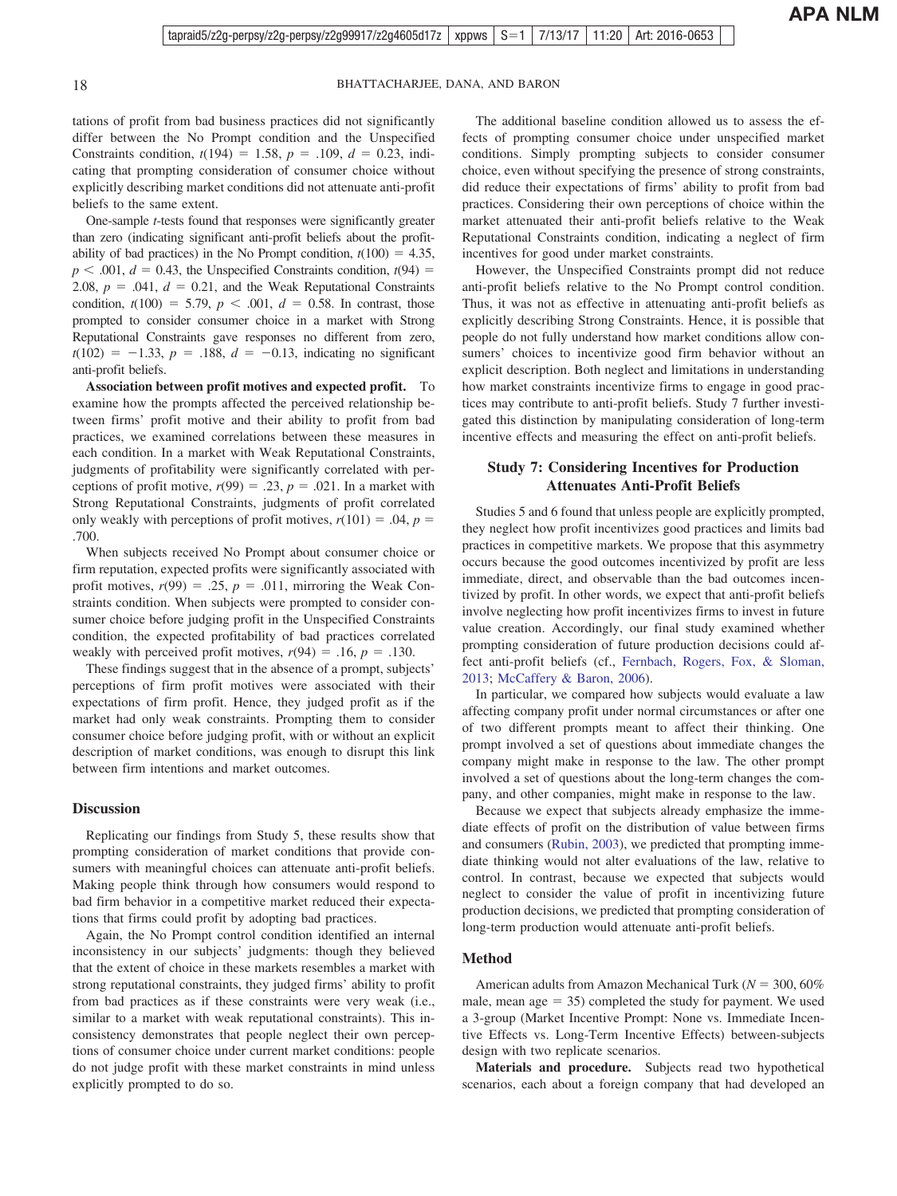tations of profit from bad business practices did not significantly differ between the No Prompt condition and the Unspecified Constraints condition, $t(194) = 1.58$, $p = .109$, $d = 0.23$, indicating that prompting consideration of consumer choice without explicitly describing market conditions did not attenuate anti-profit beliefs to the same extent.

One-sample *t*-tests found that responses were significantly greater than zero (indicating significant anti-profit beliefs about the profitability of bad practices) in the No Prompt condition, $t(100) = 4.35$, $p < .001$, $d = 0.43$, the Unspecified Constraints condition, $t(94) = 2.08$, $p = .041$, $d = 0.21$, and the Weak Reputational Constraints condition, $t(100) = 5.79$, $p < .001$, $d = 0.58$. In contrast, those prompted to consider consumer choice in a market with Strong Reputational Constraints gave responses no different from zero, $t(102) = -1.33$, $p = .188$, $d = -0.13$, indicating no significant anti-profit beliefs.

**Association between profit motives and expected profit.** To examine how the prompts affected the perceived relationship between firms' profit motive and their ability to profit from bad practices, we examined correlations between these measures in each condition. In a market with Weak Reputational Constraints, judgments of profitability were significantly correlated with perceptions of profit motive, $r(99) = .23$, $p = .021$. In a market with Strong Reputational Constraints, judgments of profit correlated only weakly with perceptions of profit motives, $r(101) = .04$, $p = .700$.

When subjects received No Prompt about consumer choice or firm reputation, expected profits were significantly associated with profit motives, $r(99) = .25$, $p = .011$, mirroring the Weak Constraints condition. When subjects were prompted to consider consumer choice before judging profit in the Unspecified Constraints condition, the expected profitability of bad practices correlated weakly with perceived profit motives, $r(94) = .16$, $p = .130$.

These findings suggest that in the absence of a prompt, subjects' perceptions of firm profit motives were associated with their expectations of firm profit. Hence, they judged profit as if the market had only weak constraints. Prompting them to consider consumer choice before judging profit, with or without an explicit description of market conditions, was enough to disrupt this link between firm intentions and market outcomes.

### Discussion

Replicating our findings from Study 5, these results show that prompting consideration of market conditions that provide consumers with meaningful choices can attenuate anti-profit beliefs. Making people think through how consumers would respond to bad firm behavior in a competitive market reduced their expectations that firms could profit by adopting bad practices.

Again, the No Prompt control condition identified an internal inconsistency in our subjects' judgments: though they believed that the extent of choice in these markets resembles a market with strong reputational constraints, they judged firms' ability to profit from bad practices as if these constraints were very weak (i.e., similar to a market with weak reputational constraints). This inconsistency demonstrates that people neglect their own perceptions of consumer choice under current market conditions: people do not judge profit with these market constraints in mind unless explicitly prompted to do so.

The additional baseline condition allowed us to assess the effects of prompting consumer choice under unspecified market conditions. Simply prompting subjects to consider consumer choice, even without specifying the presence of strong constraints, did reduce their expectations of firms' ability to profit from bad practices. Considering their own perceptions of choice within the market attenuated their anti-profit beliefs relative to the Weak Reputational Constraints condition, indicating a neglect of firm incentives for good under market constraints.

However, the Unspecified Constraints prompt did not reduce anti-profit beliefs relative to the No Prompt control condition. Thus, it was not as effective in attenuating anti-profit beliefs as explicitly describing Strong Constraints. Hence, it is possible that people do not fully understand how market conditions allow consumers' choices to incentivize good firm behavior without an explicit description. Both neglect and limitations in understanding how market constraints incentivize firms to engage in good practices may contribute to anti-profit beliefs. Study 7 further investigated this distinction by manipulating consideration of long-term incentive effects and measuring the effect on anti-profit beliefs.

## Study 7: Considering Incentives for Production Attenuates Anti-Profit Beliefs

Studies 5 and 6 found that unless people are explicitly prompted, they neglect how profit incentivizes good practices and limits bad practices in competitive markets. We propose that this asymmetry occurs because the good outcomes incentivized by profit are less immediate, direct, and observable than the bad outcomes incentivized by profit. In other words, we expect that anti-profit beliefs involve neglecting how profit incentivizes firms to invest in future value creation. Accordingly, our final study examined whether prompting consideration of future production decisions could affect anti-profit beliefs (cf., Fernbach, Rogers, Fox, & Sloman, 2013; McCaffery & Baron, 2006).

In particular, we compared how subjects would evaluate a law affecting company profit under normal circumstances or after one of two different prompts meant to affect their thinking. One prompt involved a set of questions about immediate changes the company might make in response to the law. The other prompt involved a set of questions about the long-term changes the company, and other companies, might make in response to the law.

Because we expect that subjects already emphasize the immediate effects of profit on the distribution of value between firms and consumers (Rubin, 2003), we predicted that prompting immediate thinking would not alter evaluations of the law, relative to control. In contrast, because we expected that subjects would neglect to consider the value of profit in incentivizing future production decisions, we predicted that prompting consideration of long-term production would attenuate anti-profit beliefs.

### Method

American adults from Amazon Mechanical Turk ($N = 300$, 60% male, mean age $= 35$) completed the study for payment. We used a 3-group (Market Incentive Prompt: None vs. Immediate Incentive Effects vs. Long-Term Incentive Effects) between-subjects design with two replicate scenarios.

**Materials and procedure.** Subjects read two hypothetical scenarios, each about a foreign company that had developed an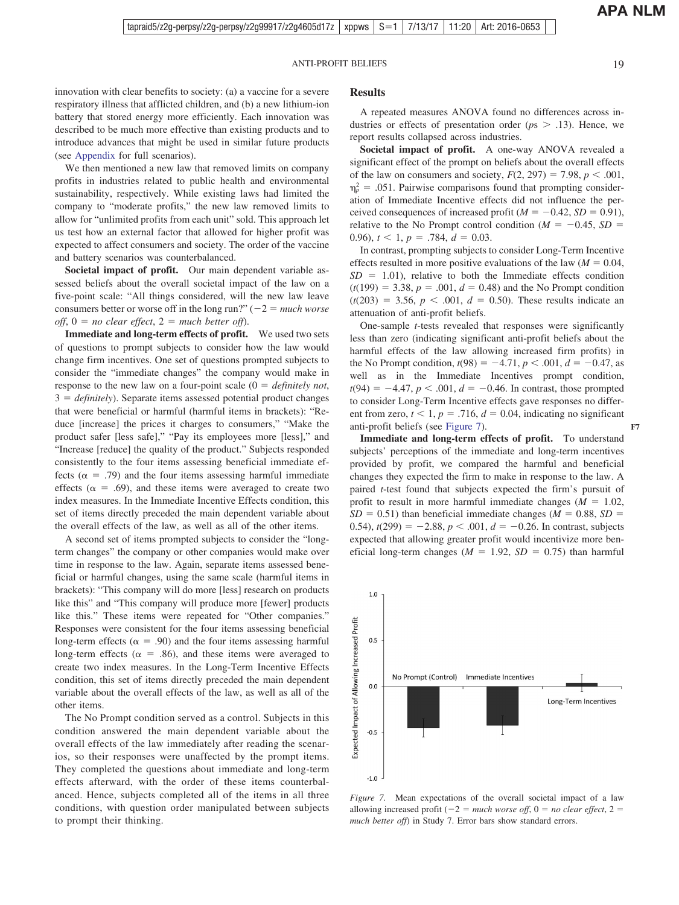innovation with clear benefits to society: (a) a vaccine for a severe respiratory illness that afflicted children, and (b) a new lithium-ion battery that stored energy more efficiently. Each innovation was described to be much more effective than existing products and to introduce advances that might be used in similar future products (see Appendix for full scenarios).

We then mentioned a new law that removed limits on company profits in industries related to public health and environmental sustainability, respectively. While existing laws had limited the company to "moderate profits," the new law removed limits to allow for "unlimited profits from each unit" sold. This approach let us test how an external factor that allowed for higher profit was expected to affect consumers and society. The order of the vaccine and battery scenarios was counterbalanced.

**Societal impact of profit.** Our main dependent variable assessed beliefs about the overall societal impact of the law on a five-point scale: "All things considered, will the new law leave consumers better or worse off in the long run?" ($-2$ = *much worse off*, 0 = *no clear effect*, 2 = *much better off*).

**Immediate and long-term effects of profit.** We used two sets of questions to prompt subjects to consider how the law would change firm incentives. One set of questions prompted subjects to consider the "immediate changes" the company would make in response to the new law on a four-point scale (0 = *definitely not*, 3 = *definitely*). Separate items assessed potential product changes that were beneficial or harmful (harmful items in brackets): "Reduce [increase] the prices it charges to consumers," "Make the product safer [less safe]," "Pay its employees more [less]," and "Increase [reduce] the quality of the product." Subjects responded consistently to the four items assessing beneficial immediate effects ($\alpha = .79$) and the four items assessing harmful immediate effects ($\alpha = .69$), and these items were averaged to create two index measures. In the Immediate Incentive Effects condition, this set of items directly preceded the main dependent variable about the overall effects of the law, as well as all of the other items.

A second set of items prompted subjects to consider the "long-term changes" the company or other companies would make over time in response to the law. Again, separate items assessed beneficial or harmful changes, using the same scale (harmful items in brackets): "This company will do more [less] research on products like this" and "This company will produce more [fewer] products like this." These items were repeated for "Other companies." Responses were consistent for the four items assessing beneficial long-term effects ($\alpha = .90$) and the four items assessing harmful long-term effects ($\alpha = .86$), and these items were averaged to create two index measures. In the Long-Term Incentive Effects condition, this set of items directly preceded the main dependent variable about the overall effects of the law, as well as all of the other items.

The No Prompt condition served as a control. Subjects in this condition answered the main dependent variable about the overall effects of the law immediately after reading the scenarios, so their responses were unaffected by the prompt items. They completed the questions about immediate and long-term effects afterward, with the order of these items counterbalanced. Hence, subjects completed all of the items in all three conditions, with question order manipulated between subjects to prompt their thinking.

## Results

A repeated measures ANOVA found no differences across industries or effects of presentation order ($ps > .13$). Hence, we report results collapsed across industries.

**Societal impact of profit.** A one-way ANOVA revealed a significant effect of the prompt on beliefs about the overall effects of the law on consumers and society, $F(2, 297) = 7.98$, $p < .001$, $\eta_p^2 = .051$. Pairwise comparisons found that prompting consideration of Immediate Incentive effects did not influence the perceived consequences of increased profit ($M = -0.42$, $SD = 0.91$), relative to the No Prompt control condition ($M = -0.45$, $SD = 0.96$), $t < 1$, $p = .784$, $d = 0.03$.

In contrast, prompting subjects to consider Long-Term Incentive effects resulted in more positive evaluations of the law ($M = 0.04$, $SD = 1.01$), relative to both the Immediate effects condition ($t(199) = 3.38$, $p = .001$, $d = 0.48$) and the No Prompt condition ($t(203) = 3.56$, $p < .001$, $d = 0.50$). These results indicate an attenuation of anti-profit beliefs.

One-sample $t$-tests revealed that responses were significantly less than zero (indicating significant anti-profit beliefs about the harmful effects of the law allowing increased firm profits) in the No Prompt condition, $t(98) = -4.71$, $p < .001$, $d = -0.47$, as well as in the Immediate Incentives prompt condition, $t(94) = -4.47$, $p < .001$, $d = -0.46$. In contrast, those prompted to consider Long-Term Incentive effects gave responses no different from zero, $t < 1$, $p = .716$, $d = 0.04$, indicating no significant anti-profit beliefs (see Figure 7).

**Immediate and long-term effects of profit.** To understand subjects' perceptions of the immediate and long-term incentives provided by profit, we compared the harmful and beneficial changes they expected the firm to make in response to the law. A paired $t$-test found that subjects expected the firm's pursuit of profit to result in more harmful immediate changes ($M = 1.02$, $SD = 0.51$) than beneficial immediate changes ($M = 0.88$, $SD = 0.54$), $t(299) = -2.88$, $p < .001$, $d = -0.26$. In contrast, subjects expected that allowing greater profit would incentivize more beneficial long-term changes ($M = 1.92$, $SD = 0.75$) than harmful

*Figure 7.* Mean expectations of the overall societal impact of a law allowing increased profit ($-2$ = *much worse off*, 0 = *no clear effect*, 2 = *much better off*) in Study 7. Error bars show standard errors.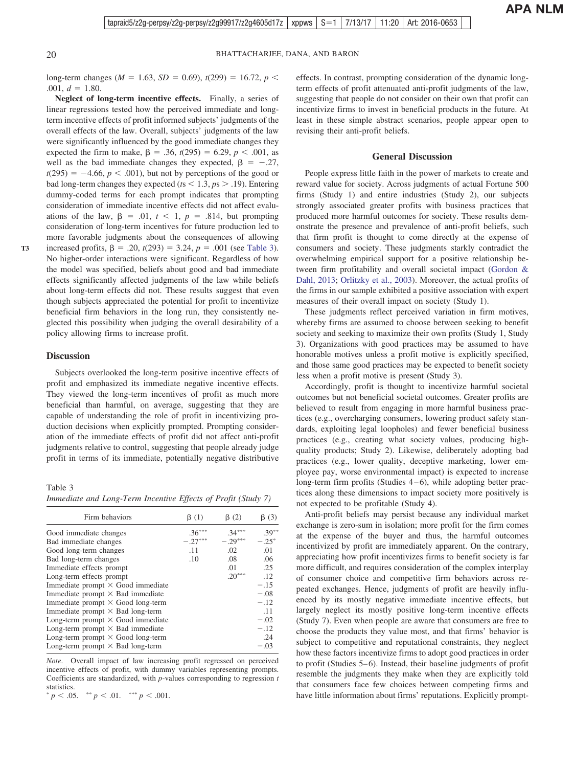long-term changes ($M$ = 1.63, $SD$ = 0.69), $t(299)$ = 16.72, $p$ < .001, $d$ = 1.80.

**Neglect of long-term incentive effects.** Finally, a series of linear regressions tested how the perceived immediate and long-term incentive effects of profit informed subjects' judgments of the overall effects of the law. Overall, subjects' judgments of the law were significantly influenced by the good immediate changes they expected the firm to make, $\beta$ = .36, $t(295)$ = 6.29, $p$ < .001, as well as the bad immediate changes they expected, $\beta$ = −.27, $t(295)$ = −4.66, $p$ < .001), but not by perceptions of the good or bad long-term changes they expected ($ts$ < 1.3, $ps$ > .19). Entering dummy-coded terms for each prompt indicates that prompting consideration of immediate incentive effects did not affect evaluations of the law, $\beta$ = .01, $t$ < 1, $p$ = .814, but prompting consideration of long-term incentives for future production led to more favorable judgments about the consequences of allowing increased profits, $\beta$ = .20, $t(293)$ = 3.24, $p$ = .001 (see Table 3). No higher-order interactions were significant. Regardless of how the model was specified, beliefs about good and bad immediate effects significantly affected judgments of the law while beliefs about long-term effects did not. These results suggest that even though subjects appreciated the potential for profit to incentivize beneficial firm behaviors in the long run, they consistently neglected this possibility when judging the overall desirability of a policy allowing firms to increase profit.

### Discussion

Subjects overlooked the long-term positive incentive effects of profit and emphasized its immediate negative incentive effects. They viewed the long-term incentives of profit as much more beneficial than harmful, on average, suggesting that they are capable of understanding the role of profit in incentivizing production decisions when explicitly prompted. Prompting consideration of the immediate effects of profit did not affect anti-profit judgments relative to control, suggesting that people already judge profit in terms of its immediate, potentially negative distributive effects. In contrast, prompting consideration of the dynamic long-term effects of profit attenuated anti-profit judgments of the law, suggesting that people do not consider on their own that profit can incentivize firms to invest in beneficial products in the future. At least in these simple abstract scenarios, people appear open to revising their anti-profit beliefs.

Table 3
*Immediate and Long-Term Incentive Effects of Profit (Study 7)*

| Firm behaviors | β (1) | β (2) | β (3) |
|---|---|---|---|
| Good immediate changes | .36*** | .34*** | .39** |
| Bad immediate changes | −.27*** | −.29*** | −.25* |
| Good long-term changes | .11 | .02 | .01 |
| Bad long-term changes | .10 | .08 | .06 |
| Immediate effects prompt | | .01 | .25 |
| Long-term effects prompt | | .20*** | .12 |
| Immediate prompt × Good immediate | | | −.15 |
| Immediate prompt × Bad immediate | | | −.08 |
| Immediate prompt × Good long-term | | | −.12 |
| Immediate prompt × Bad long-term | | | .11 |
| Long-term prompt × Good immediate | | | −.02 |
| Long-term prompt × Bad immediate | | | −.12 |
| Long-term prompt × Good long-term | | | .24 |
| Long-term prompt × Bad long-term | | | −.03 |

*Note*. Overall impact of law increasing profit regressed on perceived incentive effects of profit, with dummy variables representing prompts. Coefficients are standardized, with $p$-values corresponding to regression $t$ statistics.
* $p$ < .05. ** $p$ < .01. *** $p$ < .001.

## General Discussion

People express little faith in the power of markets to create and reward value for society. Across judgments of actual Fortune 500 firms (Study 1) and entire industries (Study 2), our subjects strongly associated greater profits with business practices that produced more harmful outcomes for society. These results demonstrate the presence and prevalence of anti-profit beliefs, such that firm profit is thought to come directly at the expense of consumers and society. These judgments starkly contradict the overwhelming empirical support for a positive relationship between firm profitability and overall societal impact (Gordon & Dahl, 2013; Orlitzky et al., 2003). Moreover, the actual profits of the firms in our sample exhibited a positive association with expert measures of their overall impact on society (Study 1).

These judgments reflect perceived variation in firm motives, whereby firms are assumed to choose between seeking to benefit society and seeking to maximize their own profits (Study 1, Study 3). Organizations with good practices may be assumed to have honorable motives unless a profit motive is explicitly specified, and those same good practices may be expected to benefit society less when a profit motive is present (Study 3).

Accordingly, profit is thought to incentivize harmful societal outcomes but not beneficial societal outcomes. Greater profits are believed to result from engaging in more harmful business practices (e.g., overcharging consumers, lowering product safety standards, exploiting legal loopholes) and fewer beneficial business practices (e.g., creating what society values, producing high-quality products; Study 2). Likewise, deliberately adopting bad practices (e.g., lower quality, deceptive marketing, lower employee pay, worse environmental impact) is expected to increase long-term firm profits (Studies 4–6), while adopting better practices along these dimensions to impact society more positively is not expected to be profitable (Study 4).

Anti-profit beliefs may persist because any individual market exchange is zero-sum in isolation; more profit for the firm comes at the expense of the buyer and thus, the harmful outcomes incentivized by profit are immediately apparent. On the contrary, appreciating how profit incentivizes firms to benefit society is far more difficult, and requires consideration of the complex interplay of consumer choice and competitive firm behaviors across repeated exchanges. Hence, judgments of profit are heavily influenced by its mostly negative immediate incentive effects, but largely neglect its mostly positive long-term incentive effects (Study 7). Even when people are aware that consumers are free to choose the products they value most, and that firms' behavior is subject to competitive and reputational constraints, they neglect how these factors incentivize firms to adopt good practices in order to profit (Studies 5–6). Instead, their baseline judgments of profit resemble the judgments they make when they are explicitly told that consumers face few choices between competing firms and have little information about firms' reputations. Explicitly prompt-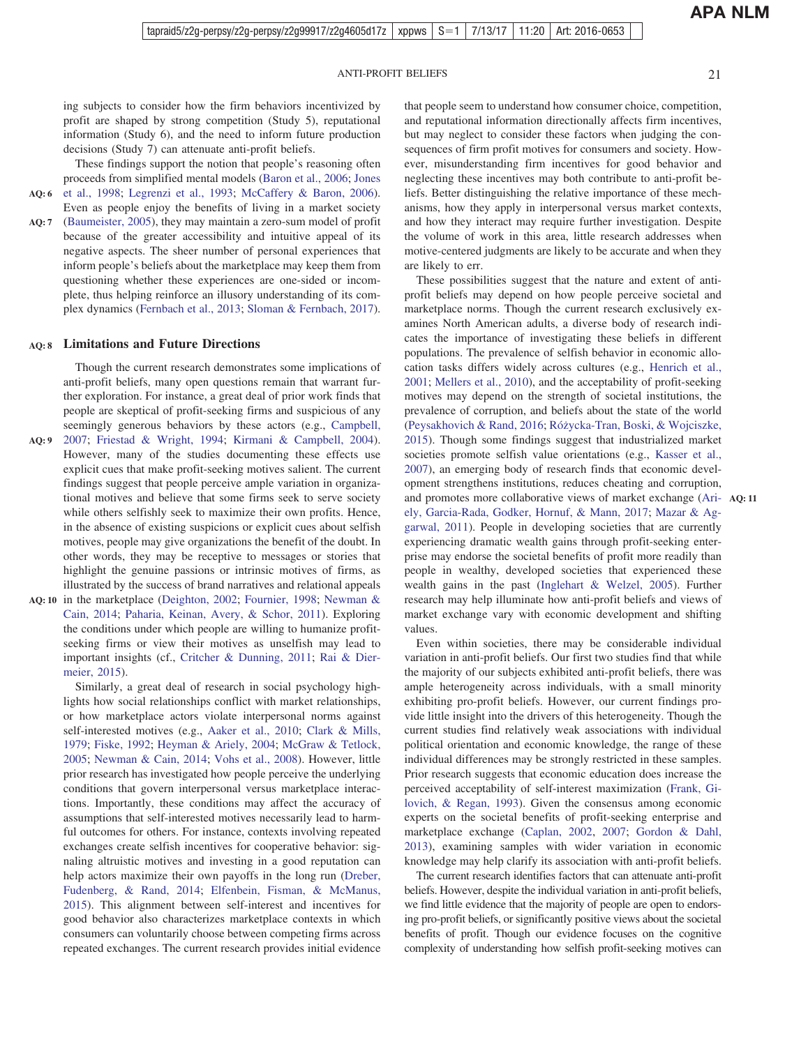ing subjects to consider how the firm behaviors incentivized by profit are shaped by strong competition (Study 5), reputational information (Study 6), and the need to inform future production decisions (Study 7) can attenuate anti-profit beliefs.

These findings support the notion that people's reasoning often proceeds from simplified mental models (Baron et al., 2006; Jones et al., 1998; Legrenzi et al., 1993; McCaffery & Baron, 2006). Even as people enjoy the benefits of living in a market society (Baumeister, 2005), they may maintain a zero-sum model of profit because of the greater accessibility and intuitive appeal of its negative aspects. The sheer number of personal experiences that inform people's beliefs about the marketplace may keep them from questioning whether these experiences are one-sided or incomplete, thus helping reinforce an illusory understanding of its complex dynamics (Fernbach et al., 2013; Sloman & Fernbach, 2017).

## Limitations and Future Directions

Though the current research demonstrates some implications of anti-profit beliefs, many open questions remain that warrant further exploration. For instance, a great deal of prior work finds that people are skeptical of profit-seeking firms and suspicious of any seemingly generous behaviors by these actors (e.g., Campbell, 2007; Friestad & Wright, 1994; Kirmani & Campbell, 2004). However, many of the studies documenting these effects use explicit cues that make profit-seeking motives salient. The current findings suggest that people perceive ample variation in organizational motives and believe that some firms seek to serve society while others selfishly seek to maximize their own profits. Hence, in the absence of existing suspicions or explicit cues about selfish motives, people may give organizations the benefit of the doubt. In other words, they may be receptive to messages or stories that highlight the genuine passions or intrinsic motives of firms, as illustrated by the success of brand narratives and relational appeals in the marketplace (Deighton, 2002; Fournier, 1998; Newman & Cain, 2014; Paharia, Keinan, Avery, & Schor, 2011). Exploring the conditions under which people are willing to humanize profit-seeking firms or view their motives as unselfish may lead to important insights (cf., Critcher & Dunning, 2011; Rai & Diermeier, 2015).

Similarly, a great deal of research in social psychology highlights how social relationships conflict with market relationships, or how marketplace actors violate interpersonal norms against self-interested motives (e.g., Aaker et al., 2010; Clark & Mills, 1979; Fiske, 1992; Heyman & Ariely, 2004; McGraw & Tetlock, 2005; Newman & Cain, 2014; Vohs et al., 2008). However, little prior research has investigated how people perceive the underlying conditions that govern interpersonal versus marketplace interactions. Importantly, these conditions may affect the accuracy of assumptions that self-interested motives necessarily lead to harmful outcomes for others. For instance, contexts involving repeated exchanges create selfish incentives for cooperative behavior: signaling altruistic motives and investing in a good reputation can help actors maximize their own payoffs in the long run (Dreber, Fudenberg, & Rand, 2014; Elfenbein, Fisman, & McManus, 2015). This alignment between self-interest and incentives for good behavior also characterizes marketplace contexts in which consumers can voluntarily choose between competing firms across repeated exchanges. The current research provides initial evidence that people seem to understand how consumer choice, competition, and reputational information directionally affects firm incentives, but may neglect to consider these factors when judging the consequences of firm profit motives for consumers and society. However, misunderstanding firm incentives for good behavior and neglecting these incentives may both contribute to anti-profit beliefs. Better distinguishing the relative importance of these mechanisms, how they apply in interpersonal versus market contexts, and how they interact may require further investigation. Despite the volume of work in this area, little research addresses when motive-centered judgments are likely to be accurate and when they are likely to err.

These possibilities suggest that the nature and extent of anti-profit beliefs may depend on how people perceive societal and marketplace norms. Though the current research exclusively examines North American adults, a diverse body of research indicates the importance of investigating these beliefs in different populations. The prevalence of selfish behavior in economic allocation tasks differs widely across cultures (e.g., Henrich et al., 2001; Mellers et al., 2010), and the acceptability of profit-seeking motives may depend on the strength of societal institutions, the prevalence of corruption, and beliefs about the state of the world (Peysakhovich & Rand, 2016; Różycka-Tran, Boski, & Wojciszke, 2015). Though some findings suggest that industrialized market societies promote selfish value orientations (e.g., Kasser et al., 2007), an emerging body of research finds that economic development strengthens institutions, reduces cheating and corruption, and promotes more collaborative views of market exchange (Ariely, Garcia-Rada, Godker, Hornuf, & Mann, 2017; Mazar & Agarwal, 2011). People in developing societies that are currently experiencing dramatic wealth gains through profit-seeking enterprise may endorse the societal benefits of profit more readily than people in wealthy, developed societies that experienced these wealth gains in the past (Inglehart & Welzel, 2005). Further research may help illuminate how anti-profit beliefs and views of market exchange vary with economic development and shifting values.

Even within societies, there may be considerable individual variation in anti-profit beliefs. Our first two studies find that while the majority of our subjects exhibited anti-profit beliefs, there was ample heterogeneity across individuals, with a small minority exhibiting pro-profit beliefs. However, our current findings provide little insight into the drivers of this heterogeneity. Though the current studies find relatively weak associations with individual political orientation and economic knowledge, the range of these individual differences may be strongly restricted in these samples. Prior research suggests that economic education does increase the perceived acceptability of self-interest maximization (Frank, Gilovich, & Regan, 1993). Given the consensus among economic experts on the societal benefits of profit-seeking enterprise and marketplace exchange (Caplan, 2002, 2007; Gordon & Dahl, 2013), examining samples with wider variation in economic knowledge may help clarify its association with anti-profit beliefs.

The current research identifies factors that can attenuate anti-profit beliefs. However, despite the individual variation in anti-profit beliefs, we find little evidence that the majority of people are open to endorsing pro-profit beliefs, or significantly positive views about the societal benefits of profit. Though our evidence focuses on the cognitive complexity of understanding how selfish profit-seeking motives can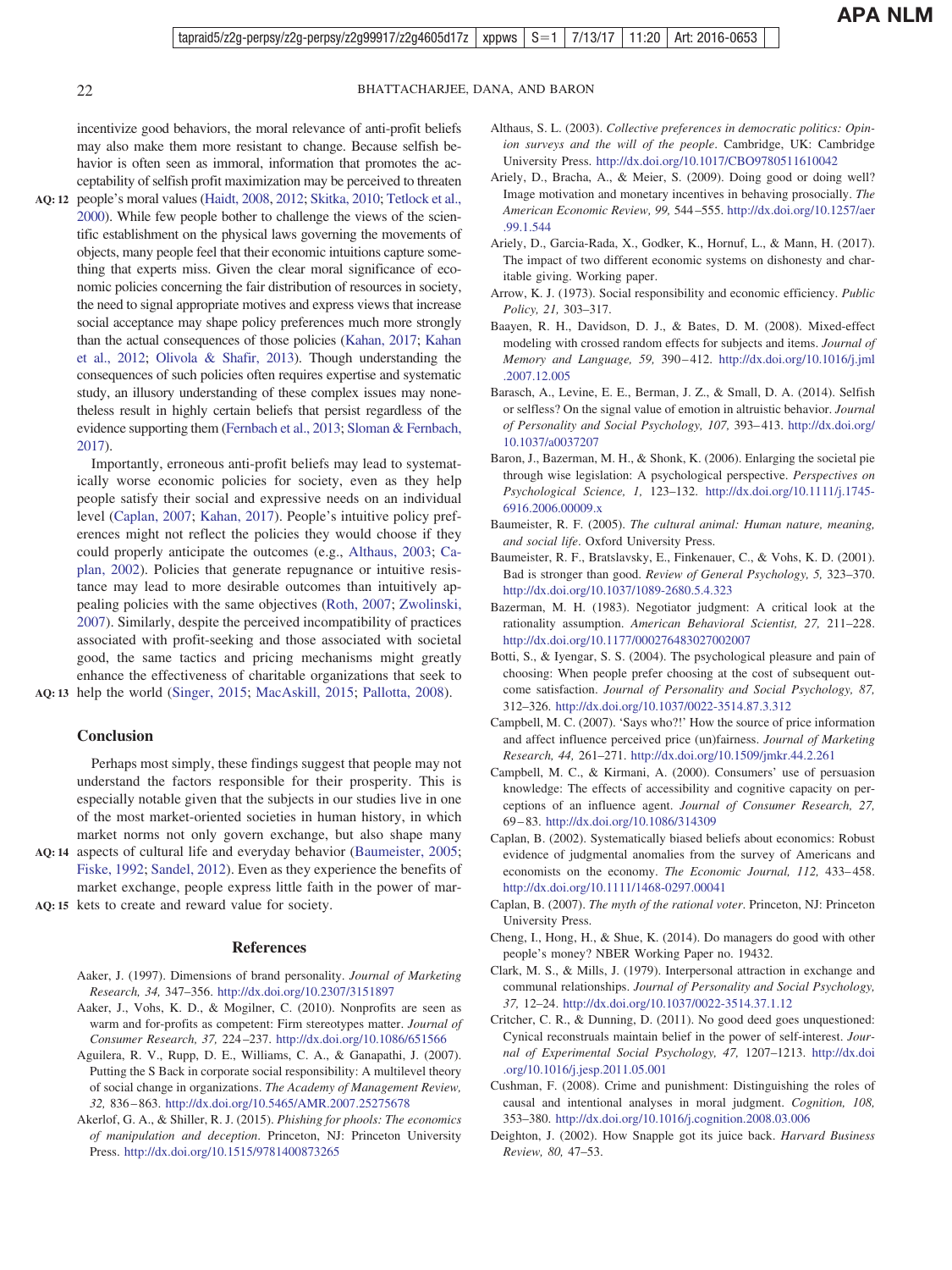incentivize good behaviors, the moral relevance of anti-profit beliefs may also make them more resistant to change. Because selfish behavior is often seen as immoral, information that promotes the acceptability of selfish profit maximization may be perceived to threaten people's moral values (Haidt, 2008, 2012; Skitka, 2010; Tetlock et al., 2000). While few people bother to challenge the views of the scientific establishment on the physical laws governing the movements of objects, many people feel that their economic intuitions capture something that experts miss. Given the clear moral significance of economic policies concerning the fair distribution of resources in society, the need to signal appropriate motives and express views that increase social acceptance may shape policy preferences much more strongly than the actual consequences of those policies (Kahan, 2017; Kahan et al., 2012; Olivola & Shafir, 2013). Though understanding the consequences of such policies often requires expertise and systematic study, an illusory understanding of these complex issues may nonetheless result in highly certain beliefs that persist regardless of the evidence supporting them (Fernbach et al., 2013; Sloman & Fernbach, 2017).

Importantly, erroneous anti-profit beliefs may lead to systematically worse economic policies for society, even as they help people satisfy their social and expressive needs on an individual level (Caplan, 2007; Kahan, 2017). People's intuitive policy preferences might not reflect the policies they would choose if they could properly anticipate the outcomes (e.g., Althaus, 2003; Caplan, 2002). Policies that generate repugnance or intuitive resistance may lead to more desirable outcomes than intuitively appealing policies with the same objectives (Roth, 2007; Zwolinski, 2007). Similarly, despite the perceived incompatibility of practices associated with profit-seeking and those associated with societal good, the same tactics and pricing mechanisms might greatly enhance the effectiveness of charitable organizations that seek to help the world (Singer, 2015; MacAskill, 2015; Pallotta, 2008).

## Conclusion

Perhaps most simply, these findings suggest that people may not understand the factors responsible for their prosperity. This is especially notable given that the subjects in our studies live in one of the most market-oriented societies in human history, in which market norms not only govern exchange, but also shape many aspects of cultural life and everyday behavior (Baumeister, 2005; Fiske, 1992; Sandel, 2012). Even as they experience the benefits of market exchange, people express little faith in the power of markets to create and reward value for society.

## References

Aaker, J. (1997). Dimensions of brand personality. *Journal of Marketing Research, 34,* 347–356. http://dx.doi.org/10.2307/3151897

Aaker, J., Vohs, K. D., & Mogilner, C. (2010). Nonprofits are seen as warm and for-profits as competent: Firm stereotypes matter. *Journal of Consumer Research, 37,* 224–237. http://dx.doi.org/10.1086/651566

Aguilera, R. V., Rupp, D. E., Williams, C. A., & Ganapathi, J. (2007). Putting the S Back in corporate social responsibility: A multilevel theory of social change in organizations. *The Academy of Management Review, 32,* 836–863. http://dx.doi.org/10.5465/AMR.2007.25275678

Akerlof, G. A., & Shiller, R. J. (2015). *Phishing for phools: The economics of manipulation and deception*. Princeton, NJ: Princeton University Press. http://dx.doi.org/10.1515/9781400873265

Althaus, S. L. (2003). *Collective preferences in democratic politics: Opinion surveys and the will of the people*. Cambridge, UK: Cambridge University Press. http://dx.doi.org/10.1017/CBO9780511610042

Ariely, D., Bracha, A., & Meier, S. (2009). Doing good or doing well? Image motivation and monetary incentives in behaving prosocially. *The American Economic Review, 99,* 544–555. http://dx.doi.org/10.1257/aer.99.1.544

Ariely, D., Garcia-Rada, X., Godker, K., Hornuf, L., & Mann, H. (2017). The impact of two different economic systems on dishonesty and charitable giving. Working paper.

Arrow, K. J. (1973). Social responsibility and economic efficiency. *Public Policy, 21,* 303–317.

Baayen, R. H., Davidson, D. J., & Bates, D. M. (2008). Mixed-effect modeling with crossed random effects for subjects and items. *Journal of Memory and Language, 59,* 390–412. http://dx.doi.org/10.1016/j.jml.2007.12.005

Barasch, A., Levine, E. E., Berman, J. Z., & Small, D. A. (2014). Selfish or selfless? On the signal value of emotion in altruistic behavior. *Journal of Personality and Social Psychology, 107,* 393–413. http://dx.doi.org/10.1037/a0037207

Baron, J., Bazerman, M. H., & Shonk, K. (2006). Enlarging the societal pie through wise legislation: A psychological perspective. *Perspectives on Psychological Science, 1,* 123–132. http://dx.doi.org/10.1111/j.1745-6916.2006.00009.x

Baumeister, R. F. (2005). *The cultural animal: Human nature, meaning, and social life*. Oxford University Press.

Baumeister, R. F., Bratslavsky, E., Finkenauer, C., & Vohs, K. D. (2001). Bad is stronger than good. *Review of General Psychology, 5,* 323–370. http://dx.doi.org/10.1037/1089-2680.5.4.323

Bazerman, M. H. (1983). Negotiator judgment: A critical look at the rationality assumption. *American Behavioral Scientist, 27,* 211–228. http://dx.doi.org/10.1177/000276483027002007

Botti, S., & Iyengar, S. S. (2004). The psychological pleasure and pain of choosing: When people prefer choosing at the cost of subsequent outcome satisfaction. *Journal of Personality and Social Psychology, 87,* 312–326. http://dx.doi.org/10.1037/0022-3514.87.3.312

Campbell, M. C. (2007). 'Says who?!' How the source of price information and affect influence perceived price (un)fairness. *Journal of Marketing Research, 44,* 261–271. http://dx.doi.org/10.1509/jmkr.44.2.261

Campbell, M. C., & Kirmani, A. (2000). Consumers' use of persuasion knowledge: The effects of accessibility and cognitive capacity on perceptions of an influence agent. *Journal of Consumer Research, 27,* 69–83. http://dx.doi.org/10.1086/314309

Caplan, B. (2002). Systematically biased beliefs about economics: Robust evidence of judgmental anomalies from the survey of Americans and economists on the economy. *The Economic Journal, 112,* 433–458. http://dx.doi.org/10.1111/1468-0297.00041

Caplan, B. (2007). *The myth of the rational voter*. Princeton, NJ: Princeton University Press.

Cheng, I., Hong, H., & Shue, K. (2014). Do managers do good with other people's money? NBER Working Paper no. 19432.

Clark, M. S., & Mills, J. (1979). Interpersonal attraction in exchange and communal relationships. *Journal of Personality and Social Psychology, 37,* 12–24. http://dx.doi.org/10.1037/0022-3514.37.1.12

Critcher, C. R., & Dunning, D. (2011). No good deed goes unquestioned: Cynical reconstruals maintain belief in the power of self-interest. *Journal of Experimental Social Psychology, 47,* 1207–1213. http://dx.doi.org/10.1016/j.jesp.2011.05.001

Cushman, F. (2008). Crime and punishment: Distinguishing the roles of causal and intentional analyses in moral judgment. *Cognition, 108,* 353–380. http://dx.doi.org/10.1016/j.cognition.2008.03.006

Deighton, J. (2002). How Snapple got its juice back. *Harvard Business Review, 80,* 47–53.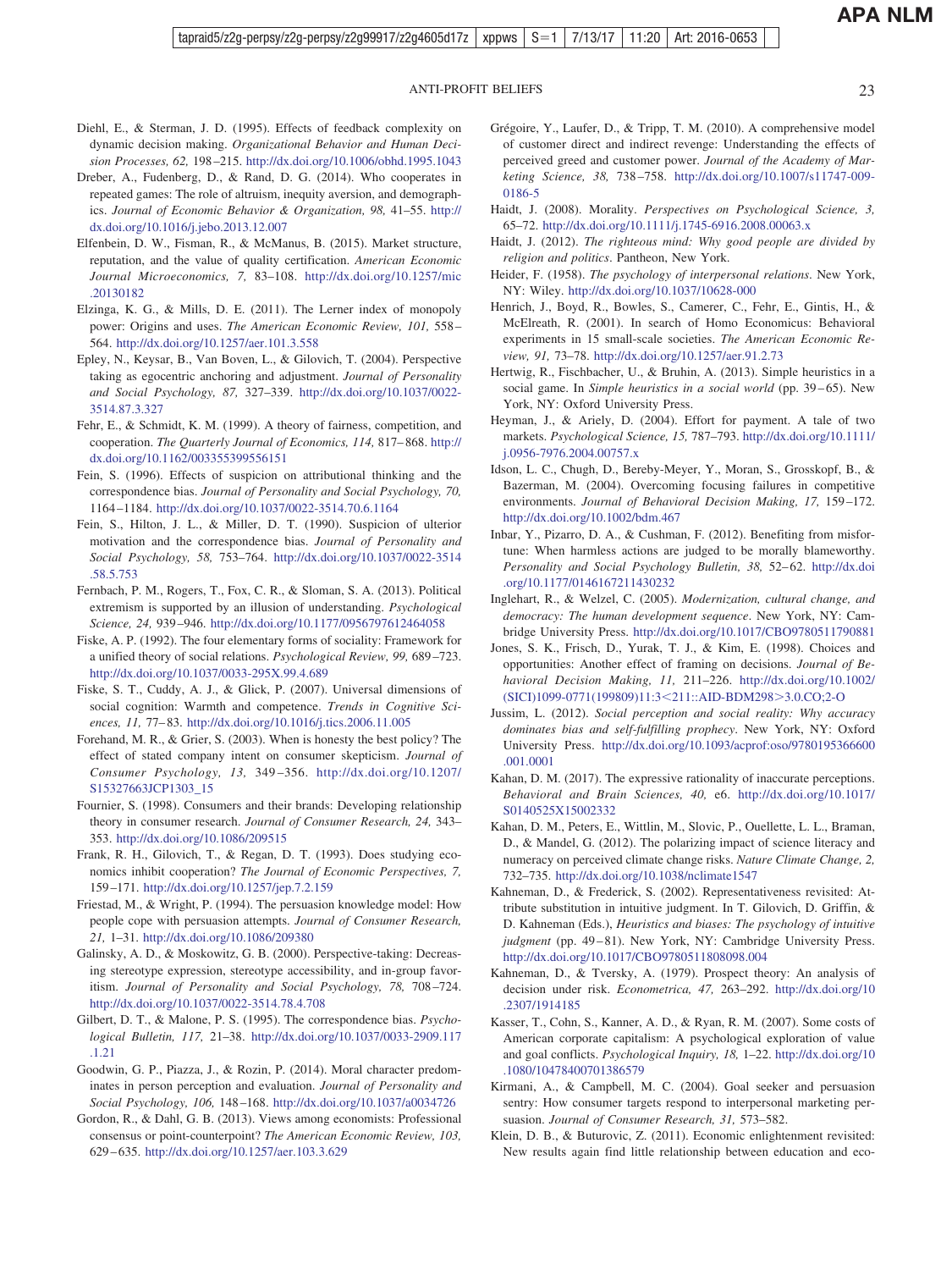Diehl, E., & Sterman, J. D. (1995). Effects of feedback complexity on dynamic decision making. *Organizational Behavior and Human Decision Processes, 62,* 198–215. http://dx.doi.org/10.1006/obhd.1995.1043

Dreber, A., Fudenberg, D., & Rand, D. G. (2014). Who cooperates in repeated games: The role of altruism, inequity aversion, and demographics. *Journal of Economic Behavior & Organization, 98,* 41–55. http://dx.doi.org/10.1016/j.jebo.2013.12.007

Elfenbein, D. W., Fisman, R., & McManus, B. (2015). Market structure, reputation, and the value of quality certification. *American Economic Journal Microeconomics, 7,* 83–108. http://dx.doi.org/10.1257/mic.20130182

Elzinga, K. G., & Mills, D. E. (2011). The Lerner index of monopoly power: Origins and uses. *The American Economic Review, 101,* 558–564. http://dx.doi.org/10.1257/aer.101.3.558

Epley, N., Keysar, B., Van Boven, L., & Gilovich, T. (2004). Perspective taking as egocentric anchoring and adjustment. *Journal of Personality and Social Psychology, 87,* 327–339. http://dx.doi.org/10.1037/0022-3514.87.3.327

Fehr, E., & Schmidt, K. M. (1999). A theory of fairness, competition, and cooperation. *The Quarterly Journal of Economics, 114,* 817–868. http://dx.doi.org/10.1162/003355399556151

Fein, S. (1996). Effects of suspicion on attributional thinking and the correspondence bias. *Journal of Personality and Social Psychology, 70,* 1164–1184. http://dx.doi.org/10.1037/0022-3514.70.6.1164

Fein, S., Hilton, J. L., & Miller, D. T. (1990). Suspicion of ulterior motivation and the correspondence bias. *Journal of Personality and Social Psychology, 58,* 753–764. http://dx.doi.org/10.1037/0022-3514.58.5.753

Fernbach, P. M., Rogers, T., Fox, C. R., & Sloman, S. A. (2013). Political extremism is supported by an illusion of understanding. *Psychological Science, 24,* 939–946. http://dx.doi.org/10.1177/0956797612464058

Fiske, A. P. (1992). The four elementary forms of sociality: Framework for a unified theory of social relations. *Psychological Review, 99,* 689–723. http://dx.doi.org/10.1037/0033-295X.99.4.689

Fiske, S. T., Cuddy, A. J., & Glick, P. (2007). Universal dimensions of social cognition: Warmth and competence. *Trends in Cognitive Sciences, 11,* 77–83. http://dx.doi.org/10.1016/j.tics.2006.11.005

Forehand, M. R., & Grier, S. (2003). When is honesty the best policy? The effect of stated company intent on consumer skepticism. *Journal of Consumer Psychology, 13,* 349–356. http://dx.doi.org/10.1207/S15327663JCP1303_15

Fournier, S. (1998). Consumers and their brands: Developing relationship theory in consumer research. *Journal of Consumer Research, 24,* 343–353. http://dx.doi.org/10.1086/209515

Frank, R. H., Gilovich, T., & Regan, D. T. (1993). Does studying economics inhibit cooperation? *The Journal of Economic Perspectives, 7,* 159–171. http://dx.doi.org/10.1257/jep.7.2.159

Friestad, M., & Wright, P. (1994). The persuasion knowledge model: How people cope with persuasion attempts. *Journal of Consumer Research, 21,* 1–31. http://dx.doi.org/10.1086/209380

Galinsky, A. D., & Moskowitz, G. B. (2000). Perspective-taking: Decreasing stereotype expression, stereotype accessibility, and in-group favoritism. *Journal of Personality and Social Psychology, 78,* 708–724. http://dx.doi.org/10.1037/0022-3514.78.4.708

Gilbert, D. T., & Malone, P. S. (1995). The correspondence bias. *Psychological Bulletin, 117,* 21–38. http://dx.doi.org/10.1037/0033-2909.117.1.21

Goodwin, G. P., Piazza, J., & Rozin, P. (2014). Moral character predominates in person perception and evaluation. *Journal of Personality and Social Psychology, 106,* 148–168. http://dx.doi.org/10.1037/a0034726

Gordon, R., & Dahl, G. B. (2013). Views among economists: Professional consensus or point-counterpoint? *The American Economic Review, 103,* 629–635. http://dx.doi.org/10.1257/aer.103.3.629

Grégoire, Y., Laufer, D., & Tripp, T. M. (2010). A comprehensive model of customer direct and indirect revenge: Understanding the effects of perceived greed and customer power. *Journal of the Academy of Marketing Science, 38,* 738–758. http://dx.doi.org/10.1007/s11747-009-0186-5

Haidt, J. (2008). Morality. *Perspectives on Psychological Science, 3,* 65–72. http://dx.doi.org/10.1111/j.1745-6916.2008.00063.x

Haidt, J. (2012). *The righteous mind: Why good people are divided by religion and politics*. Pantheon, New York.

Heider, F. (1958). *The psychology of interpersonal relations*. New York, NY: Wiley. http://dx.doi.org/10.1037/10628-000

Henrich, J., Boyd, R., Bowles, S., Camerer, C., Fehr, E., Gintis, H., & McElreath, R. (2001). In search of Homo Economicus: Behavioral experiments in 15 small-scale societies. *The American Economic Review, 91,* 73–78. http://dx.doi.org/10.1257/aer.91.2.73

Hertwig, R., Fischbacher, U., & Bruhin, A. (2013). Simple heuristics in a social game. In *Simple heuristics in a social world* (pp. 39–65). New York, NY: Oxford University Press.

Heyman, J., & Ariely, D. (2004). Effort for payment. A tale of two markets. *Psychological Science, 15,* 787–793. http://dx.doi.org/10.1111/j.0956-7976.2004.00757.x

Idson, L. C., Chugh, D., Bereby-Meyer, Y., Moran, S., Grosskopf, B., & Bazerman, M. (2004). Overcoming focusing failures in competitive environments. *Journal of Behavioral Decision Making, 17,* 159–172. http://dx.doi.org/10.1002/bdm.467

Inbar, Y., Pizarro, D. A., & Cushman, F. (2012). Benefiting from misfortune: When harmless actions are judged to be morally blameworthy. *Personality and Social Psychology Bulletin, 38,* 52–62. http://dx.doi.org/10.1177/0146167211430232

Inglehart, R., & Welzel, C. (2005). *Modernization, cultural change, and democracy: The human development sequence*. New York, NY: Cambridge University Press. http://dx.doi.org/10.1017/CBO9780511790881

Jones, S. K., Frisch, D., Yurak, T. J., & Kim, E. (1998). Choices and opportunities: Another effect of framing on decisions. *Journal of Behavioral Decision Making, 11,* 211–226. http://dx.doi.org/10.1002/(SICI)1099-0771(199809)11:3<211::AID-BDM298>3.0.CO;2-O

Jussim, L. (2012). *Social perception and social reality: Why accuracy dominates bias and self-fulfilling prophecy*. New York, NY: Oxford University Press. http://dx.doi.org/10.1093/acprof:oso/9780195366600.001.0001

Kahan, D. M. (2017). The expressive rationality of inaccurate perceptions. *Behavioral and Brain Sciences, 40,* e6. http://dx.doi.org/10.1017/S0140525X15002332

Kahan, D. M., Peters, E., Wittlin, M., Slovic, P., Ouellette, L. L., Braman, D., & Mandel, G. (2012). The polarizing impact of science literacy and numeracy on perceived climate change risks. *Nature Climate Change, 2,* 732–735. http://dx.doi.org/10.1038/nclimate1547

Kahneman, D., & Frederick, S. (2002). Representativeness revisited: Attribute substitution in intuitive judgment. In T. Gilovich, D. Griffin, & D. Kahneman (Eds.), *Heuristics and biases: The psychology of intuitive judgment* (pp. 49–81). New York, NY: Cambridge University Press. http://dx.doi.org/10.1017/CBO9780511808098.004

Kahneman, D., & Tversky, A. (1979). Prospect theory: An analysis of decision under risk. *Econometrica, 47,* 263–292. http://dx.doi.org/10.2307/1914185

Kasser, T., Cohn, S., Kanner, A. D., & Ryan, R. M. (2007). Some costs of American corporate capitalism: A psychological exploration of value and goal conflicts. *Psychological Inquiry, 18,* 1–22. http://dx.doi.org/10.1080/10478400701386579

Kirmani, A., & Campbell, M. C. (2004). Goal seeker and persuasion sentry: How consumer targets respond to interpersonal marketing persuasion. *Journal of Consumer Research, 31,* 573–582.

Klein, D. B., & Buturovic, Z. (2011). Economic enlightenment revisited: New results again find little relationship between education and eco-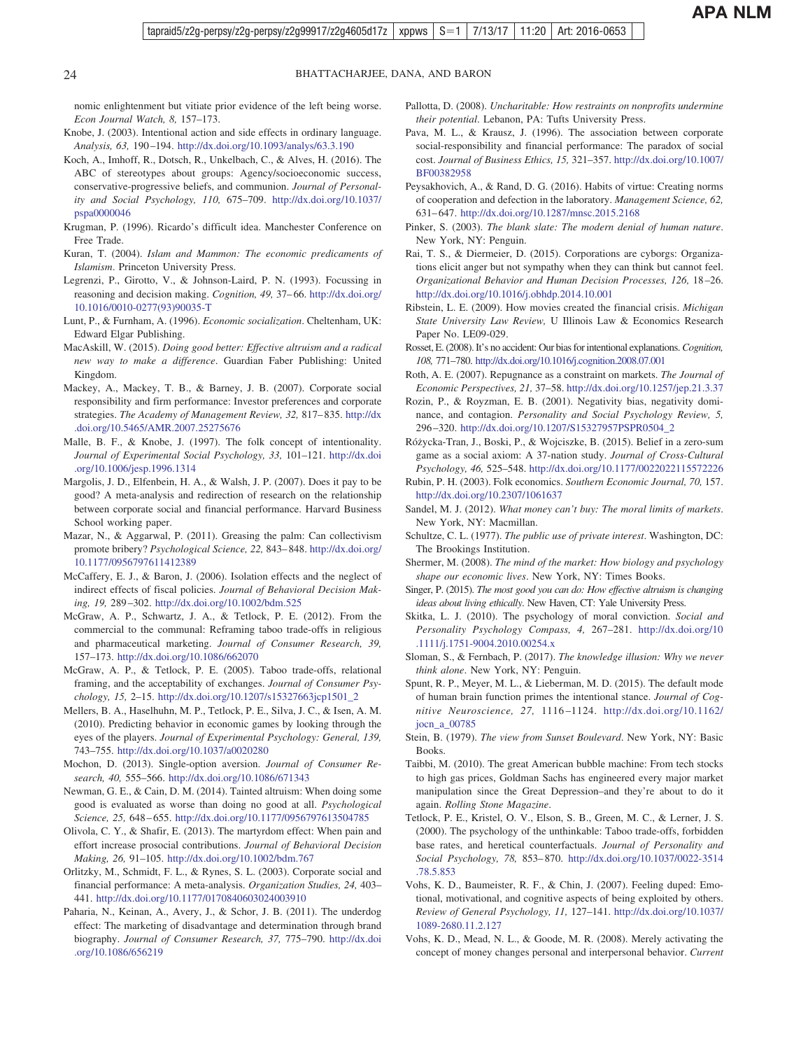nomic enlightenment but vitiate prior evidence of the left being worse. *Econ Journal Watch, 8,* 157–173.

Knobe, J. (2003). Intentional action and side effects in ordinary language. *Analysis, 63,* 190–194. http://dx.doi.org/10.1093/analys/63.3.190

Koch, A., Imhoff, R., Dotsch, R., Unkelbach, C., & Alves, H. (2016). The ABC of stereotypes about groups: Agency/socioeconomic success, conservative-progressive beliefs, and communion. *Journal of Personality and Social Psychology, 110,* 675–709. http://dx.doi.org/10.1037/pspa0000046

Krugman, P. (1996). Ricardo's difficult idea. Manchester Conference on Free Trade.

Kuran, T. (2004). *Islam and Mammon: The economic predicaments of Islamism*. Princeton University Press.

Legrenzi, P., Girotto, V., & Johnson-Laird, P. N. (1993). Focussing in reasoning and decision making. *Cognition, 49,* 37–66. http://dx.doi.org/10.1016/0010-0277(93)90035-T

Lunt, P., & Furnham, A. (1996). *Economic socialization*. Cheltenham, UK: Edward Elgar Publishing.

MacAskill, W. (2015). *Doing good better: Effective altruism and a radical new way to make a difference*. Guardian Faber Publishing: United Kingdom.

Mackey, A., Mackey, T. B., & Barney, J. B. (2007). Corporate social responsibility and firm performance: Investor preferences and corporate strategies. *The Academy of Management Review, 32,* 817–835. http://dx.doi.org/10.5465/AMR.2007.25275676

Malle, B. F., & Knobe, J. (1997). The folk concept of intentionality. *Journal of Experimental Social Psychology, 33,* 101–121. http://dx.doi.org/10.1006/jesp.1996.1314

Margolis, J. D., Elfenbein, H. A., & Walsh, J. P. (2007). Does it pay to be good? A meta-analysis and redirection of research on the relationship between corporate social and financial performance. Harvard Business School working paper.

Mazar, N., & Aggarwal, P. (2011). Greasing the palm: Can collectivism promote bribery? *Psychological Science, 22,* 843–848. http://dx.doi.org/10.1177/0956797611412389

McCaffery, E. J., & Baron, J. (2006). Isolation effects and the neglect of indirect effects of fiscal policies. *Journal of Behavioral Decision Making, 19,* 289–302. http://dx.doi.org/10.1002/bdm.525

McGraw, A. P., Schwartz, J. A., & Tetlock, P. E. (2012). From the commercial to the communal: Reframing taboo trade-offs in religious and pharmaceutical marketing. *Journal of Consumer Research, 39,* 157–173. http://dx.doi.org/10.1086/662070

McGraw, A. P., & Tetlock, P. E. (2005). Taboo trade-offs, relational framing, and the acceptability of exchanges. *Journal of Consumer Psychology, 15,* 2–15. http://dx.doi.org/10.1207/s15327663jcp1501_2

Mellers, B. A., Haselhuhn, M. P., Tetlock, P. E., Silva, J. C., & Isen, A. M. (2010). Predicting behavior in economic games by looking through the eyes of the players. *Journal of Experimental Psychology: General, 139,* 743–755. http://dx.doi.org/10.1037/a0020280

Mochon, D. (2013). Single-option aversion. *Journal of Consumer Research, 40,* 555–566. http://dx.doi.org/10.1086/671343

Newman, G. E., & Cain, D. M. (2014). Tainted altruism: When doing some good is evaluated as worse than doing no good at all. *Psychological Science, 25,* 648–655. http://dx.doi.org/10.1177/0956797613504785

Olivola, C. Y., & Shafir, E. (2013). The martyrdom effect: When pain and effort increase prosocial contributions. *Journal of Behavioral Decision Making, 26,* 91–105. http://dx.doi.org/10.1002/bdm.767

Orlitzky, M., Schmidt, F. L., & Rynes, S. L. (2003). Corporate social and financial performance: A meta-analysis. *Organization Studies, 24,* 403–441. http://dx.doi.org/10.1177/0170840603024003910

Paharia, N., Keinan, A., Avery, J., & Schor, J. B. (2011). The underdog effect: The marketing of disadvantage and determination through brand biography. *Journal of Consumer Research, 37,* 775–790. http://dx.doi.org/10.1086/656219

Pallotta, D. (2008). *Uncharitable: How restraints on nonprofits undermine their potential*. Lebanon, PA: Tufts University Press.

Pava, M. L., & Krausz, J. (1996). The association between corporate social-responsibility and financial performance: The paradox of social cost. *Journal of Business Ethics, 15,* 321–357. http://dx.doi.org/10.1007/BF00382958

Peysakhovich, A., & Rand, D. G. (2016). Habits of virtue: Creating norms of cooperation and defection in the laboratory. *Management Science, 62,* 631–647. http://dx.doi.org/10.1287/mnsc.2015.2168

Pinker, S. (2003). *The blank slate: The modern denial of human nature*. New York, NY: Penguin.

Rai, T. S., & Diermeier, D. (2015). Corporations are cyborgs: Organizations elicit anger but not sympathy when they can think but cannot feel. *Organizational Behavior and Human Decision Processes, 126,* 18–26. http://dx.doi.org/10.1016/j.obhdp.2014.10.001

Ribstein, L. E. (2009). How movies created the financial crisis. *Michigan State University Law Review,* U Illinois Law & Economics Research Paper No. LE09-029.

Rosset, E. (2008). It's no accident: Our bias for intentional explanations. *Cognition, 108,* 771–780. http://dx.doi.org/10.1016/j.cognition.2008.07.001

Roth, A. E. (2007). Repugnance as a constraint on markets. *The Journal of Economic Perspectives, 21,* 37–58. http://dx.doi.org/10.1257/jep.21.3.37

Rozin, P., & Royzman, E. B. (2001). Negativity bias, negativity dominance, and contagion. *Personality and Social Psychology Review, 5,* 296–320. http://dx.doi.org/10.1207/S15327957PSPR0504_2

Różycka-Tran, J., Boski, P., & Wojciszke, B. (2015). Belief in a zero-sum game as a social axiom: A 37-nation study. *Journal of Cross-Cultural Psychology, 46,* 525–548. http://dx.doi.org/10.1177/0022022115572226

Rubin, P. H. (2003). Folk economics. *Southern Economic Journal, 70,* 157. http://dx.doi.org/10.2307/1061637

Sandel, M. J. (2012). *What money can't buy: The moral limits of markets*. New York, NY: Macmillan.

Schultze, C. L. (1977). *The public use of private interest*. Washington, DC: The Brookings Institution.

Shermer, M. (2008). *The mind of the market: How biology and psychology shape our economic lives*. New York, NY: Times Books.

Singer, P. (2015). *The most good you can do: How effective altruism is changing ideas about living ethically*. New Haven, CT: Yale University Press.

Skitka, L. J. (2010). The psychology of moral conviction. *Social and Personality Psychology Compass, 4,* 267–281. http://dx.doi.org/10.1111/j.1751-9004.2010.00254.x

Sloman, S., & Fernbach, P. (2017). *The knowledge illusion: Why we never think alone*. New York, NY: Penguin.

Spunt, R. P., Meyer, M. L., & Lieberman, M. D. (2015). The default mode of human brain function primes the intentional stance. *Journal of Cognitive Neuroscience, 27,* 1116–1124. http://dx.doi.org/10.1162/jocn_a_00785

Stein, B. (1979). *The view from Sunset Boulevard*. New York, NY: Basic Books.

Taibbi, M. (2010). The great American bubble machine: From tech stocks to high gas prices, Goldman Sachs has engineered every major market manipulation since the Great Depression–and they're about to do it again. *Rolling Stone Magazine*.

Tetlock, P. E., Kristel, O. V., Elson, S. B., Green, M. C., & Lerner, J. S. (2000). The psychology of the unthinkable: Taboo trade-offs, forbidden base rates, and heretical counterfactuals. *Journal of Personality and Social Psychology, 78,* 853–870. http://dx.doi.org/10.1037/0022-3514.78.5.853

Vohs, K. D., Baumeister, R. F., & Chin, J. (2007). Feeling duped: Emotional, motivational, and cognitive aspects of being exploited by others. *Review of General Psychology, 11,* 127–141. http://dx.doi.org/10.1037/1089-2680.11.2.127

Vohs, K. D., Mead, N. L., & Goode, M. R. (2008). Merely activating the concept of money changes personal and interpersonal behavior. *Current*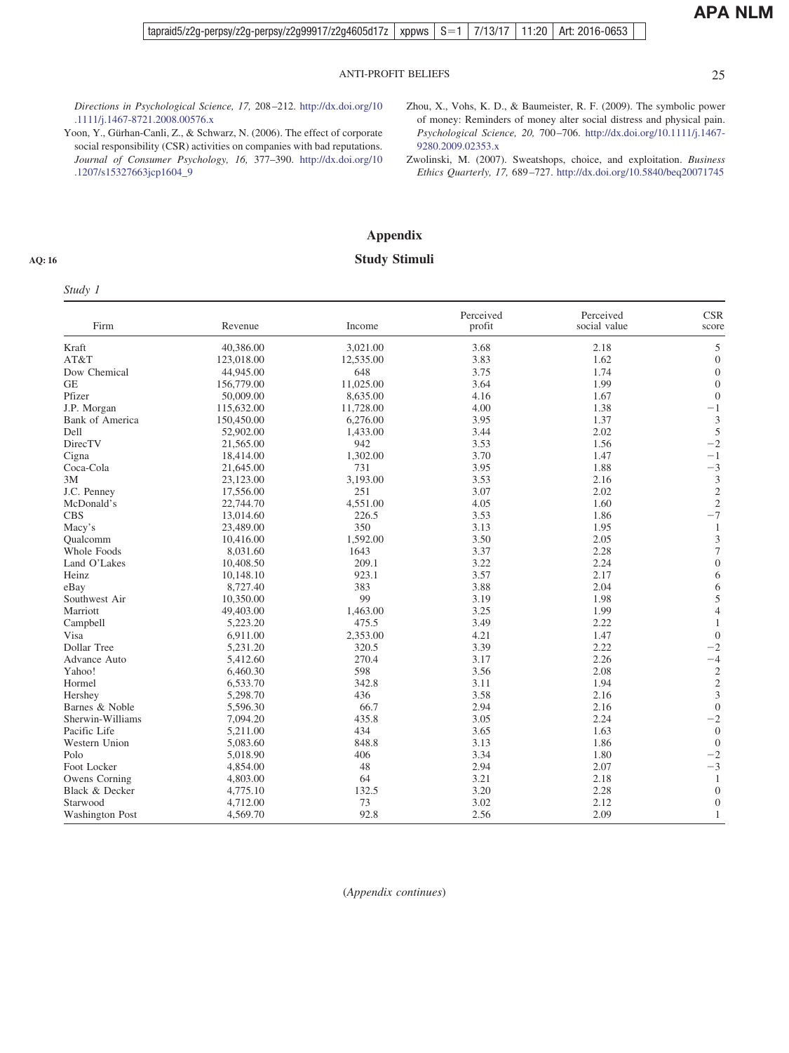Directions in Psychological Science, 17, 208–212. http://dx.doi.org/10.1111/j.1467-8721.2008.00576.x

Yoon, Y., Gürhan-Canli, Z., & Schwarz, N. (2006). The effect of corporate social responsibility (CSR) activities on companies with bad reputations. *Journal of Consumer Psychology, 16,* 377–390. http://dx.doi.org/10.1207/s15327663jcp1604_9

Zhou, X., Vohs, K. D., & Baumeister, R. F. (2009). The symbolic power of money: Reminders of money alter social distress and physical pain. *Psychological Science, 20,* 700–706. http://dx.doi.org/10.1111/j.1467-9280.2009.02353.x

Zwolinski, M. (2007). Sweatshops, choice, and exploitation. *Business Ethics Quarterly, 17,* 689–727. http://dx.doi.org/10.5840/beq20071745

# Appendix

## Study Stimuli

*Study 1*

| Firm | Revenue | Income | Perceived profit | Perceived social value | CSR score |
|---|---|---|---|---|---|
| Kraft | 40,386.00 | 3,021.00 | 3.68 | 2.18 | 5 |
| AT&T | 123,018.00 | 12,535.00 | 3.83 | 1.62 | 0 |
| Dow Chemical | 44,945.00 | 648 | 3.75 | 1.74 | 0 |
| GE | 156,779.00 | 11,025.00 | 3.64 | 1.99 | 0 |
| Pfizer | 50,009.00 | 8,635.00 | 4.16 | 1.67 | 0 |
| J.P. Morgan | 115,632.00 | 11,728.00 | 4.00 | 1.38 | −1 |
| Bank of America | 150,450.00 | 6,276.00 | 3.95 | 1.37 | 3 |
| Dell | 52,902.00 | 1,433.00 | 3.44 | 2.02 | 5 |
| DirecTV | 21,565.00 | 942 | 3.53 | 1.56 | −2 |
| Cigna | 18,414.00 | 1,302.00 | 3.70 | 1.47 | −1 |
| Coca-Cola | 21,645.00 | 731 | 3.95 | 1.88 | −3 |
| 3M | 23,123.00 | 3,193.00 | 3.53 | 2.16 | 3 |
| J.C. Penney | 17,556.00 | 251 | 3.07 | 2.02 | 2 |
| McDonald's | 22,744.70 | 4,551.00 | 4.05 | 1.60 | 2 |
| CBS | 13,014.60 | 226.5 | 3.53 | 1.86 | −7 |
| Macy's | 23,489.00 | 350 | 3.13 | 1.95 | 1 |
| Qualcomm | 10,416.00 | 1,592.00 | 3.50 | 2.05 | 3 |
| Whole Foods | 8,031.60 | 1643 | 3.37 | 2.28 | 7 |
| Land O'Lakes | 10,408.50 | 209.1 | 3.22 | 2.24 | 0 |
| Heinz | 10,148.10 | 923.1 | 3.57 | 2.17 | 6 |
| eBay | 8,727.40 | 383 | 3.88 | 2.04 | 6 |
| Southwest Air | 10,350.00 | 99 | 3.19 | 1.98 | 5 |
| Marriott | 49,403.00 | 1,463.00 | 3.25 | 1.99 | 4 |
| Campbell | 5,223.20 | 475.5 | 3.49 | 2.22 | 1 |
| Visa | 6,911.00 | 2,353.00 | 4.21 | 1.47 | 0 |
| Dollar Tree | 5,231.20 | 320.5 | 3.39 | 2.22 | −2 |
| Advance Auto | 5,412.60 | 270.4 | 3.17 | 2.26 | −4 |
| Yahoo! | 6,460.30 | 598 | 3.56 | 2.08 | 2 |
| Hormel | 6,533.70 | 342.8 | 3.11 | 1.94 | 2 |
| Hershey | 5,298.70 | 436 | 3.58 | 2.16 | 3 |
| Barnes & Noble | 5,596.30 | 66.7 | 2.94 | 2.16 | 0 |
| Sherwin-Williams | 7,094.20 | 435.8 | 3.05 | 2.24 | −2 |
| Pacific Life | 5,211.00 | 434 | 3.65 | 1.63 | 0 |
| Western Union | 5,083.60 | 848.8 | 3.13 | 1.86 | 0 |
| Polo | 5,018.90 | 406 | 3.34 | 1.80 | −2 |
| Foot Locker | 4,854.00 | 48 | 2.94 | 2.07 | −3 |
| Owens Corning | 4,803.00 | 64 | 3.21 | 2.18 | 1 |
| Black & Decker | 4,775.10 | 132.5 | 3.20 | 2.28 | 0 |
| Starwood | 4,712.00 | 73 | 3.02 | 2.12 | 0 |
| Washington Post | 4,569.70 | 92.8 | 2.56 | 2.09 | 1 |

(*Appendix continues*)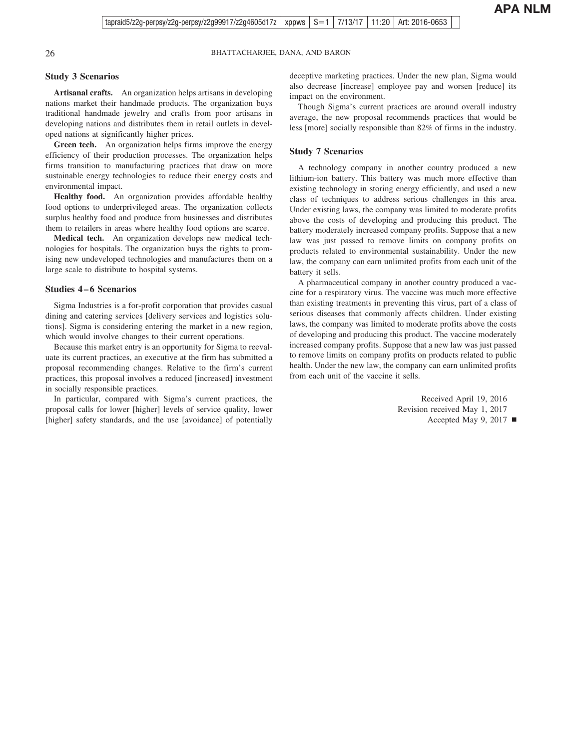### Study 3 Scenarios

**Artisanal crafts.** An organization helps artisans in developing nations market their handmade products. The organization buys traditional handmade jewelry and crafts from poor artisans in developing nations and distributes them in retail outlets in developed nations at significantly higher prices.

**Green tech.** An organization helps firms improve the energy efficiency of their production processes. The organization helps firms transition to manufacturing practices that draw on more sustainable energy technologies to reduce their energy costs and environmental impact.

**Healthy food.** An organization provides affordable healthy food options to underprivileged areas. The organization collects surplus healthy food and produce from businesses and distributes them to retailers in areas where healthy food options are scarce.

**Medical tech.** An organization develops new medical technologies for hospitals. The organization buys the rights to promising new undeveloped technologies and manufactures them on a large scale to distribute to hospital systems.

### Studies 4–6 Scenarios

Sigma Industries is a for-profit corporation that provides casual dining and catering services [delivery services and logistics solutions]. Sigma is considering entering the market in a new region, which would involve changes to their current operations.

Because this market entry is an opportunity for Sigma to reevaluate its current practices, an executive at the firm has submitted a proposal recommending changes. Relative to the firm's current practices, this proposal involves a reduced [increased] investment in socially responsible practices.

In particular, compared with Sigma's current practices, the proposal calls for lower [higher] levels of service quality, lower [higher] safety standards, and the use [avoidance] of potentially deceptive marketing practices. Under the new plan, Sigma would also decrease [increase] employee pay and worsen [reduce] its impact on the environment.

Though Sigma's current practices are around overall industry average, the new proposal recommends practices that would be less [more] socially responsible than 82% of firms in the industry.

### Study 7 Scenarios

A technology company in another country produced a new lithium-ion battery. This battery was much more effective than existing technology in storing energy efficiently, and used a new class of techniques to address serious challenges in this area. Under existing laws, the company was limited to moderate profits above the costs of developing and producing this product. The battery moderately increased company profits. Suppose that a new law was just passed to remove limits on company profits on products related to environmental sustainability. Under the new law, the company can earn unlimited profits from each unit of the battery it sells.

A pharmaceutical company in another country produced a vaccine for a respiratory virus. The vaccine was much more effective than existing treatments in preventing this virus, part of a class of serious diseases that commonly affects children. Under existing laws, the company was limited to moderate profits above the costs of developing and producing this product. The vaccine moderately increased company profits. Suppose that a new law was just passed to remove limits on company profits on products related to public health. Under the new law, the company can earn unlimited profits from each unit of the vaccine it sells.

Received April 19, 2016
Revision received May 1, 2017
Accepted May 9, 2017 ■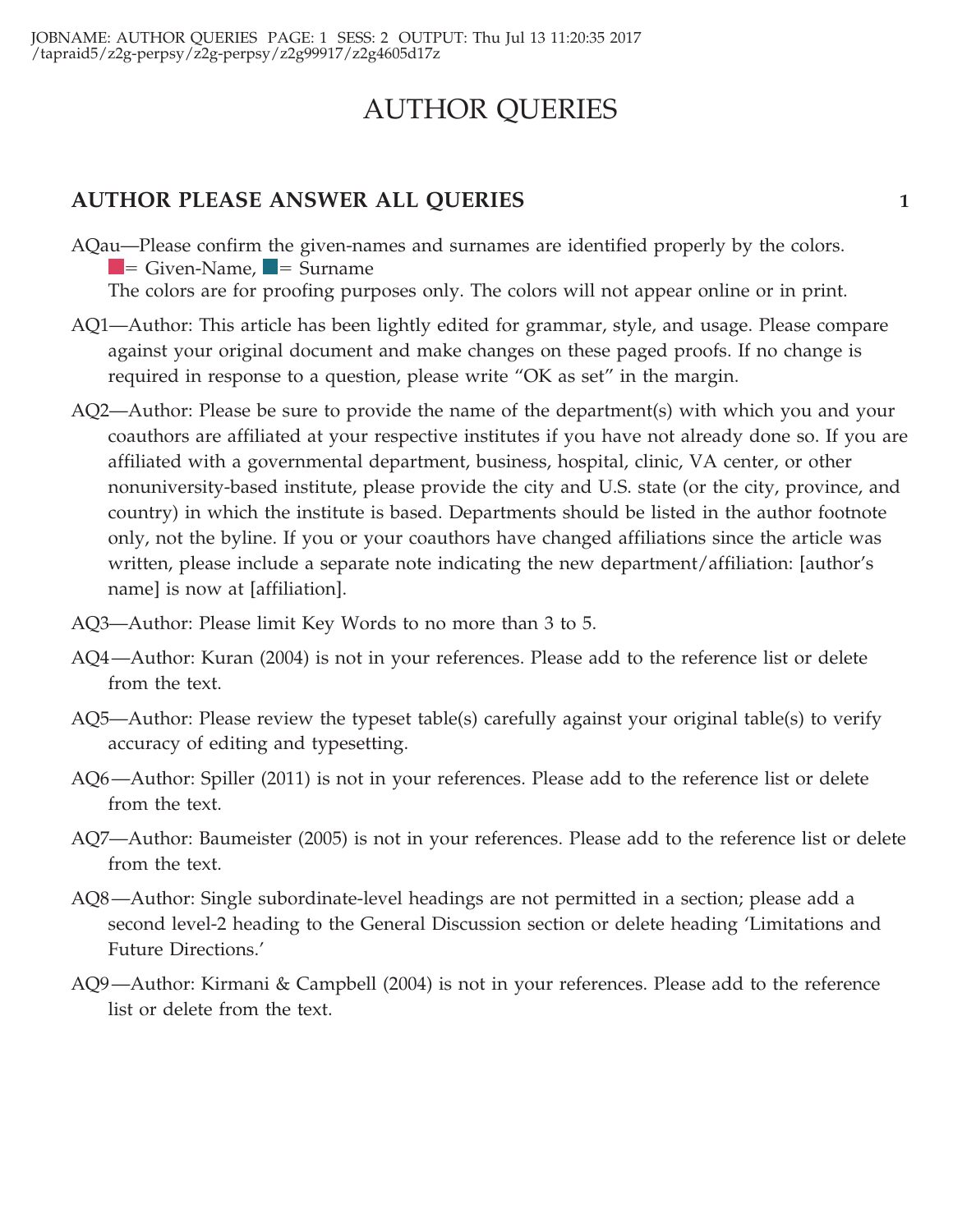# AUTHOR QUERIES

## AUTHOR PLEASE ANSWER ALL QUERIES

AQau—Please confirm the given-names and surnames are identified properly by the colors.
■= Given-Name, ■= Surname
The colors are for proofing purposes only. The colors will not appear online or in print.

AQ1—Author: This article has been lightly edited for grammar, style, and usage. Please compare against your original document and make changes on these paged proofs. If no change is required in response to a question, please write "OK as set" in the margin.

AQ2—Author: Please be sure to provide the name of the department(s) with which you and your coauthors are affiliated at your respective institutes if you have not already done so. If you are affiliated with a governmental department, business, hospital, clinic, VA center, or other nonuniversity-based institute, please provide the city and U.S. state (or the city, province, and country) in which the institute is based. Departments should be listed in the author footnote only, not the byline. If you or your coauthors have changed affiliations since the article was written, please include a separate note indicating the new department/affiliation: [author's name] is now at [affiliation].

AQ3—Author: Please limit Key Words to no more than 3 to 5.

AQ4—Author: Kuran (2004) is not in your references. Please add to the reference list or delete from the text.

AQ5—Author: Please review the typeset table(s) carefully against your original table(s) to verify accuracy of editing and typesetting.

AQ6—Author: Spiller (2011) is not in your references. Please add to the reference list or delete from the text.

AQ7—Author: Baumeister (2005) is not in your references. Please add to the reference list or delete from the text.

AQ8—Author: Single subordinate-level headings are not permitted in a section; please add a second level-2 heading to the General Discussion section or delete heading 'Limitations and Future Directions.'

AQ9—Author: Kirmani & Campbell (2004) is not in your references. Please add to the reference list or delete from the text.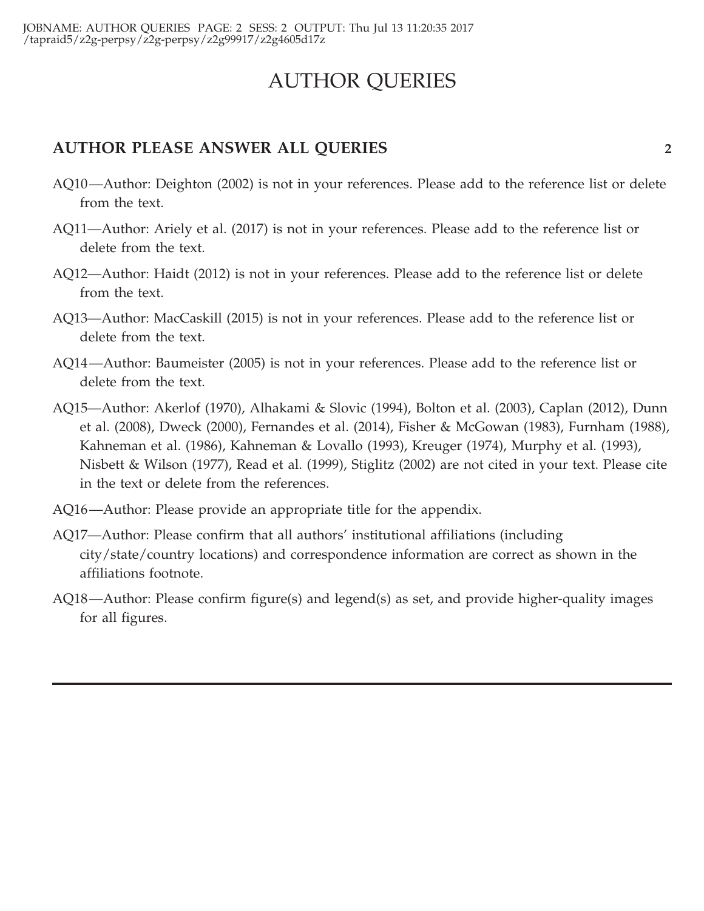# AUTHOR QUERIES

## AUTHOR PLEASE ANSWER ALL QUERIES

AQ10—Author: Deighton (2002) is not in your references. Please add to the reference list or delete from the text.

AQ11—Author: Ariely et al. (2017) is not in your references. Please add to the reference list or delete from the text.

AQ12—Author: Haidt (2012) is not in your references. Please add to the reference list or delete from the text.

AQ13—Author: MacCaskill (2015) is not in your references. Please add to the reference list or delete from the text.

AQ14—Author: Baumeister (2005) is not in your references. Please add to the reference list or delete from the text.

AQ15—Author: Akerlof (1970), Alhakami & Slovic (1994), Bolton et al. (2003), Caplan (2012), Dunn et al. (2008), Dweck (2000), Fernandes et al. (2014), Fisher & McGowan (1983), Furnham (1988), Kahneman et al. (1986), Kahneman & Lovallo (1993), Kreuger (1974), Murphy et al. (1993), Nisbett & Wilson (1977), Read et al. (1999), Stiglitz (2002) are not cited in your text. Please cite in the text or delete from the references.

AQ16—Author: Please provide an appropriate title for the appendix.

AQ17—Author: Please confirm that all authors' institutional affiliations (including city/state/country locations) and correspondence information are correct as shown in the affiliations footnote.

AQ18—Author: Please confirm figure(s) and legend(s) as set, and provide higher-quality images for all figures.